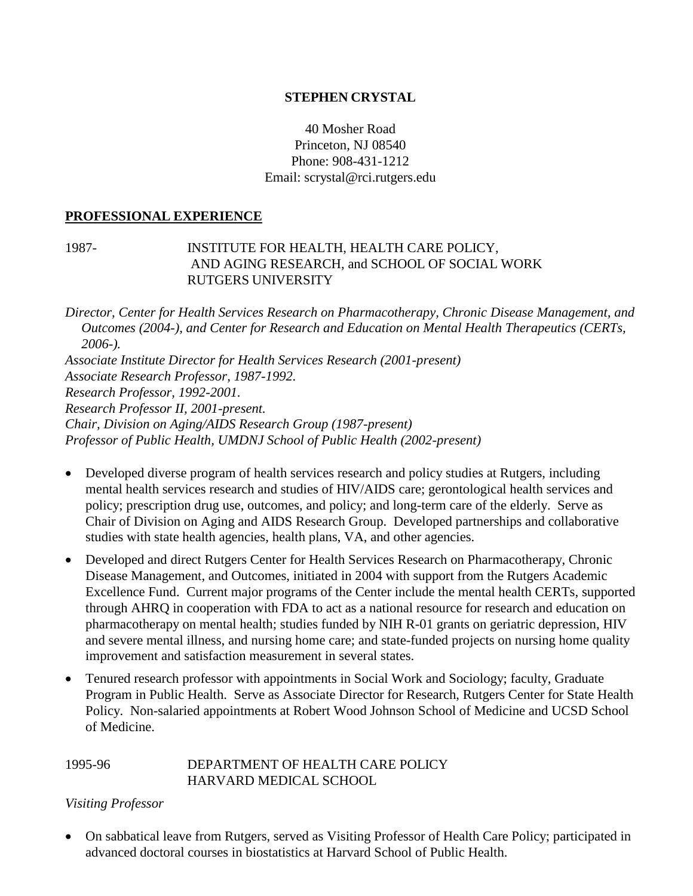**STEPHEN CRYSTAL**

40 Mosher Road
Princeton, NJ 08540
Phone: 908-431-1212
Email: scrystal@rci.rutgers.edu

## PROFESSIONAL EXPERIENCE

1987- INSTITUTE FOR HEALTH, HEALTH CARE POLICY, AND AGING RESEARCH, and SCHOOL OF SOCIAL WORK
RUTGERS UNIVERSITY

*Director, Center for Health Services Research on Pharmacotherapy, Chronic Disease Management, and Outcomes (2004-), and Center for Research and Education on Mental Health Therapeutics (CERTs, 2006-).*
*Associate Institute Director for Health Services Research (2001-present)*
*Associate Research Professor, 1987-1992.*
*Research Professor, 1992-2001.*
*Research Professor II, 2001-present.*
*Chair, Division on Aging/AIDS Research Group (1987-present)*
*Professor of Public Health, UMDNJ School of Public Health (2002-present)*

- Developed diverse program of health services research and policy studies at Rutgers, including mental health services research and studies of HIV/AIDS care; gerontological health services and policy; prescription drug use, outcomes, and policy; and long-term care of the elderly. Serve as Chair of Division on Aging and AIDS Research Group. Developed partnerships and collaborative studies with state health agencies, health plans, VA, and other agencies.
- Developed and direct Rutgers Center for Health Services Research on Pharmacotherapy, Chronic Disease Management, and Outcomes, initiated in 2004 with support from the Rutgers Academic Excellence Fund. Current major programs of the Center include the mental health CERTs, supported through AHRQ in cooperation with FDA to act as a national resource for research and education on pharmacotherapy on mental health; studies funded by NIH R-01 grants on geriatric depression, HIV and severe mental illness, and nursing home care; and state-funded projects on nursing home quality improvement and satisfaction measurement in several states.
- Tenured research professor with appointments in Social Work and Sociology; faculty, Graduate Program in Public Health. Serve as Associate Director for Research, Rutgers Center for State Health Policy. Non-salaried appointments at Robert Wood Johnson School of Medicine and UCSD School of Medicine.

1995-96 DEPARTMENT OF HEALTH CARE POLICY
HARVARD MEDICAL SCHOOL

*Visiting Professor*

- On sabbatical leave from Rutgers, served as Visiting Professor of Health Care Policy; participated in advanced doctoral courses in biostatistics at Harvard School of Public Health.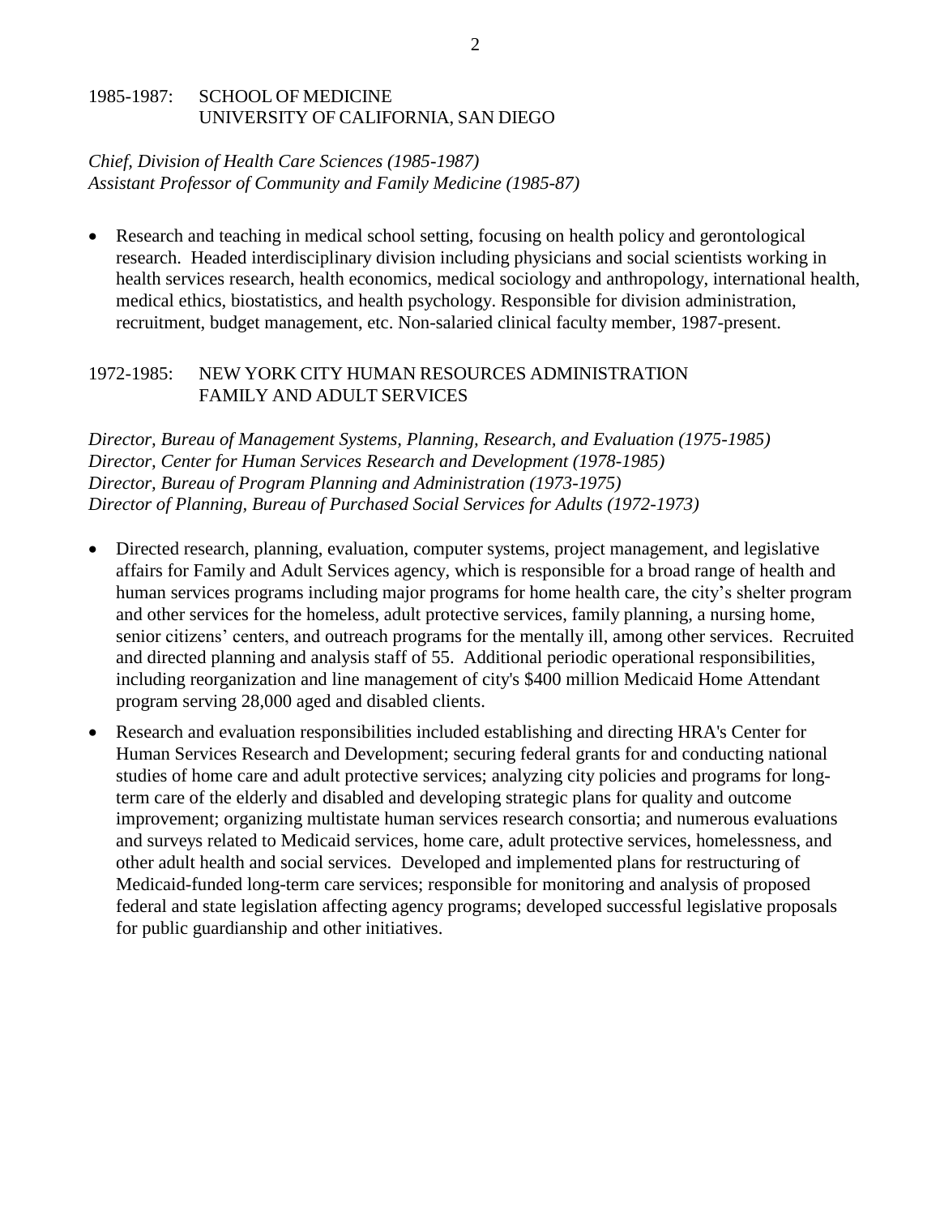1985-1987: SCHOOL OF MEDICINE
UNIVERSITY OF CALIFORNIA, SAN DIEGO

*Chief, Division of Health Care Sciences (1985-1987)*
*Assistant Professor of Community and Family Medicine (1985-87)*

- Research and teaching in medical school setting, focusing on health policy and gerontological research. Headed interdisciplinary division including physicians and social scientists working in health services research, health economics, medical sociology and anthropology, international health, medical ethics, biostatistics, and health psychology. Responsible for division administration, recruitment, budget management, etc. Non-salaried clinical faculty member, 1987-present.

1972-1985: NEW YORK CITY HUMAN RESOURCES ADMINISTRATION
FAMILY AND ADULT SERVICES

*Director, Bureau of Management Systems, Planning, Research, and Evaluation (1975-1985)*
*Director, Center for Human Services Research and Development (1978-1985)*
*Director, Bureau of Program Planning and Administration (1973-1975)*
*Director of Planning, Bureau of Purchased Social Services for Adults (1972-1973)*

- Directed research, planning, evaluation, computer systems, project management, and legislative affairs for Family and Adult Services agency, which is responsible for a broad range of health and human services programs including major programs for home health care, the city's shelter program and other services for the homeless, adult protective services, family planning, a nursing home, senior citizens' centers, and outreach programs for the mentally ill, among other services. Recruited and directed planning and analysis staff of 55. Additional periodic operational responsibilities, including reorganization and line management of city's $400 million Medicaid Home Attendant program serving 28,000 aged and disabled clients.
- Research and evaluation responsibilities included establishing and directing HRA's Center for Human Services Research and Development; securing federal grants for and conducting national studies of home care and adult protective services; analyzing city policies and programs for long-term care of the elderly and disabled and developing strategic plans for quality and outcome improvement; organizing multistate human services research consortia; and numerous evaluations and surveys related to Medicaid services, home care, adult protective services, homelessness, and other adult health and social services. Developed and implemented plans for restructuring of Medicaid-funded long-term care services; responsible for monitoring and analysis of proposed federal and state legislation affecting agency programs; developed successful legislative proposals for public guardianship and other initiatives.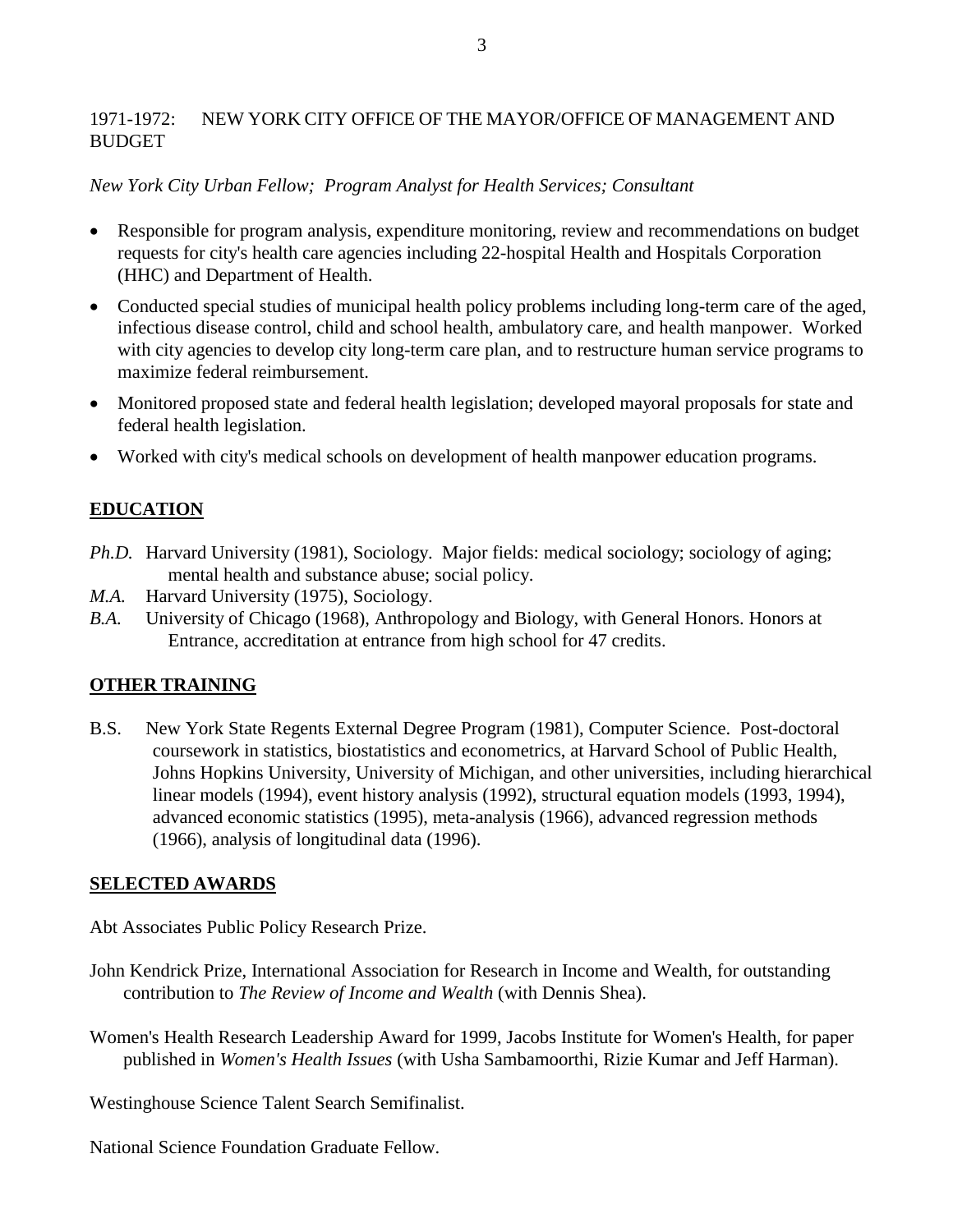1971-1972: NEW YORK CITY OFFICE OF THE MAYOR/OFFICE OF MANAGEMENT AND BUDGET

*New York City Urban Fellow; Program Analyst for Health Services; Consultant*

- Responsible for program analysis, expenditure monitoring, review and recommendations on budget requests for city's health care agencies including 22-hospital Health and Hospitals Corporation (HHC) and Department of Health.
- Conducted special studies of municipal health policy problems including long-term care of the aged, infectious disease control, child and school health, ambulatory care, and health manpower. Worked with city agencies to develop city long-term care plan, and to restructure human service programs to maximize federal reimbursement.
- Monitored proposed state and federal health legislation; developed mayoral proposals for state and federal health legislation.
- Worked with city's medical schools on development of health manpower education programs.

## EDUCATION

*Ph.D.* Harvard University (1981), Sociology. Major fields: medical sociology; sociology of aging; mental health and substance abuse; social policy.
*M.A.* Harvard University (1975), Sociology.
*B.A.* University of Chicago (1968), Anthropology and Biology, with General Honors. Honors at Entrance, accreditation at entrance from high school for 47 credits.

## OTHER TRAINING

B.S. New York State Regents External Degree Program (1981), Computer Science. Post-doctoral coursework in statistics, biostatistics and econometrics, at Harvard School of Public Health, Johns Hopkins University, University of Michigan, and other universities, including hierarchical linear models (1994), event history analysis (1992), structural equation models (1993, 1994), advanced economic statistics (1995), meta-analysis (1966), advanced regression methods (1966), analysis of longitudinal data (1996).

## SELECTED AWARDS

Abt Associates Public Policy Research Prize.

John Kendrick Prize, International Association for Research in Income and Wealth, for outstanding contribution to *The Review of Income and Wealth* (with Dennis Shea).

Women's Health Research Leadership Award for 1999, Jacobs Institute for Women's Health, for paper published in *Women's Health Issues* (with Usha Sambamoorthi, Rizie Kumar and Jeff Harman).

Westinghouse Science Talent Search Semifinalist.

National Science Foundation Graduate Fellow.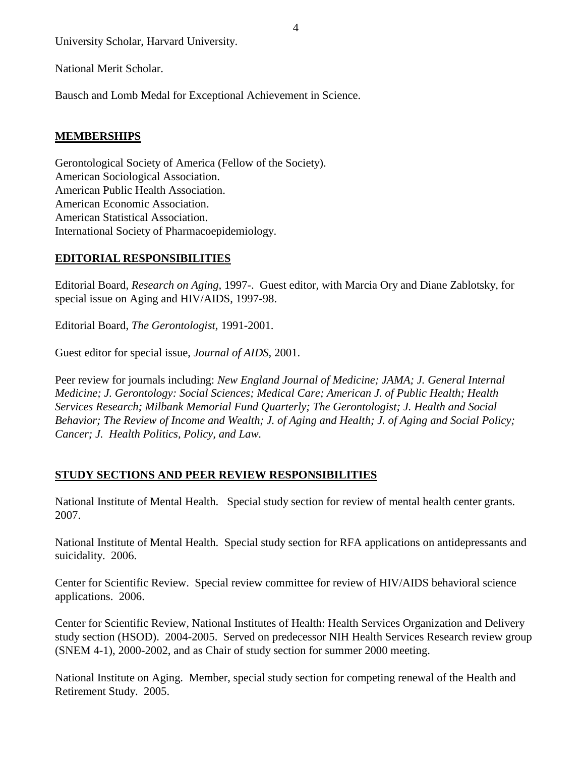University Scholar, Harvard University.

National Merit Scholar.

Bausch and Lomb Medal for Exceptional Achievement in Science.

## MEMBERSHIPS

Gerontological Society of America (Fellow of the Society).
American Sociological Association.
American Public Health Association.
American Economic Association.
American Statistical Association.
International Society of Pharmacoepidemiology.

## EDITORIAL RESPONSIBILITIES

Editorial Board, *Research on Aging*, 1997-. Guest editor, with Marcia Ory and Diane Zablotsky, for special issue on Aging and HIV/AIDS, 1997-98.

Editorial Board, *The Gerontologist*, 1991-2001.

Guest editor for special issue, *Journal of AIDS*, 2001.

Peer review for journals including: *New England Journal of Medicine; JAMA; J. General Internal Medicine; J. Gerontology: Social Sciences; Medical Care; American J. of Public Health; Health Services Research; Milbank Memorial Fund Quarterly; The Gerontologist; J. Health and Social Behavior; The Review of Income and Wealth; J. of Aging and Health; J. of Aging and Social Policy; Cancer; J. Health Politics, Policy, and Law.*

## STUDY SECTIONS AND PEER REVIEW RESPONSIBILITIES

National Institute of Mental Health. Special study section for review of mental health center grants. 2007.

National Institute of Mental Health. Special study section for RFA applications on antidepressants and suicidality. 2006.

Center for Scientific Review. Special review committee for review of HIV/AIDS behavioral science applications. 2006.

Center for Scientific Review, National Institutes of Health: Health Services Organization and Delivery study section (HSOD). 2004-2005. Served on predecessor NIH Health Services Research review group (SNEM 4-1), 2000-2002, and as Chair of study section for summer 2000 meeting.

National Institute on Aging. Member, special study section for competing renewal of the Health and Retirement Study. 2005.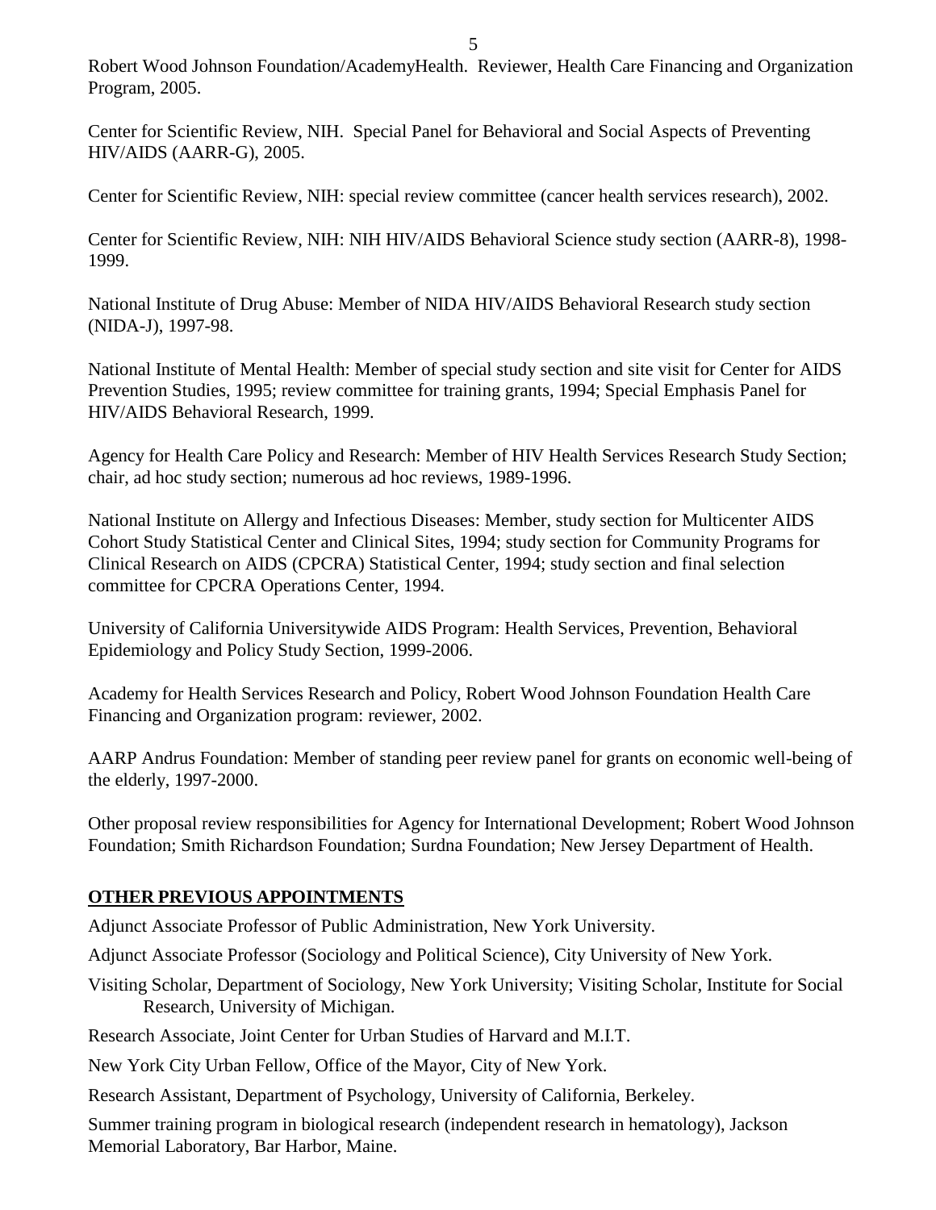Robert Wood Johnson Foundation/AcademyHealth. Reviewer, Health Care Financing and Organization Program, 2005.

Center for Scientific Review, NIH. Special Panel for Behavioral and Social Aspects of Preventing HIV/AIDS (AARR-G), 2005.

Center for Scientific Review, NIH: special review committee (cancer health services research), 2002.

Center for Scientific Review, NIH: NIH HIV/AIDS Behavioral Science study section (AARR-8), 1998-1999.

National Institute of Drug Abuse: Member of NIDA HIV/AIDS Behavioral Research study section (NIDA-J), 1997-98.

National Institute of Mental Health: Member of special study section and site visit for Center for AIDS Prevention Studies, 1995; review committee for training grants, 1994; Special Emphasis Panel for HIV/AIDS Behavioral Research, 1999.

Agency for Health Care Policy and Research: Member of HIV Health Services Research Study Section; chair, ad hoc study section; numerous ad hoc reviews, 1989-1996.

National Institute on Allergy and Infectious Diseases: Member, study section for Multicenter AIDS Cohort Study Statistical Center and Clinical Sites, 1994; study section for Community Programs for Clinical Research on AIDS (CPCRA) Statistical Center, 1994; study section and final selection committee for CPCRA Operations Center, 1994.

University of California Universitywide AIDS Program: Health Services, Prevention, Behavioral Epidemiology and Policy Study Section, 1999-2006.

Academy for Health Services Research and Policy, Robert Wood Johnson Foundation Health Care Financing and Organization program: reviewer, 2002.

AARP Andrus Foundation: Member of standing peer review panel for grants on economic well-being of the elderly, 1997-2000.

Other proposal review responsibilities for Agency for International Development; Robert Wood Johnson Foundation; Smith Richardson Foundation; Surdna Foundation; New Jersey Department of Health.

## OTHER PREVIOUS APPOINTMENTS

Adjunct Associate Professor of Public Administration, New York University.

Adjunct Associate Professor (Sociology and Political Science), City University of New York.

Visiting Scholar, Department of Sociology, New York University; Visiting Scholar, Institute for Social Research, University of Michigan.

Research Associate, Joint Center for Urban Studies of Harvard and M.I.T.

New York City Urban Fellow, Office of the Mayor, City of New York.

Research Assistant, Department of Psychology, University of California, Berkeley.

Summer training program in biological research (independent research in hematology), Jackson Memorial Laboratory, Bar Harbor, Maine.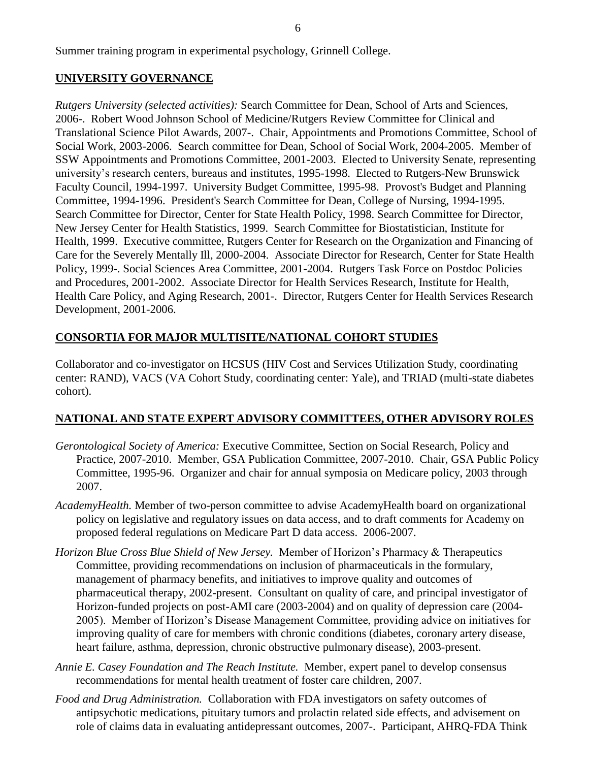Summer training program in experimental psychology, Grinnell College.

## UNIVERSITY GOVERNANCE

*Rutgers University (selected activities):* Search Committee for Dean, School of Arts and Sciences, 2006-. Robert Wood Johnson School of Medicine/Rutgers Review Committee for Clinical and Translational Science Pilot Awards, 2007-. Chair, Appointments and Promotions Committee, School of Social Work, 2003-2006. Search committee for Dean, School of Social Work, 2004-2005. Member of SSW Appointments and Promotions Committee, 2001-2003. Elected to University Senate, representing university's research centers, bureaus and institutes, 1995-1998. Elected to Rutgers-New Brunswick Faculty Council, 1994-1997. University Budget Committee, 1995-98. Provost's Budget and Planning Committee, 1994-1996. President's Search Committee for Dean, College of Nursing, 1994-1995. Search Committee for Director, Center for State Health Policy, 1998. Search Committee for Director, New Jersey Center for Health Statistics, 1999. Search Committee for Biostatistician, Institute for Health, 1999. Executive committee, Rutgers Center for Research on the Organization and Financing of Care for the Severely Mentally Ill, 2000-2004. Associate Director for Research, Center for State Health Policy, 1999-. Social Sciences Area Committee, 2001-2004. Rutgers Task Force on Postdoc Policies and Procedures, 2001-2002. Associate Director for Health Services Research, Institute for Health, Health Care Policy, and Aging Research, 2001-. Director, Rutgers Center for Health Services Research Development, 2001-2006.

## CONSORTIA FOR MAJOR MULTISITE/NATIONAL COHORT STUDIES

Collaborator and co-investigator on HCSUS (HIV Cost and Services Utilization Study, coordinating center: RAND), VACS (VA Cohort Study, coordinating center: Yale), and TRIAD (multi-state diabetes cohort).

## NATIONAL AND STATE EXPERT ADVISORY COMMITTEES, OTHER ADVISORY ROLES

*Gerontological Society of America:* Executive Committee, Section on Social Research, Policy and Practice, 2007-2010. Member, GSA Publication Committee, 2007-2010. Chair, GSA Public Policy Committee, 1995-96. Organizer and chair for annual symposia on Medicare policy, 2003 through 2007.

*AcademyHealth.* Member of two-person committee to advise AcademyHealth board on organizational policy on legislative and regulatory issues on data access, and to draft comments for Academy on proposed federal regulations on Medicare Part D data access. 2006-2007.

*Horizon Blue Cross Blue Shield of New Jersey.* Member of Horizon's Pharmacy & Therapeutics Committee, providing recommendations on inclusion of pharmaceuticals in the formulary, management of pharmacy benefits, and initiatives to improve quality and outcomes of pharmaceutical therapy, 2002-present. Consultant on quality of care, and principal investigator of Horizon-funded projects on post-AMI care (2003-2004) and on quality of depression care (2004-2005). Member of Horizon's Disease Management Committee, providing advice on initiatives for improving quality of care for members with chronic conditions (diabetes, coronary artery disease, heart failure, asthma, depression, chronic obstructive pulmonary disease), 2003-present.

*Annie E. Casey Foundation and The Reach Institute.* Member, expert panel to develop consensus recommendations for mental health treatment of foster care children, 2007.

*Food and Drug Administration.* Collaboration with FDA investigators on safety outcomes of antipsychotic medications, pituitary tumors and prolactin related side effects, and advisement on role of claims data in evaluating antidepressant outcomes, 2007-. Participant, AHRQ-FDA Think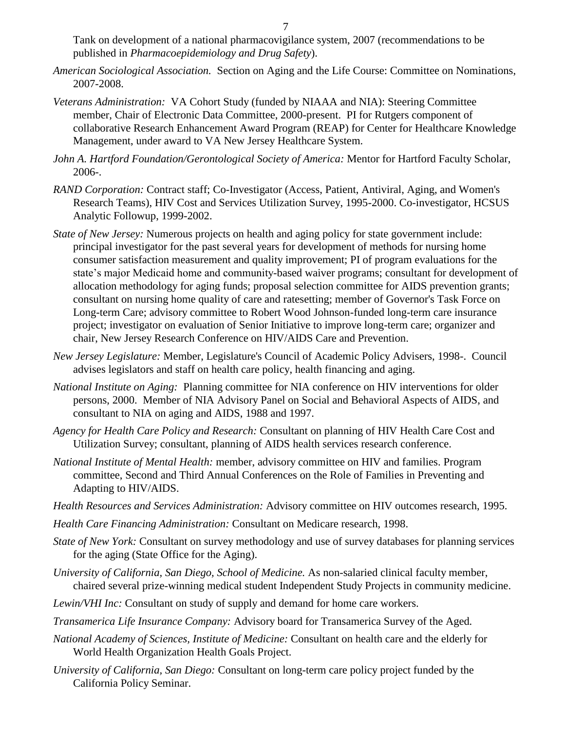Tank on development of a national pharmacovigilance system, 2007 (recommendations to be published in *Pharmacoepidemiology and Drug Safety*).

*American Sociological Association.* Section on Aging and the Life Course: Committee on Nominations, 2007-2008.

*Veterans Administration:* VA Cohort Study (funded by NIAAA and NIA): Steering Committee member, Chair of Electronic Data Committee, 2000-present. PI for Rutgers component of collaborative Research Enhancement Award Program (REAP) for Center for Healthcare Knowledge Management, under award to VA New Jersey Healthcare System.

*John A. Hartford Foundation/Gerontological Society of America:* Mentor for Hartford Faculty Scholar, 2006-.

*RAND Corporation:* Contract staff; Co-Investigator (Access, Patient, Antiviral, Aging, and Women's Research Teams), HIV Cost and Services Utilization Survey, 1995-2000. Co-investigator, HCSUS Analytic Followup, 1999-2002.

*State of New Jersey:* Numerous projects on health and aging policy for state government include: principal investigator for the past several years for development of methods for nursing home consumer satisfaction measurement and quality improvement; PI of program evaluations for the state's major Medicaid home and community-based waiver programs; consultant for development of allocation methodology for aging funds; proposal selection committee for AIDS prevention grants; consultant on nursing home quality of care and ratesetting; member of Governor's Task Force on Long-term Care; advisory committee to Robert Wood Johnson-funded long-term care insurance project; investigator on evaluation of Senior Initiative to improve long-term care; organizer and chair, New Jersey Research Conference on HIV/AIDS Care and Prevention.

*New Jersey Legislature:* Member, Legislature's Council of Academic Policy Advisers, 1998-. Council advises legislators and staff on health care policy, health financing and aging.

*National Institute on Aging:* Planning committee for NIA conference on HIV interventions for older persons, 2000. Member of NIA Advisory Panel on Social and Behavioral Aspects of AIDS, and consultant to NIA on aging and AIDS, 1988 and 1997.

*Agency for Health Care Policy and Research:* Consultant on planning of HIV Health Care Cost and Utilization Survey; consultant, planning of AIDS health services research conference.

*National Institute of Mental Health:* member, advisory committee on HIV and families. Program committee, Second and Third Annual Conferences on the Role of Families in Preventing and Adapting to HIV/AIDS.

*Health Resources and Services Administration:* Advisory committee on HIV outcomes research, 1995.

*Health Care Financing Administration:* Consultant on Medicare research, 1998.

*State of New York:* Consultant on survey methodology and use of survey databases for planning services for the aging (State Office for the Aging).

*University of California, San Diego, School of Medicine.* As non-salaried clinical faculty member, chaired several prize-winning medical student Independent Study Projects in community medicine.

*Lewin/VHI Inc:* Consultant on study of supply and demand for home care workers.

*Transamerica Life Insurance Company:* Advisory board for Transamerica Survey of the Aged.

*National Academy of Sciences, Institute of Medicine:* Consultant on health care and the elderly for World Health Organization Health Goals Project.

*University of California, San Diego:* Consultant on long-term care policy project funded by the California Policy Seminar.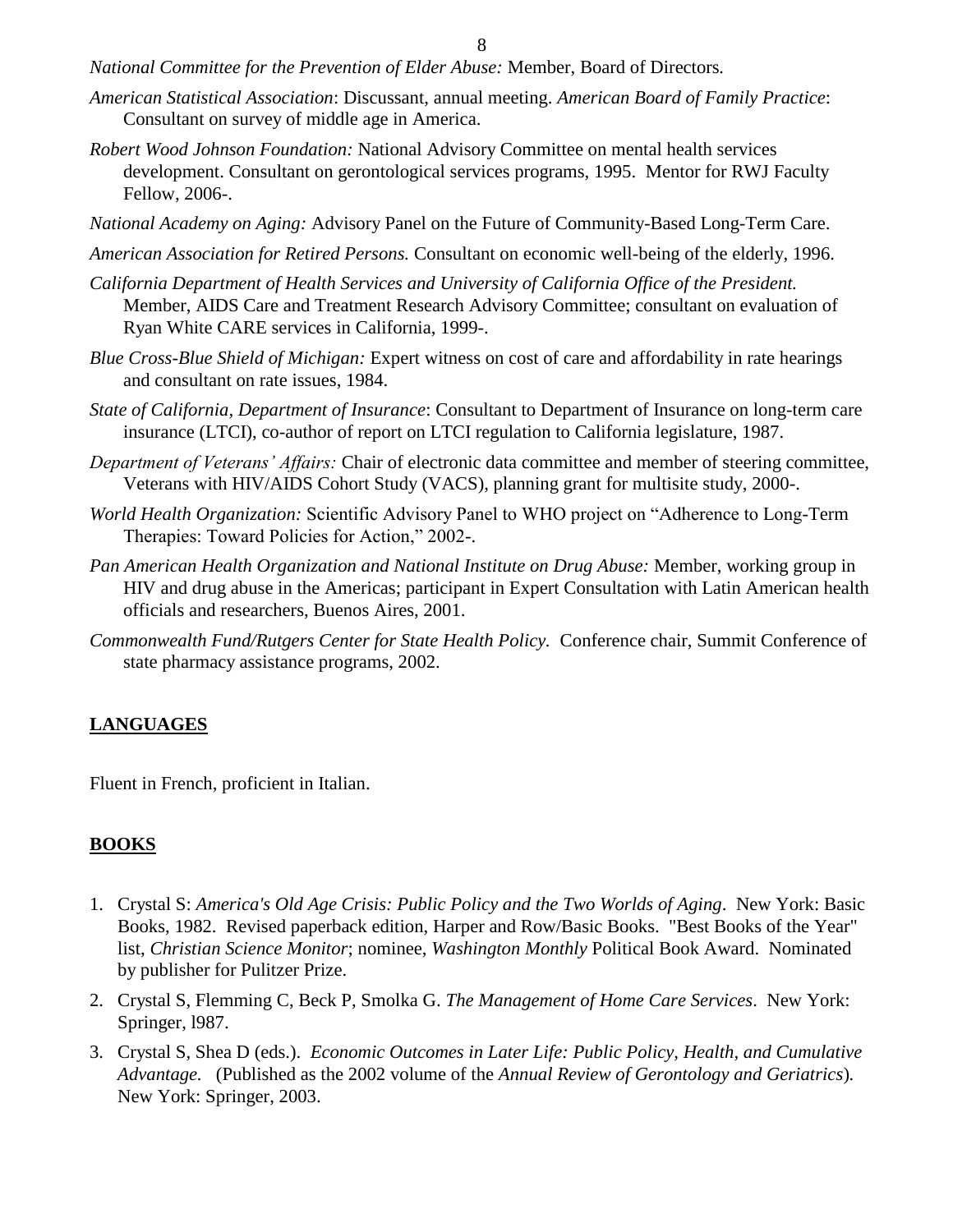*National Committee for the Prevention of Elder Abuse:* Member, Board of Directors.

*American Statistical Association*: Discussant, annual meeting. *American Board of Family Practice*: Consultant on survey of middle age in America.

*Robert Wood Johnson Foundation:* National Advisory Committee on mental health services development. Consultant on gerontological services programs, 1995. Mentor for RWJ Faculty Fellow, 2006-.

*National Academy on Aging:* Advisory Panel on the Future of Community-Based Long-Term Care.

*American Association for Retired Persons.* Consultant on economic well-being of the elderly, 1996.

*California Department of Health Services and University of California Office of the President.* Member, AIDS Care and Treatment Research Advisory Committee; consultant on evaluation of Ryan White CARE services in California, 1999-.

*Blue Cross-Blue Shield of Michigan:* Expert witness on cost of care and affordability in rate hearings and consultant on rate issues, 1984.

*State of California, Department of Insurance*: Consultant to Department of Insurance on long-term care insurance (LTCI), co-author of report on LTCI regulation to California legislature, 1987.

*Department of Veterans' Affairs:* Chair of electronic data committee and member of steering committee, Veterans with HIV/AIDS Cohort Study (VACS), planning grant for multisite study, 2000-.

*World Health Organization:* Scientific Advisory Panel to WHO project on "Adherence to Long-Term Therapies: Toward Policies for Action," 2002-.

*Pan American Health Organization and National Institute on Drug Abuse:* Member, working group in HIV and drug abuse in the Americas; participant in Expert Consultation with Latin American health officials and researchers, Buenos Aires, 2001.

*Commonwealth Fund/Rutgers Center for State Health Policy.* Conference chair, Summit Conference of state pharmacy assistance programs, 2002.

## LANGUAGES

Fluent in French, proficient in Italian.

## BOOKS

1. Crystal S: *America's Old Age Crisis: Public Policy and the Two Worlds of Aging*. New York: Basic Books, 1982. Revised paperback edition, Harper and Row/Basic Books. "Best Books of the Year" list, *Christian Science Monitor*; nominee, *Washington Monthly* Political Book Award. Nominated by publisher for Pulitzer Prize.
2. Crystal S, Flemming C, Beck P, Smolka G. *The Management of Home Care Services*. New York: Springer, l987.
3. Crystal S, Shea D (eds.). *Economic Outcomes in Later Life: Public Policy, Health, and Cumulative Advantage.* (Published as the 2002 volume of the *Annual Review of Gerontology and Geriatrics*). New York: Springer, 2003.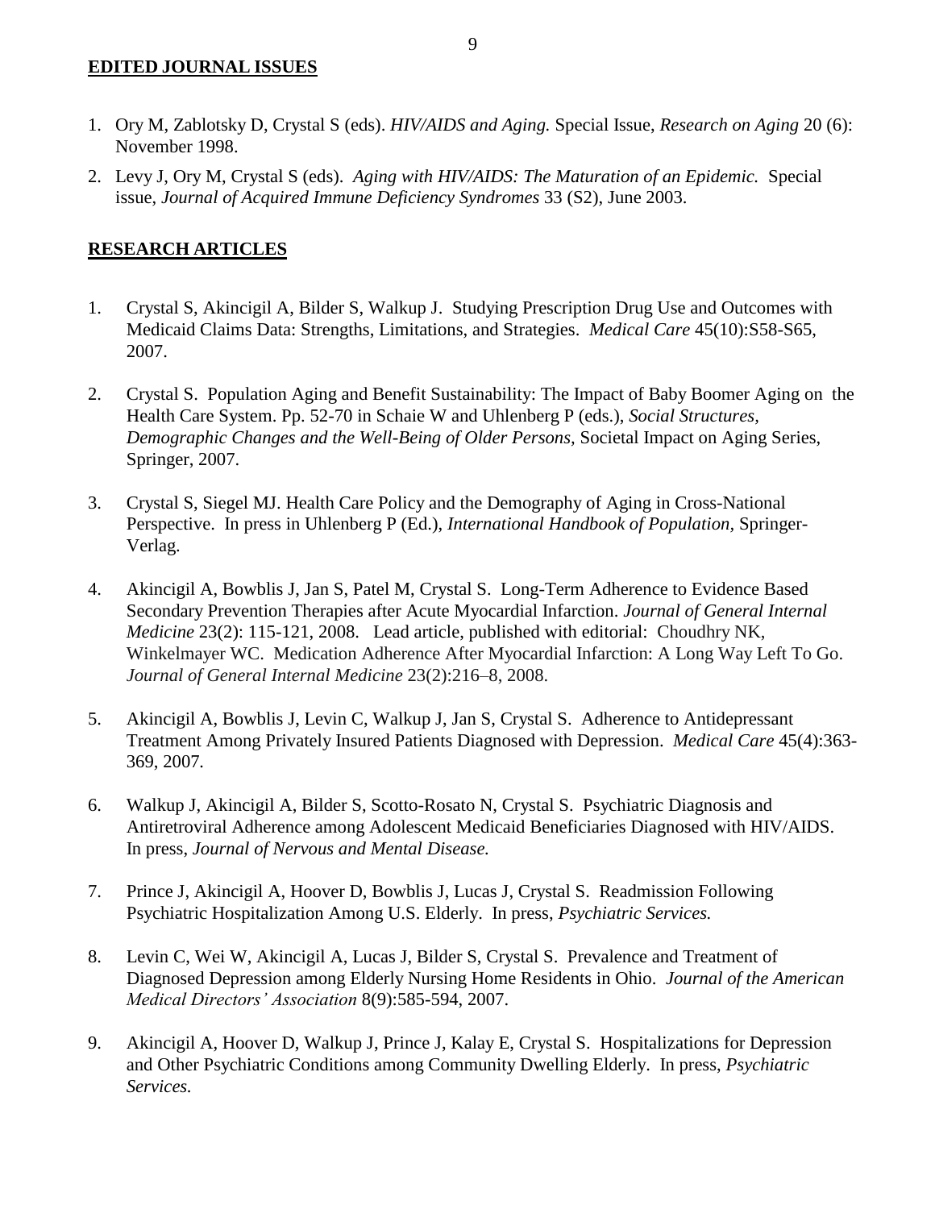## EDITED JOURNAL ISSUES

1. Ory M, Zablotsky D, Crystal S (eds). *HIV/AIDS and Aging.* Special Issue, *Research on Aging* 20 (6): November 1998.
2. Levy J, Ory M, Crystal S (eds). *Aging with HIV/AIDS: The Maturation of an Epidemic.* Special issue, *Journal of Acquired Immune Deficiency Syndromes* 33 (S2), June 2003.

## RESEARCH ARTICLES

1. Crystal S, Akincigil A, Bilder S, Walkup J. Studying Prescription Drug Use and Outcomes with Medicaid Claims Data: Strengths, Limitations, and Strategies. *Medical Care* 45(10):S58-S65, 2007.
2. Crystal S. Population Aging and Benefit Sustainability: The Impact of Baby Boomer Aging on the Health Care System. Pp. 52-70 in Schaie W and Uhlenberg P (eds.), *Social Structures, Demographic Changes and the Well-Being of Older Persons,* Societal Impact on Aging Series, Springer, 2007.
3. Crystal S, Siegel MJ. Health Care Policy and the Demography of Aging in Cross-National Perspective. In press in Uhlenberg P (Ed.), *International Handbook of Population*, Springer-Verlag.
4. Akincigil A, Bowblis J, Jan S, Patel M, Crystal S. Long-Term Adherence to Evidence Based Secondary Prevention Therapies after Acute Myocardial Infarction. *Journal of General Internal Medicine* 23(2): 115-121, 2008. Lead article, published with editorial: Choudhry NK, Winkelmayer WC. Medication Adherence After Myocardial Infarction: A Long Way Left To Go. *Journal of General Internal Medicine* 23(2):216–8, 2008.
5. Akincigil A, Bowblis J, Levin C, Walkup J, Jan S, Crystal S. Adherence to Antidepressant Treatment Among Privately Insured Patients Diagnosed with Depression. *Medical Care* 45(4):363-369, 2007.
6. Walkup J, Akincigil A, Bilder S, Scotto-Rosato N, Crystal S. Psychiatric Diagnosis and Antiretroviral Adherence among Adolescent Medicaid Beneficiaries Diagnosed with HIV/AIDS. In press, *Journal of Nervous and Mental Disease.*
7. Prince J, Akincigil A, Hoover D, Bowblis J, Lucas J, Crystal S. Readmission Following Psychiatric Hospitalization Among U.S. Elderly. In press, *Psychiatric Services.*
8. Levin C, Wei W, Akincigil A, Lucas J, Bilder S, Crystal S. Prevalence and Treatment of Diagnosed Depression among Elderly Nursing Home Residents in Ohio. *Journal of the American Medical Directors' Association* 8(9):585-594, 2007.
9. Akincigil A, Hoover D, Walkup J, Prince J, Kalay E, Crystal S. Hospitalizations for Depression and Other Psychiatric Conditions among Community Dwelling Elderly. In press, *Psychiatric Services.*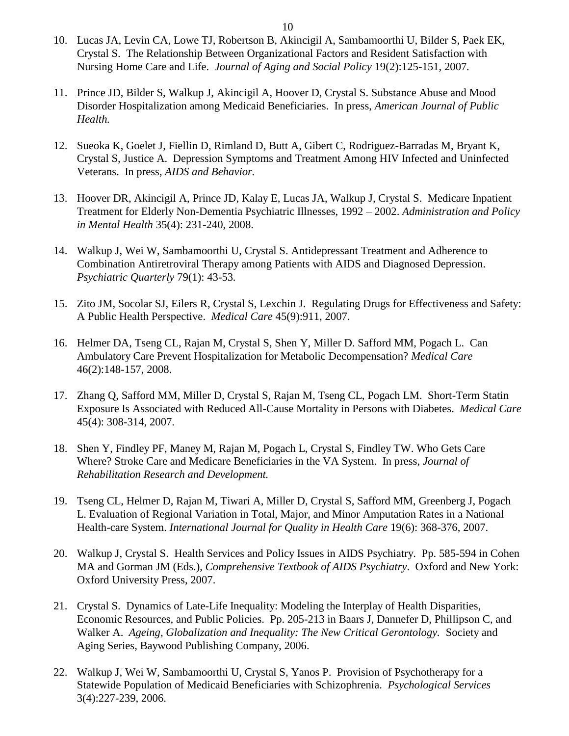10. Lucas JA, Levin CA, Lowe TJ, Robertson B, Akincigil A, Sambamoorthi U, Bilder S, Paek EK, Crystal S. The Relationship Between Organizational Factors and Resident Satisfaction with Nursing Home Care and Life. *Journal of Aging and Social Policy* 19(2):125-151, 2007.

11. Prince JD, Bilder S, Walkup J, Akincigil A, Hoover D, Crystal S. Substance Abuse and Mood Disorder Hospitalization among Medicaid Beneficiaries. In press, *American Journal of Public Health.*

12. Sueoka K, Goelet J, Fiellin D, Rimland D, Butt A, Gibert C, Rodriguez-Barradas M, Bryant K, Crystal S, Justice A. Depression Symptoms and Treatment Among HIV Infected and Uninfected Veterans. In press, *AIDS and Behavior.*

13. Hoover DR, Akincigil A, Prince JD, Kalay E, Lucas JA, Walkup J, Crystal S. Medicare Inpatient Treatment for Elderly Non-Dementia Psychiatric Illnesses, 1992 – 2002. *Administration and Policy in Mental Health* 35(4): 231-240, 2008.

14. Walkup J, Wei W, Sambamoorthi U, Crystal S. Antidepressant Treatment and Adherence to Combination Antiretroviral Therapy among Patients with AIDS and Diagnosed Depression. *Psychiatric Quarterly* 79(1): 43-53.

15. Zito JM, Socolar SJ, Eilers R, Crystal S, Lexchin J. Regulating Drugs for Effectiveness and Safety: A Public Health Perspective. *Medical Care* 45(9):911, 2007.

16. Helmer DA, Tseng CL, Rajan M, Crystal S, Shen Y, Miller D. Safford MM, Pogach L. Can Ambulatory Care Prevent Hospitalization for Metabolic Decompensation? *Medical Care* 46(2):148-157, 2008.

17. Zhang Q, Safford MM, Miller D, Crystal S, Rajan M, Tseng CL, Pogach LM. Short-Term Statin Exposure Is Associated with Reduced All-Cause Mortality in Persons with Diabetes. *Medical Care* 45(4): 308-314, 2007.

18. Shen Y, Findley PF, Maney M, Rajan M, Pogach L, Crystal S, Findley TW. Who Gets Care Where? Stroke Care and Medicare Beneficiaries in the VA System. In press, *Journal of Rehabilitation Research and Development.*

19. Tseng CL, Helmer D, Rajan M, Tiwari A, Miller D, Crystal S, Safford MM, Greenberg J, Pogach L. Evaluation of Regional Variation in Total, Major, and Minor Amputation Rates in a National Health-care System. *International Journal for Quality in Health Care* 19(6): 368-376, 2007.

20. Walkup J, Crystal S. Health Services and Policy Issues in AIDS Psychiatry. Pp. 585-594 in Cohen MA and Gorman JM (Eds.), *Comprehensive Textbook of AIDS Psychiatry*. Oxford and New York: Oxford University Press, 2007.

21. Crystal S. Dynamics of Late-Life Inequality: Modeling the Interplay of Health Disparities, Economic Resources, and Public Policies. Pp. 205-213 in Baars J, Dannefer D, Phillipson C, and Walker A. *Ageing, Globalization and Inequality: The New Critical Gerontology.* Society and Aging Series, Baywood Publishing Company, 2006.

22. Walkup J, Wei W, Sambamoorthi U, Crystal S, Yanos P. Provision of Psychotherapy for a Statewide Population of Medicaid Beneficiaries with Schizophrenia. *Psychological Services* 3(4):227-239, 2006.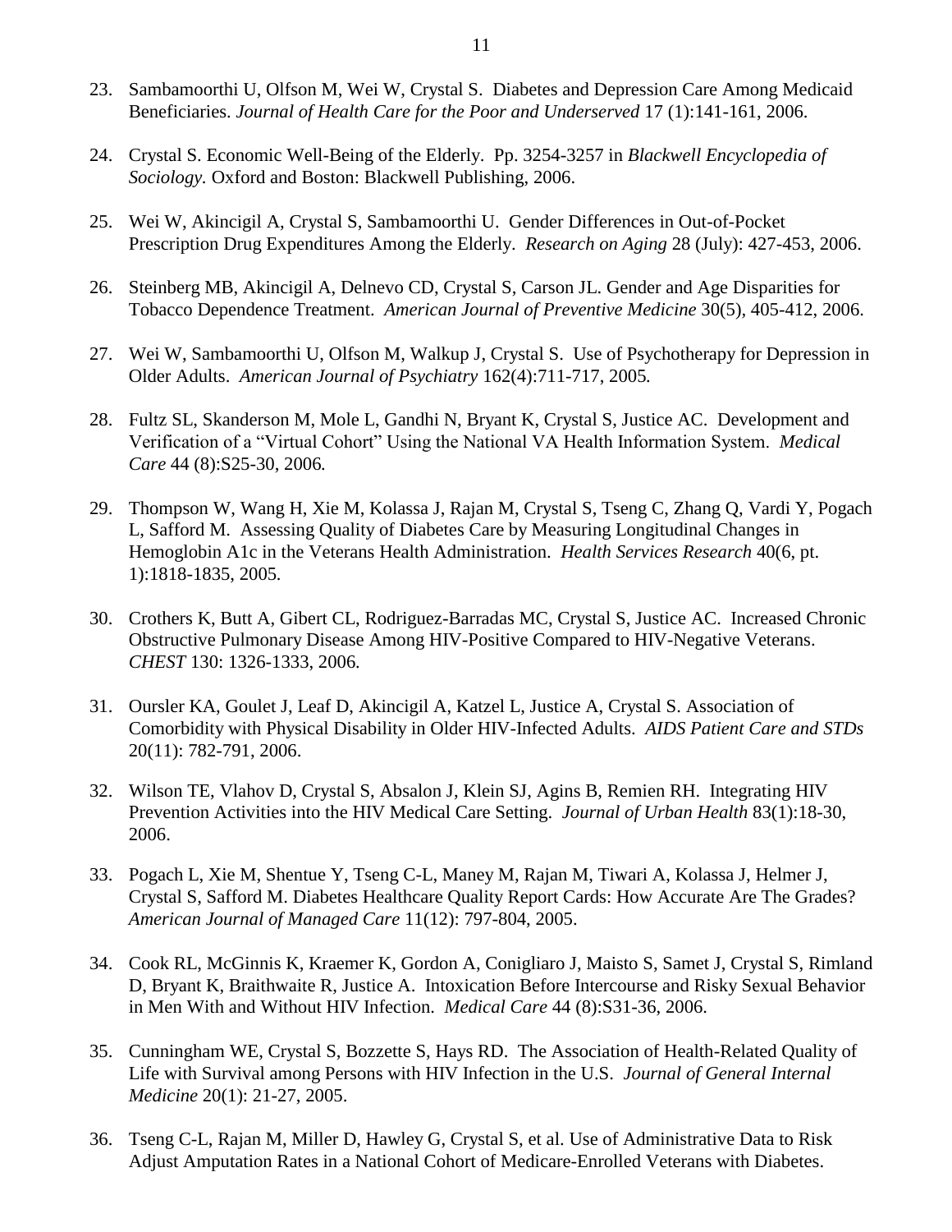23. Sambamoorthi U, Olfson M, Wei W, Crystal S. Diabetes and Depression Care Among Medicaid Beneficiaries. *Journal of Health Care for the Poor and Underserved* 17 (1):141-161, 2006.

24. Crystal S. Economic Well-Being of the Elderly. Pp. 3254-3257 in *Blackwell Encyclopedia of Sociology*. Oxford and Boston: Blackwell Publishing, 2006.

25. Wei W, Akincigil A, Crystal S, Sambamoorthi U. Gender Differences in Out-of-Pocket Prescription Drug Expenditures Among the Elderly. *Research on Aging* 28 (July): 427-453, 2006.

26. Steinberg MB, Akincigil A, Delnevo CD, Crystal S, Carson JL. Gender and Age Disparities for Tobacco Dependence Treatment. *American Journal of Preventive Medicine* 30(5), 405-412, 2006.

27. Wei W, Sambamoorthi U, Olfson M, Walkup J, Crystal S. Use of Psychotherapy for Depression in Older Adults. *American Journal of Psychiatry* 162(4):711-717, 2005.

28. Fultz SL, Skanderson M, Mole L, Gandhi N, Bryant K, Crystal S, Justice AC. Development and Verification of a "Virtual Cohort" Using the National VA Health Information System. *Medical Care* 44 (8):S25-30, 2006.

29. Thompson W, Wang H, Xie M, Kolassa J, Rajan M, Crystal S, Tseng C, Zhang Q, Vardi Y, Pogach L, Safford M. Assessing Quality of Diabetes Care by Measuring Longitudinal Changes in Hemoglobin A1c in the Veterans Health Administration. *Health Services Research* 40(6, pt. 1):1818-1835, 2005.

30. Crothers K, Butt A, Gibert CL, Rodriguez-Barradas MC, Crystal S, Justice AC. Increased Chronic Obstructive Pulmonary Disease Among HIV-Positive Compared to HIV-Negative Veterans. *CHEST* 130: 1326-1333, 2006.

31. Oursler KA, Goulet J, Leaf D, Akincigil A, Katzel L, Justice A, Crystal S. Association of Comorbidity with Physical Disability in Older HIV-Infected Adults. *AIDS Patient Care and STDs* 20(11): 782-791, 2006.

32. Wilson TE, Vlahov D, Crystal S, Absalon J, Klein SJ, Agins B, Remien RH. Integrating HIV Prevention Activities into the HIV Medical Care Setting. *Journal of Urban Health* 83(1):18-30, 2006.

33. Pogach L, Xie M, Shentue Y, Tseng C-L, Maney M, Rajan M, Tiwari A, Kolassa J, Helmer J, Crystal S, Safford M. Diabetes Healthcare Quality Report Cards: How Accurate Are The Grades? *American Journal of Managed Care* 11(12): 797-804, 2005.

34. Cook RL, McGinnis K, Kraemer K, Gordon A, Conigliaro J, Maisto S, Samet J, Crystal S, Rimland D, Bryant K, Braithwaite R, Justice A. Intoxication Before Intercourse and Risky Sexual Behavior in Men With and Without HIV Infection. *Medical Care* 44 (8):S31-36, 2006.

35. Cunningham WE, Crystal S, Bozzette S, Hays RD. The Association of Health-Related Quality of Life with Survival among Persons with HIV Infection in the U.S. *Journal of General Internal Medicine* 20(1): 21-27, 2005.

36. Tseng C-L, Rajan M, Miller D, Hawley G, Crystal S, et al. Use of Administrative Data to Risk Adjust Amputation Rates in a National Cohort of Medicare-Enrolled Veterans with Diabetes.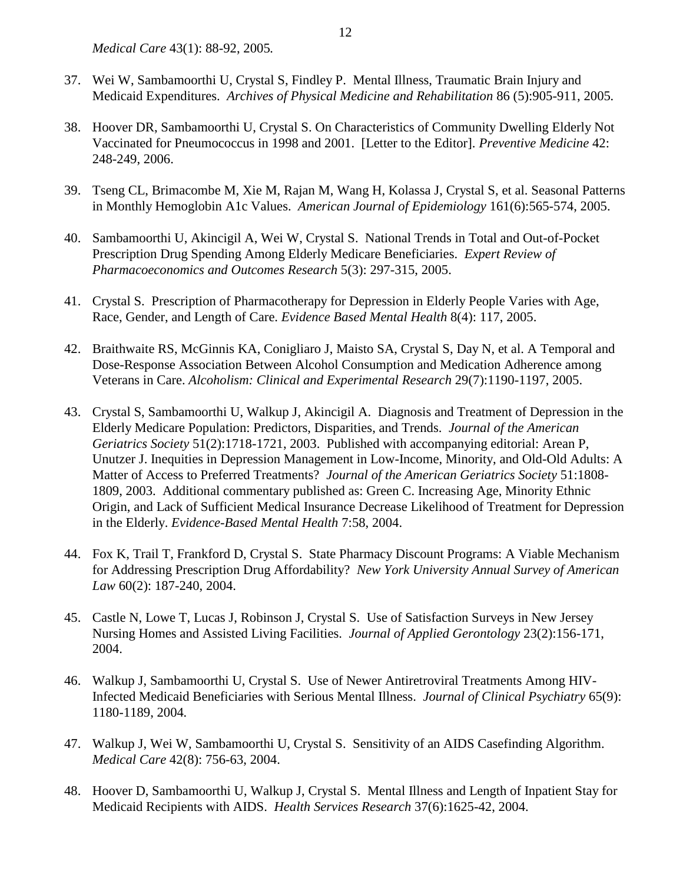*Medical Care* 43(1): 88-92, 2005.

37. Wei W, Sambamoorthi U, Crystal S, Findley P. Mental Illness, Traumatic Brain Injury and Medicaid Expenditures. *Archives of Physical Medicine and Rehabilitation* 86 (5):905-911, 2005.

38. Hoover DR, Sambamoorthi U, Crystal S. On Characteristics of Community Dwelling Elderly Not Vaccinated for Pneumococcus in 1998 and 2001. [Letter to the Editor]. *Preventive Medicine* 42: 248-249, 2006.

39. Tseng CL, Brimacombe M, Xie M, Rajan M, Wang H, Kolassa J, Crystal S, et al. Seasonal Patterns in Monthly Hemoglobin A1c Values. *American Journal of Epidemiology* 161(6):565-574, 2005.

40. Sambamoorthi U, Akincigil A, Wei W, Crystal S. National Trends in Total and Out-of-Pocket Prescription Drug Spending Among Elderly Medicare Beneficiaries. *Expert Review of Pharmacoeconomics and Outcomes Research* 5(3): 297-315, 2005.

41. Crystal S. Prescription of Pharmacotherapy for Depression in Elderly People Varies with Age, Race, Gender, and Length of Care. *Evidence Based Mental Health* 8(4): 117, 2005.

42. Braithwaite RS, McGinnis KA, Conigliaro J, Maisto SA, Crystal S, Day N, et al. A Temporal and Dose-Response Association Between Alcohol Consumption and Medication Adherence among Veterans in Care. *Alcoholism: Clinical and Experimental Research* 29(7):1190-1197, 2005.

43. Crystal S, Sambamoorthi U, Walkup J, Akincigil A. Diagnosis and Treatment of Depression in the Elderly Medicare Population: Predictors, Disparities, and Trends. *Journal of the American Geriatrics Society* 51(2):1718-1721, 2003. Published with accompanying editorial: Arean P, Unutzer J. Inequities in Depression Management in Low-Income, Minority, and Old-Old Adults: A Matter of Access to Preferred Treatments? *Journal of the American Geriatrics Society* 51:1808-1809, 2003. Additional commentary published as: Green C. Increasing Age, Minority Ethnic Origin, and Lack of Sufficient Medical Insurance Decrease Likelihood of Treatment for Depression in the Elderly. *Evidence-Based Mental Health* 7:58, 2004.

44. Fox K, Trail T, Frankford D, Crystal S. State Pharmacy Discount Programs: A Viable Mechanism for Addressing Prescription Drug Affordability? *New York University Annual Survey of American Law* 60(2): 187-240, 2004.

45. Castle N, Lowe T, Lucas J, Robinson J, Crystal S. Use of Satisfaction Surveys in New Jersey Nursing Homes and Assisted Living Facilities. *Journal of Applied Gerontology* 23(2):156-171, 2004.

46. Walkup J, Sambamoorthi U, Crystal S. Use of Newer Antiretroviral Treatments Among HIV-Infected Medicaid Beneficiaries with Serious Mental Illness. *Journal of Clinical Psychiatry* 65(9): 1180-1189, 2004.

47. Walkup J, Wei W, Sambamoorthi U, Crystal S. Sensitivity of an AIDS Casefinding Algorithm. *Medical Care* 42(8): 756-63, 2004.

48. Hoover D, Sambamoorthi U, Walkup J, Crystal S. Mental Illness and Length of Inpatient Stay for Medicaid Recipients with AIDS. *Health Services Research* 37(6):1625-42, 2004.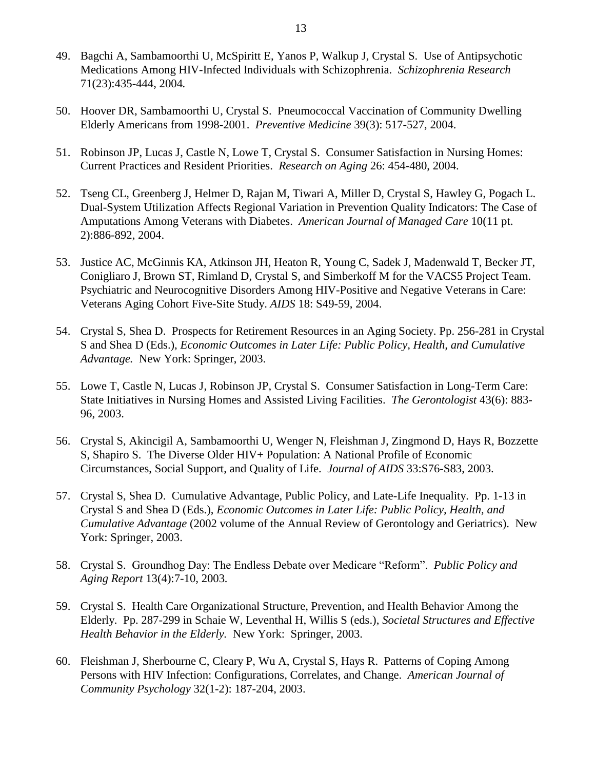49. Bagchi A, Sambamoorthi U, McSpiritt E, Yanos P, Walkup J, Crystal S. Use of Antipsychotic Medications Among HIV-Infected Individuals with Schizophrenia. *Schizophrenia Research* 71(23):435-444, 2004*.*

50. Hoover DR, Sambamoorthi U, Crystal S. Pneumococcal Vaccination of Community Dwelling Elderly Americans from 1998-2001. *Preventive Medicine* 39(3): 517-527, 2004.

51. Robinson JP, Lucas J, Castle N, Lowe T, Crystal S. Consumer Satisfaction in Nursing Homes: Current Practices and Resident Priorities. *Research on Aging* 26: 454-480, 2004.

52. Tseng CL, Greenberg J, Helmer D, Rajan M, Tiwari A, Miller D, Crystal S, Hawley G, Pogach L. Dual-System Utilization Affects Regional Variation in Prevention Quality Indicators: The Case of Amputations Among Veterans with Diabetes. *American Journal of Managed Care* 10(11 pt. 2):886-892, 2004.

53. Justice AC, McGinnis KA, Atkinson JH, Heaton R, Young C, Sadek J, Madenwald T, Becker JT, Conigliaro J, Brown ST, Rimland D, Crystal S, and Simberkoff M for the VACS5 Project Team. Psychiatric and Neurocognitive Disorders Among HIV-Positive and Negative Veterans in Care: Veterans Aging Cohort Five-Site Study. *AIDS* 18: S49-59, 2004.

54. Crystal S, Shea D. Prospects for Retirement Resources in an Aging Society. Pp. 256-281 in Crystal S and Shea D (Eds.), *Economic Outcomes in Later Life: Public Policy, Health, and Cumulative Advantage.* New York: Springer, 2003.

55. Lowe T, Castle N, Lucas J, Robinson JP, Crystal S. Consumer Satisfaction in Long-Term Care: State Initiatives in Nursing Homes and Assisted Living Facilities. *The Gerontologist* 43(6): 883-96, 2003.

56. Crystal S, Akincigil A, Sambamoorthi U, Wenger N, Fleishman J, Zingmond D, Hays R, Bozzette S, Shapiro S. The Diverse Older HIV+ Population: A National Profile of Economic Circumstances, Social Support, and Quality of Life. *Journal of AIDS* 33:S76-S83, 2003.

57. Crystal S, Shea D. Cumulative Advantage, Public Policy, and Late-Life Inequality. Pp. 1-13 in Crystal S and Shea D (Eds.), *Economic Outcomes in Later Life: Public Policy, Health, and Cumulative Advantage* (2002 volume of the Annual Review of Gerontology and Geriatrics). New York: Springer, 2003.

58. Crystal S. Groundhog Day: The Endless Debate over Medicare "Reform". *Public Policy and Aging Report* 13(4):7-10, 2003*.*

59. Crystal S. Health Care Organizational Structure, Prevention, and Health Behavior Among the Elderly. Pp. 287-299 in Schaie W, Leventhal H, Willis S (eds.), *Societal Structures and Effective Health Behavior in the Elderly.* New York: Springer, 2003.

60. Fleishman J, Sherbourne C, Cleary P, Wu A, Crystal S, Hays R. Patterns of Coping Among Persons with HIV Infection: Configurations, Correlates, and Change. *American Journal of Community Psychology* 32(1-2): 187-204, 2003.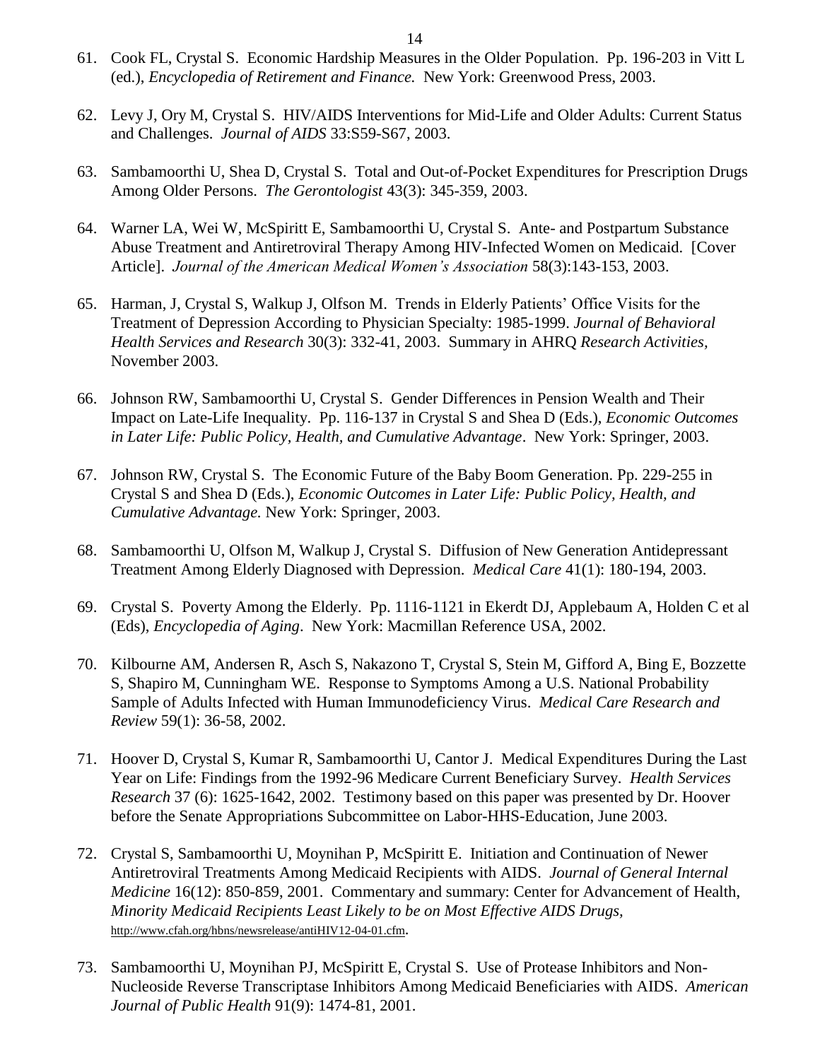61. Cook FL, Crystal S. Economic Hardship Measures in the Older Population. Pp. 196-203 in Vitt L (ed.), *Encyclopedia of Retirement and Finance.* New York: Greenwood Press, 2003.

62. Levy J, Ory M, Crystal S. HIV/AIDS Interventions for Mid-Life and Older Adults: Current Status and Challenges. *Journal of AIDS* 33:S59-S67, 2003.

63. Sambamoorthi U, Shea D, Crystal S. Total and Out-of-Pocket Expenditures for Prescription Drugs Among Older Persons. *The Gerontologist* 43(3): 345-359, 2003.

64. Warner LA, Wei W, McSpiritt E, Sambamoorthi U, Crystal S. Ante- and Postpartum Substance Abuse Treatment and Antiretroviral Therapy Among HIV-Infected Women on Medicaid. [Cover Article]. *Journal of the American Medical Women's Association* 58(3):143-153, 2003.

65. Harman, J, Crystal S, Walkup J, Olfson M. Trends in Elderly Patients' Office Visits for the Treatment of Depression According to Physician Specialty: 1985-1999. *Journal of Behavioral Health Services and Research* 30(3): 332-41, 2003. Summary in AHRQ *Research Activities,* November 2003.

66. Johnson RW, Sambamoorthi U, Crystal S. Gender Differences in Pension Wealth and Their Impact on Late-Life Inequality. Pp. 116-137 in Crystal S and Shea D (Eds.), *Economic Outcomes in Later Life: Public Policy, Health, and Cumulative Advantage*. New York: Springer, 2003.

67. Johnson RW, Crystal S. The Economic Future of the Baby Boom Generation. Pp. 229-255 in Crystal S and Shea D (Eds.), *Economic Outcomes in Later Life: Public Policy, Health, and Cumulative Advantage.* New York: Springer, 2003.

68. Sambamoorthi U, Olfson M, Walkup J, Crystal S. Diffusion of New Generation Antidepressant Treatment Among Elderly Diagnosed with Depression. *Medical Care* 41(1): 180-194, 2003.

69. Crystal S. Poverty Among the Elderly. Pp. 1116-1121 in Ekerdt DJ, Applebaum A, Holden C et al (Eds), *Encyclopedia of Aging*. New York: Macmillan Reference USA, 2002.

70. Kilbourne AM, Andersen R, Asch S, Nakazono T, Crystal S, Stein M, Gifford A, Bing E, Bozzette S, Shapiro M, Cunningham WE. Response to Symptoms Among a U.S. National Probability Sample of Adults Infected with Human Immunodeficiency Virus. *Medical Care Research and Review* 59(1): 36-58, 2002.

71. Hoover D, Crystal S, Kumar R, Sambamoorthi U, Cantor J. Medical Expenditures During the Last Year on Life: Findings from the 1992-96 Medicare Current Beneficiary Survey. *Health Services Research* 37 (6): 1625-1642, 2002. Testimony based on this paper was presented by Dr. Hoover before the Senate Appropriations Subcommittee on Labor-HHS-Education, June 2003.

72. Crystal S, Sambamoorthi U, Moynihan P, McSpiritt E. Initiation and Continuation of Newer Antiretroviral Treatments Among Medicaid Recipients with AIDS. *Journal of General Internal Medicine* 16(12): 850-859, 2001. Commentary and summary: Center for Advancement of Health, *Minority Medicaid Recipients Least Likely to be on Most Effective AIDS Drugs,* http://www.cfah.org/hbns/newsrelease/antiHIV12-04-01.cfm.

73. Sambamoorthi U, Moynihan PJ, McSpiritt E, Crystal S. Use of Protease Inhibitors and Non-Nucleoside Reverse Transcriptase Inhibitors Among Medicaid Beneficiaries with AIDS. *American Journal of Public Health* 91(9): 1474-81, 2001.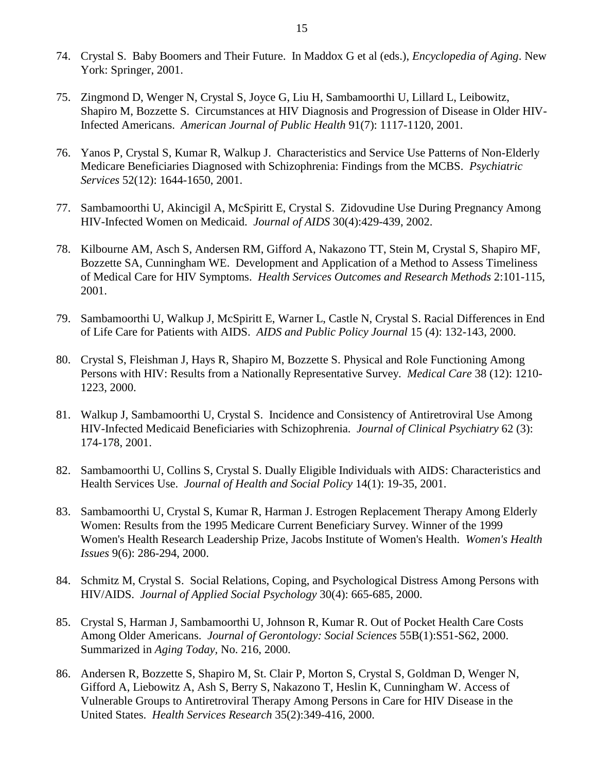74. Crystal S. Baby Boomers and Their Future. In Maddox G et al (eds.), *Encyclopedia of Aging*. New York: Springer, 2001.

75. Zingmond D, Wenger N, Crystal S, Joyce G, Liu H, Sambamoorthi U, Lillard L, Leibowitz, Shapiro M, Bozzette S. Circumstances at HIV Diagnosis and Progression of Disease in Older HIV-Infected Americans. *American Journal of Public Health* 91(7): 1117-1120, 2001.

76. Yanos P, Crystal S, Kumar R, Walkup J. Characteristics and Service Use Patterns of Non-Elderly Medicare Beneficiaries Diagnosed with Schizophrenia: Findings from the MCBS. *Psychiatric Services* 52(12): 1644-1650, 2001.

77. Sambamoorthi U, Akincigil A, McSpiritt E, Crystal S. Zidovudine Use During Pregnancy Among HIV-Infected Women on Medicaid. *Journal of AIDS* 30(4):429-439, 2002.

78. Kilbourne AM, Asch S, Andersen RM, Gifford A, Nakazono TT, Stein M, Crystal S, Shapiro MF, Bozzette SA, Cunningham WE. Development and Application of a Method to Assess Timeliness of Medical Care for HIV Symptoms. *Health Services Outcomes and Research Methods* 2:101-115, 2001.

79. Sambamoorthi U, Walkup J, McSpiritt E, Warner L, Castle N, Crystal S. Racial Differences in End of Life Care for Patients with AIDS. *AIDS and Public Policy Journal* 15 (4): 132-143, 2000.

80. Crystal S, Fleishman J, Hays R, Shapiro M, Bozzette S. Physical and Role Functioning Among Persons with HIV: Results from a Nationally Representative Survey. *Medical Care* 38 (12): 1210-1223, 2000.

81. Walkup J, Sambamoorthi U, Crystal S. Incidence and Consistency of Antiretroviral Use Among HIV-Infected Medicaid Beneficiaries with Schizophrenia. *Journal of Clinical Psychiatry* 62 (3): 174-178, 2001.

82. Sambamoorthi U, Collins S, Crystal S. Dually Eligible Individuals with AIDS: Characteristics and Health Services Use. *Journal of Health and Social Policy* 14(1): 19-35, 2001.

83. Sambamoorthi U, Crystal S, Kumar R, Harman J. Estrogen Replacement Therapy Among Elderly Women: Results from the 1995 Medicare Current Beneficiary Survey. Winner of the 1999 Women's Health Research Leadership Prize, Jacobs Institute of Women's Health. *Women's Health Issues* 9(6): 286-294, 2000.

84. Schmitz M, Crystal S. Social Relations, Coping, and Psychological Distress Among Persons with HIV/AIDS. *Journal of Applied Social Psychology* 30(4): 665-685, 2000.

85. Crystal S, Harman J, Sambamoorthi U, Johnson R, Kumar R. Out of Pocket Health Care Costs Among Older Americans. *Journal of Gerontology: Social Sciences* 55B(1):S51-S62, 2000. Summarized in *Aging Today*, No. 216, 2000.

86. Andersen R, Bozzette S, Shapiro M, St. Clair P, Morton S, Crystal S, Goldman D, Wenger N, Gifford A, Liebowitz A, Ash S, Berry S, Nakazono T, Heslin K, Cunningham W. Access of Vulnerable Groups to Antiretroviral Therapy Among Persons in Care for HIV Disease in the United States. *Health Services Research* 35(2):349-416, 2000.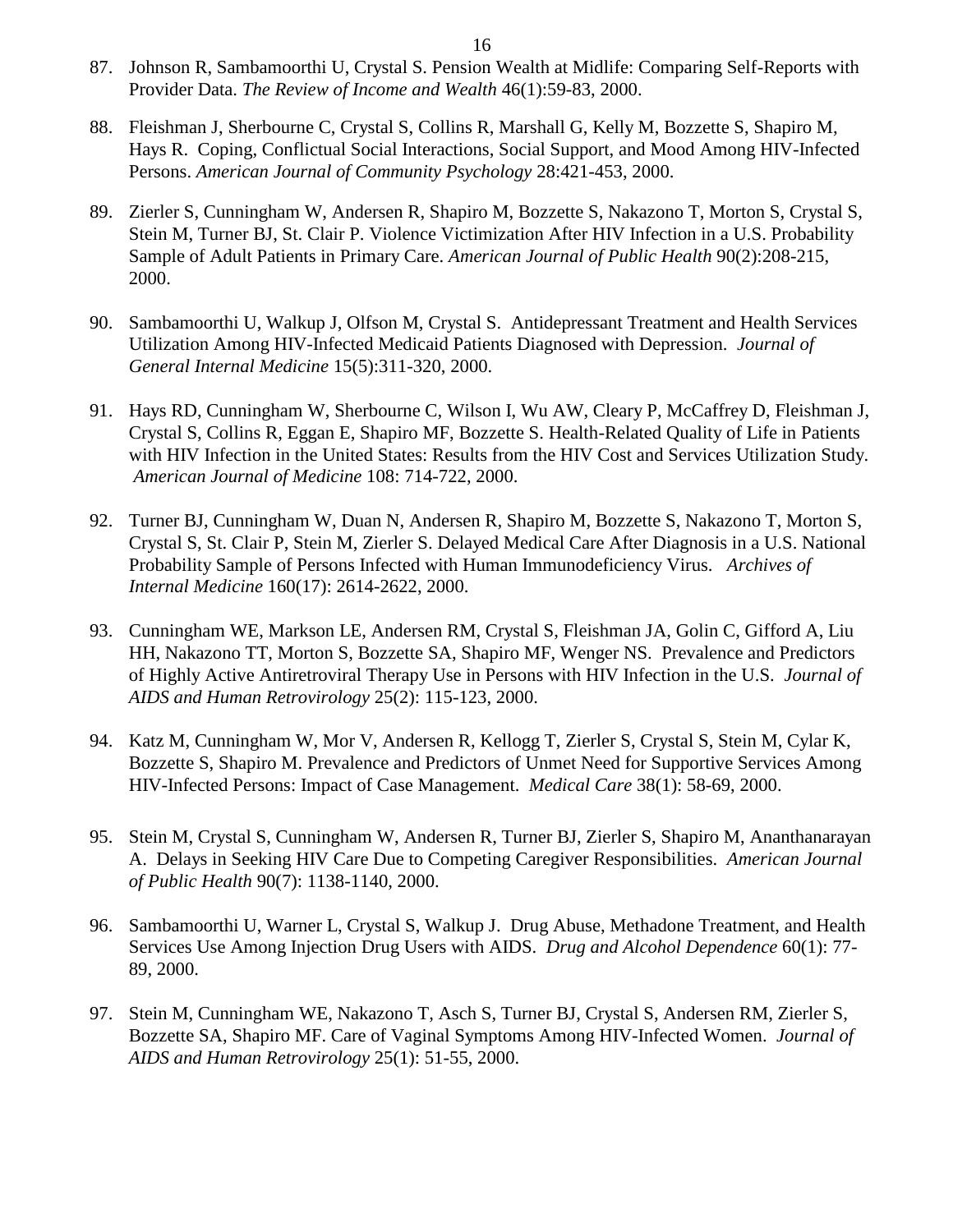87. Johnson R, Sambamoorthi U, Crystal S. Pension Wealth at Midlife: Comparing Self-Reports with Provider Data. *The Review of Income and Wealth* 46(1):59-83, 2000.

88. Fleishman J, Sherbourne C, Crystal S, Collins R, Marshall G, Kelly M, Bozzette S, Shapiro M, Hays R. Coping, Conflictual Social Interactions, Social Support, and Mood Among HIV-Infected Persons. *American Journal of Community Psychology* 28:421-453, 2000.

89. Zierler S, Cunningham W, Andersen R, Shapiro M, Bozzette S, Nakazono T, Morton S, Crystal S, Stein M, Turner BJ, St. Clair P. Violence Victimization After HIV Infection in a U.S. Probability Sample of Adult Patients in Primary Care. *American Journal of Public Health* 90(2):208-215, 2000.

90. Sambamoorthi U, Walkup J, Olfson M, Crystal S. Antidepressant Treatment and Health Services Utilization Among HIV-Infected Medicaid Patients Diagnosed with Depression. *Journal of General Internal Medicine* 15(5):311-320, 2000.

91. Hays RD, Cunningham W, Sherbourne C, Wilson I, Wu AW, Cleary P, McCaffrey D, Fleishman J, Crystal S, Collins R, Eggan E, Shapiro MF, Bozzette S. Health-Related Quality of Life in Patients with HIV Infection in the United States: Results from the HIV Cost and Services Utilization Study. *American Journal of Medicine* 108: 714-722, 2000.

92. Turner BJ, Cunningham W, Duan N, Andersen R, Shapiro M, Bozzette S, Nakazono T, Morton S, Crystal S, St. Clair P, Stein M, Zierler S. Delayed Medical Care After Diagnosis in a U.S. National Probability Sample of Persons Infected with Human Immunodeficiency Virus. *Archives of Internal Medicine* 160(17): 2614-2622, 2000.

93. Cunningham WE, Markson LE, Andersen RM, Crystal S, Fleishman JA, Golin C, Gifford A, Liu HH, Nakazono TT, Morton S, Bozzette SA, Shapiro MF, Wenger NS. Prevalence and Predictors of Highly Active Antiretroviral Therapy Use in Persons with HIV Infection in the U.S. *Journal of AIDS and Human Retrovirology* 25(2): 115-123, 2000.

94. Katz M, Cunningham W, Mor V, Andersen R, Kellogg T, Zierler S, Crystal S, Stein M, Cylar K, Bozzette S, Shapiro M. Prevalence and Predictors of Unmet Need for Supportive Services Among HIV-Infected Persons: Impact of Case Management. *Medical Care* 38(1): 58-69, 2000.

95. Stein M, Crystal S, Cunningham W, Andersen R, Turner BJ, Zierler S, Shapiro M, Ananthanarayan A. Delays in Seeking HIV Care Due to Competing Caregiver Responsibilities. *American Journal of Public Health* 90(7): 1138-1140, 2000.

96. Sambamoorthi U, Warner L, Crystal S, Walkup J. Drug Abuse, Methadone Treatment, and Health Services Use Among Injection Drug Users with AIDS. *Drug and Alcohol Dependence* 60(1): 77-89, 2000.

97. Stein M, Cunningham WE, Nakazono T, Asch S, Turner BJ, Crystal S, Andersen RM, Zierler S, Bozzette SA, Shapiro MF. Care of Vaginal Symptoms Among HIV-Infected Women. *Journal of AIDS and Human Retrovirology* 25(1): 51-55, 2000.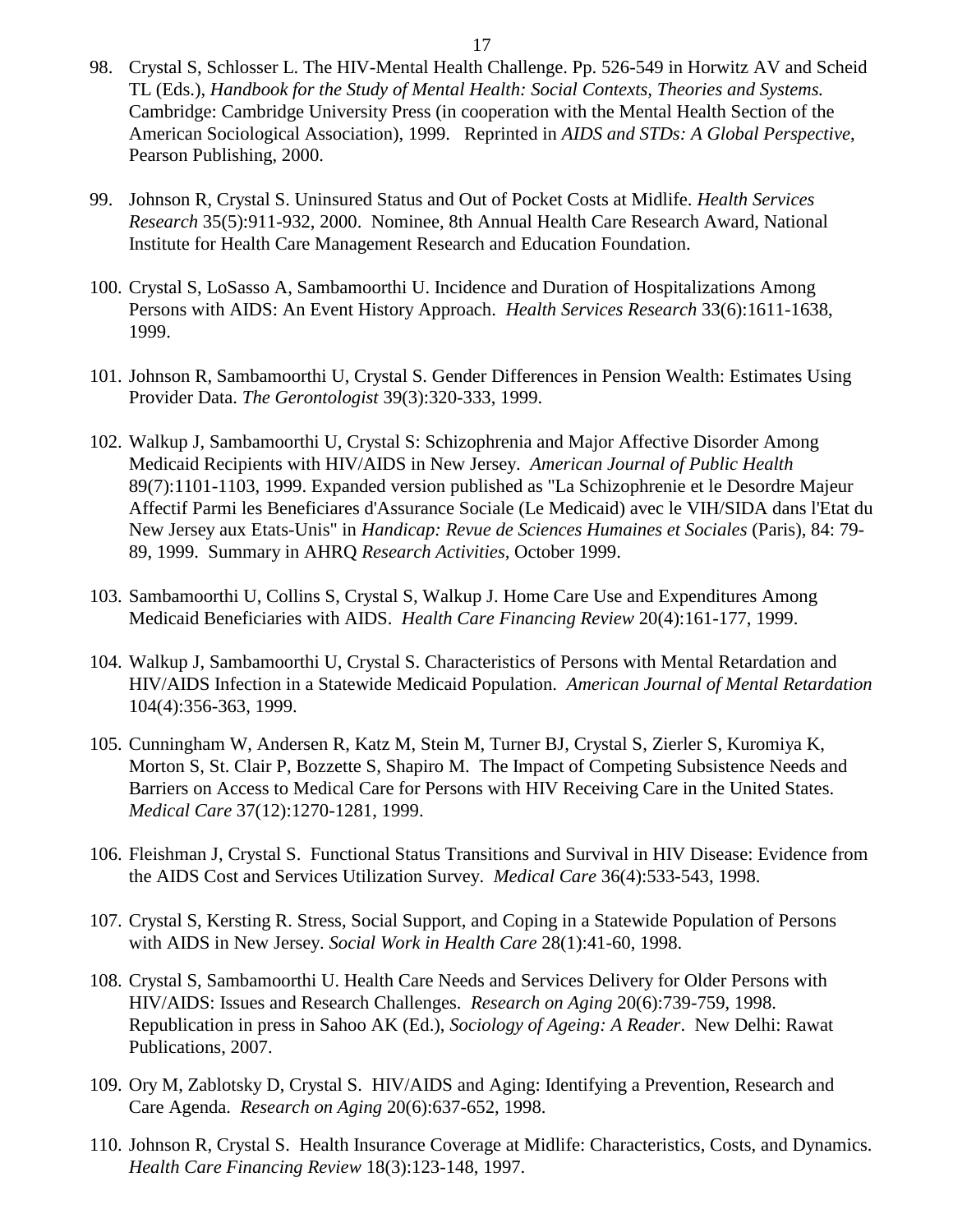98. Crystal S, Schlosser L. The HIV-Mental Health Challenge. Pp. 526-549 in Horwitz AV and Scheid TL (Eds.), *Handbook for the Study of Mental Health: Social Contexts, Theories and Systems.* Cambridge: Cambridge University Press (in cooperation with the Mental Health Section of the American Sociological Association), 1999. Reprinted in *AIDS and STDs: A Global Perspective*, Pearson Publishing, 2000.

99. Johnson R, Crystal S. Uninsured Status and Out of Pocket Costs at Midlife. *Health Services Research* 35(5):911-932, 2000. Nominee, 8th Annual Health Care Research Award, National Institute for Health Care Management Research and Education Foundation.

100. Crystal S, LoSasso A, Sambamoorthi U. Incidence and Duration of Hospitalizations Among Persons with AIDS: An Event History Approach. *Health Services Research* 33(6):1611-1638, 1999.

101. Johnson R, Sambamoorthi U, Crystal S. Gender Differences in Pension Wealth: Estimates Using Provider Data. *The Gerontologist* 39(3):320-333, 1999.

102. Walkup J, Sambamoorthi U, Crystal S: Schizophrenia and Major Affective Disorder Among Medicaid Recipients with HIV/AIDS in New Jersey. *American Journal of Public Health* 89(7):1101-1103, 1999. Expanded version published as "La Schizophrenie et le Desordre Majeur Affectif Parmi les Beneficiares d'Assurance Sociale (Le Medicaid) avec le VIH/SIDA dans l'Etat du New Jersey aux Etats-Unis" in *Handicap: Revue de Sciences Humaines et Sociales* (Paris), 84: 79-89, 1999. Summary in AHRQ *Research Activities*, October 1999.

103. Sambamoorthi U, Collins S, Crystal S, Walkup J. Home Care Use and Expenditures Among Medicaid Beneficiaries with AIDS. *Health Care Financing Review* 20(4):161-177, 1999.

104. Walkup J, Sambamoorthi U, Crystal S. Characteristics of Persons with Mental Retardation and HIV/AIDS Infection in a Statewide Medicaid Population. *American Journal of Mental Retardation* 104(4):356-363, 1999.

105. Cunningham W, Andersen R, Katz M, Stein M, Turner BJ, Crystal S, Zierler S, Kuromiya K, Morton S, St. Clair P, Bozzette S, Shapiro M. The Impact of Competing Subsistence Needs and Barriers on Access to Medical Care for Persons with HIV Receiving Care in the United States. *Medical Care* 37(12):1270-1281, 1999.

106. Fleishman J, Crystal S. Functional Status Transitions and Survival in HIV Disease: Evidence from the AIDS Cost and Services Utilization Survey. *Medical Care* 36(4):533-543, 1998.

107. Crystal S, Kersting R. Stress, Social Support, and Coping in a Statewide Population of Persons with AIDS in New Jersey. *Social Work in Health Care* 28(1):41-60, 1998.

108. Crystal S, Sambamoorthi U. Health Care Needs and Services Delivery for Older Persons with HIV/AIDS: Issues and Research Challenges. *Research on Aging* 20(6):739-759, 1998. Republication in press in Sahoo AK (Ed.), *Sociology of Ageing: A Reader*. New Delhi: Rawat Publications, 2007.

109. Ory M, Zablotsky D, Crystal S. HIV/AIDS and Aging: Identifying a Prevention, Research and Care Agenda. *Research on Aging* 20(6):637-652, 1998.

110. Johnson R, Crystal S. Health Insurance Coverage at Midlife: Characteristics, Costs, and Dynamics. *Health Care Financing Review* 18(3):123-148, 1997.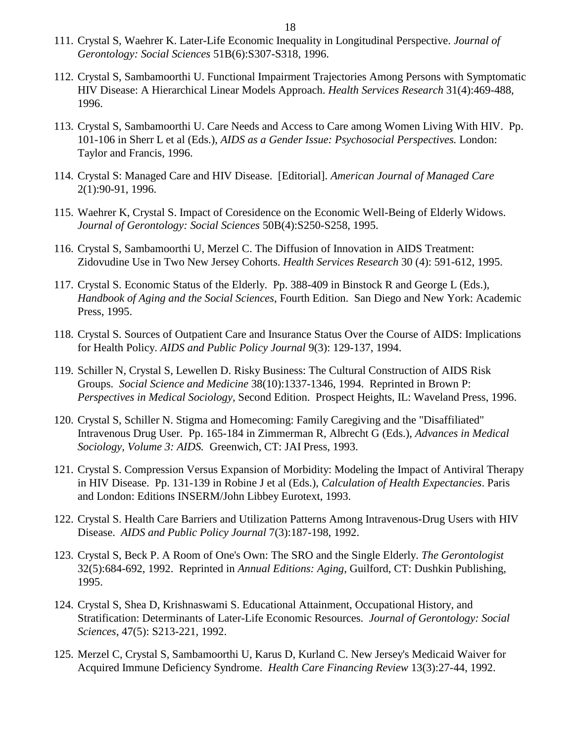111. Crystal S, Waehrer K. Later-Life Economic Inequality in Longitudinal Perspective. *Journal of Gerontology: Social Sciences* 51B(6):S307-S318, 1996.

112. Crystal S, Sambamoorthi U. Functional Impairment Trajectories Among Persons with Symptomatic HIV Disease: A Hierarchical Linear Models Approach. *Health Services Research* 31(4):469-488, 1996.

113. Crystal S, Sambamoorthi U. Care Needs and Access to Care among Women Living With HIV. Pp. 101-106 in Sherr L et al (Eds.), *AIDS as a Gender Issue: Psychosocial Perspectives.* London: Taylor and Francis, 1996.

114. Crystal S: Managed Care and HIV Disease. [Editorial]. *American Journal of Managed Care* 2(1):90-91, 1996.

115. Waehrer K, Crystal S. Impact of Coresidence on the Economic Well-Being of Elderly Widows. *Journal of Gerontology: Social Sciences* 50B(4):S250-S258, 1995.

116. Crystal S, Sambamoorthi U, Merzel C. The Diffusion of Innovation in AIDS Treatment: Zidovudine Use in Two New Jersey Cohorts. *Health Services Research* 30 (4): 591-612, 1995.

117. Crystal S. Economic Status of the Elderly. Pp. 388-409 in Binstock R and George L (Eds.), *Handbook of Aging and the Social Sciences*, Fourth Edition. San Diego and New York: Academic Press, 1995.

118. Crystal S. Sources of Outpatient Care and Insurance Status Over the Course of AIDS: Implications for Health Policy. *AIDS and Public Policy Journal* 9(3): 129-137, 1994.

119. Schiller N, Crystal S, Lewellen D. Risky Business: The Cultural Construction of AIDS Risk Groups. *Social Science and Medicine* 38(10):1337-1346, 1994. Reprinted in Brown P: *Perspectives in Medical Sociology,* Second Edition. Prospect Heights, IL: Waveland Press, 1996.

120. Crystal S, Schiller N. Stigma and Homecoming: Family Caregiving and the "Disaffiliated" Intravenous Drug User. Pp. 165-184 in Zimmerman R, Albrecht G (Eds.), *Advances in Medical Sociology, Volume 3: AIDS.* Greenwich, CT: JAI Press, 1993.

121. Crystal S. Compression Versus Expansion of Morbidity: Modeling the Impact of Antiviral Therapy in HIV Disease. Pp. 131-139 in Robine J et al (Eds.), *Calculation of Health Expectancies*. Paris and London: Editions INSERM/John Libbey Eurotext, 1993.

122. Crystal S. Health Care Barriers and Utilization Patterns Among Intravenous-Drug Users with HIV Disease. *AIDS and Public Policy Journal* 7(3):187-198, 1992.

123. Crystal S, Beck P. A Room of One's Own: The SRO and the Single Elderly. *The Gerontologist* 32(5):684-692, 1992. Reprinted in *Annual Editions: Aging*, Guilford, CT: Dushkin Publishing, 1995.

124. Crystal S, Shea D, Krishnaswami S. Educational Attainment, Occupational History, and Stratification: Determinants of Later-Life Economic Resources. *Journal of Gerontology: Social Sciences*, 47(5): S213-221, 1992.

125. Merzel C, Crystal S, Sambamoorthi U, Karus D, Kurland C. New Jersey's Medicaid Waiver for Acquired Immune Deficiency Syndrome. *Health Care Financing Review* 13(3):27-44, 1992.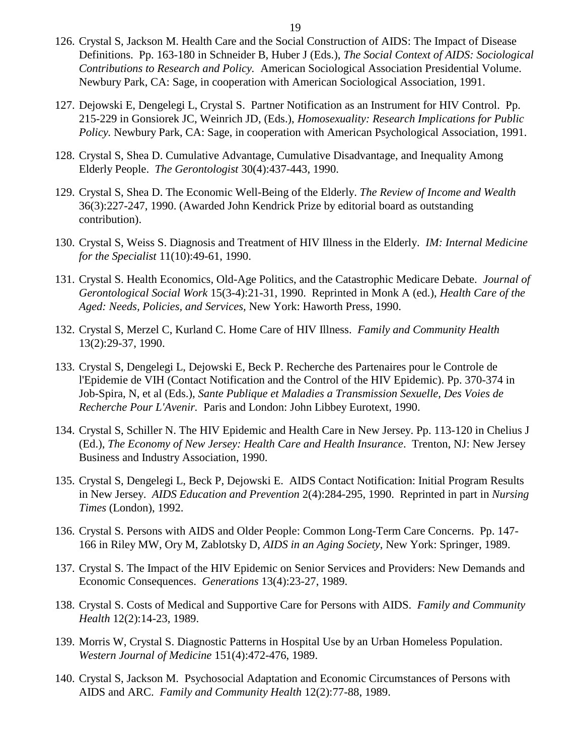126. Crystal S, Jackson M. Health Care and the Social Construction of AIDS: The Impact of Disease Definitions. Pp. 163-180 in Schneider B, Huber J (Eds.), *The Social Context of AIDS: Sociological Contributions to Research and Policy.* American Sociological Association Presidential Volume. Newbury Park, CA: Sage, in cooperation with American Sociological Association, 1991.

127. Dejowski E, Dengelegi L, Crystal S. Partner Notification as an Instrument for HIV Control. Pp. 215-229 in Gonsiorek JC, Weinrich JD, (Eds.), *Homosexuality: Research Implications for Public Policy.* Newbury Park, CA: Sage, in cooperation with American Psychological Association, 1991.

128. Crystal S, Shea D. Cumulative Advantage, Cumulative Disadvantage, and Inequality Among Elderly People. *The Gerontologist* 30(4):437-443, 1990.

129. Crystal S, Shea D. The Economic Well-Being of the Elderly. *The Review of Income and Wealth* 36(3):227-247, 1990. (Awarded John Kendrick Prize by editorial board as outstanding contribution).

130. Crystal S, Weiss S. Diagnosis and Treatment of HIV Illness in the Elderly. *IM: Internal Medicine for the Specialist* 11(10):49-61, 1990.

131. Crystal S. Health Economics, Old-Age Politics, and the Catastrophic Medicare Debate. *Journal of Gerontological Social Work* 15(3-4):21-31, 1990. Reprinted in Monk A (ed.), *Health Care of the Aged: Needs, Policies, and Services,* New York: Haworth Press, 1990.

132. Crystal S, Merzel C, Kurland C. Home Care of HIV Illness. *Family and Community Health* 13(2):29-37, 1990.

133. Crystal S, Dengelegi L, Dejowski E, Beck P. Recherche des Partenaires pour le Controle de l'Epidemie de VIH (Contact Notification and the Control of the HIV Epidemic). Pp. 370-374 in Job-Spira, N, et al (Eds.), *Sante Publique et Maladies a Transmission Sexuelle, Des Voies de Recherche Pour L'Avenir.* Paris and London: John Libbey Eurotext, 1990.

134. Crystal S, Schiller N. The HIV Epidemic and Health Care in New Jersey. Pp. 113-120 in Chelius J (Ed.), *The Economy of New Jersey: Health Care and Health Insurance*. Trenton, NJ: New Jersey Business and Industry Association, 1990.

135. Crystal S, Dengelegi L, Beck P, Dejowski E. AIDS Contact Notification: Initial Program Results in New Jersey. *AIDS Education and Prevention* 2(4):284-295, 1990. Reprinted in part in *Nursing Times* (London), 1992.

136. Crystal S. Persons with AIDS and Older People: Common Long-Term Care Concerns. Pp. 147-166 in Riley MW, Ory M, Zablotsky D, *AIDS in an Aging Society*, New York: Springer, 1989.

137. Crystal S. The Impact of the HIV Epidemic on Senior Services and Providers: New Demands and Economic Consequences. *Generations* 13(4):23-27, 1989.

138. Crystal S. Costs of Medical and Supportive Care for Persons with AIDS. *Family and Community Health* 12(2):14-23, 1989.

139. Morris W, Crystal S. Diagnostic Patterns in Hospital Use by an Urban Homeless Population. *Western Journal of Medicine* 151(4):472-476, 1989.

140. Crystal S, Jackson M. Psychosocial Adaptation and Economic Circumstances of Persons with AIDS and ARC. *Family and Community Health* 12(2):77-88, 1989.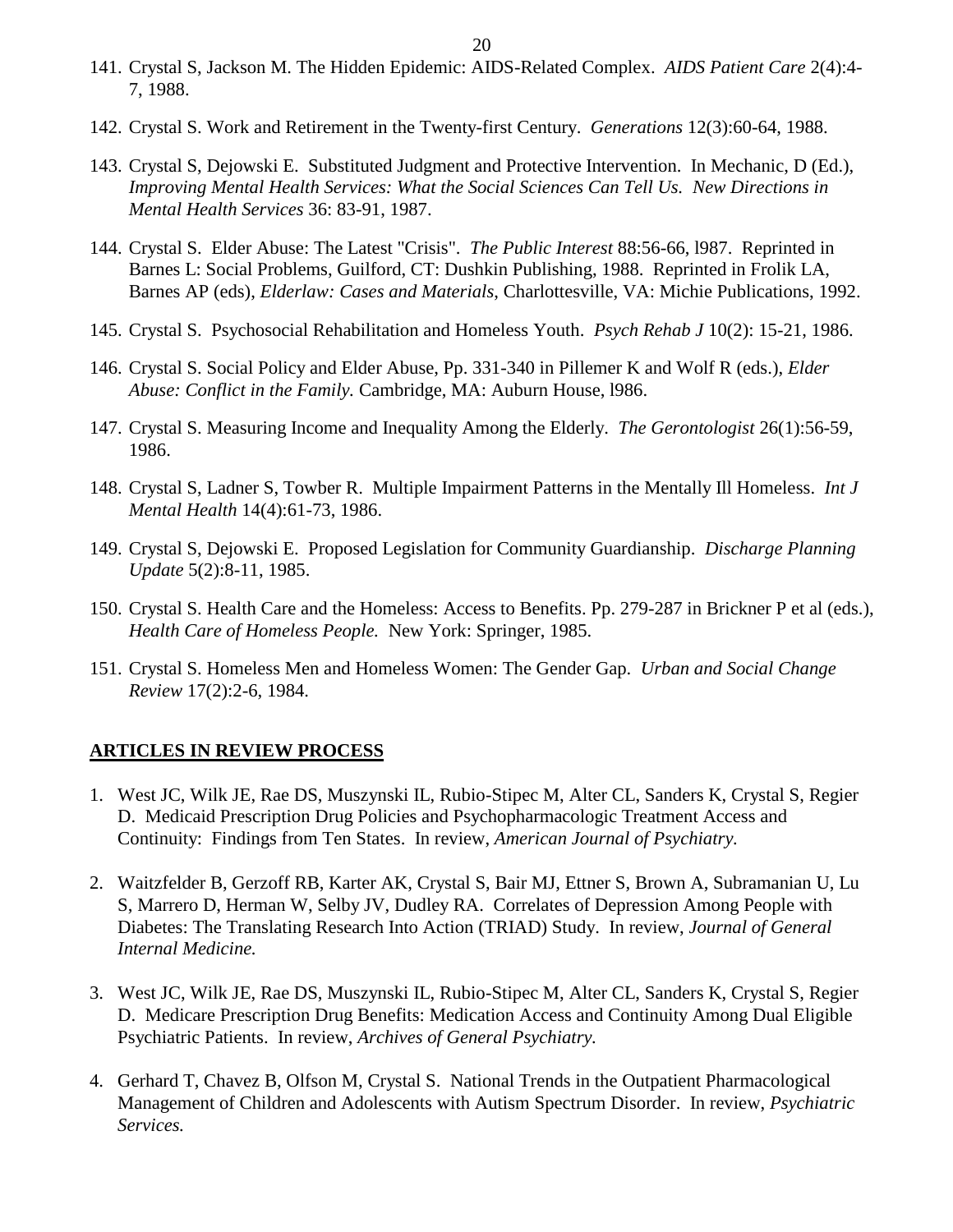141. Crystal S, Jackson M. The Hidden Epidemic: AIDS-Related Complex. *AIDS Patient Care* 2(4):4-7, 1988.

142. Crystal S. Work and Retirement in the Twenty-first Century. *Generations* 12(3):60-64, 1988.

143. Crystal S, Dejowski E. Substituted Judgment and Protective Intervention. In Mechanic, D (Ed.), *Improving Mental Health Services: What the Social Sciences Can Tell Us. New Directions in Mental Health Services* 36: 83-91, 1987.

144. Crystal S. Elder Abuse: The Latest "Crisis". *The Public Interest* 88:56-66, l987. Reprinted in Barnes L: Social Problems, Guilford, CT: Dushkin Publishing, 1988. Reprinted in Frolik LA, Barnes AP (eds), *Elderlaw: Cases and Materials*, Charlottesville, VA: Michie Publications, 1992.

145. Crystal S. Psychosocial Rehabilitation and Homeless Youth. *Psych Rehab J* 10(2): 15-21, 1986.

146. Crystal S. Social Policy and Elder Abuse, Pp. 331-340 in Pillemer K and Wolf R (eds.), *Elder Abuse: Conflict in the Family.* Cambridge, MA: Auburn House, l986.

147. Crystal S. Measuring Income and Inequality Among the Elderly. *The Gerontologist* 26(1):56-59, 1986.

148. Crystal S, Ladner S, Towber R. Multiple Impairment Patterns in the Mentally Ill Homeless. *Int J Mental Health* 14(4):61-73, 1986.

149. Crystal S, Dejowski E. Proposed Legislation for Community Guardianship. *Discharge Planning Update* 5(2):8-11, 1985.

150. Crystal S. Health Care and the Homeless: Access to Benefits. Pp. 279-287 in Brickner P et al (eds.), *Health Care of Homeless People.* New York: Springer, 1985.

151. Crystal S. Homeless Men and Homeless Women: The Gender Gap. *Urban and Social Change Review* 17(2):2-6, 1984.

## ARTICLES IN REVIEW PROCESS

1. West JC, Wilk JE, Rae DS, Muszynski IL, Rubio-Stipec M, Alter CL, Sanders K, Crystal S, Regier D. Medicaid Prescription Drug Policies and Psychopharmacologic Treatment Access and Continuity: Findings from Ten States. In review, *American Journal of Psychiatry.*

2. Waitzfelder B, Gerzoff RB, Karter AK, Crystal S, Bair MJ, Ettner S, Brown A, Subramanian U, Lu S, Marrero D, Herman W, Selby JV, Dudley RA. Correlates of Depression Among People with Diabetes: The Translating Research Into Action (TRIAD) Study. In review, *Journal of General Internal Medicine.*

3. West JC, Wilk JE, Rae DS, Muszynski IL, Rubio-Stipec M, Alter CL, Sanders K, Crystal S, Regier D. Medicare Prescription Drug Benefits: Medication Access and Continuity Among Dual Eligible Psychiatric Patients. In review, *Archives of General Psychiatry.*

4. Gerhard T, Chavez B, Olfson M, Crystal S. National Trends in the Outpatient Pharmacological Management of Children and Adolescents with Autism Spectrum Disorder. In review, *Psychiatric Services.*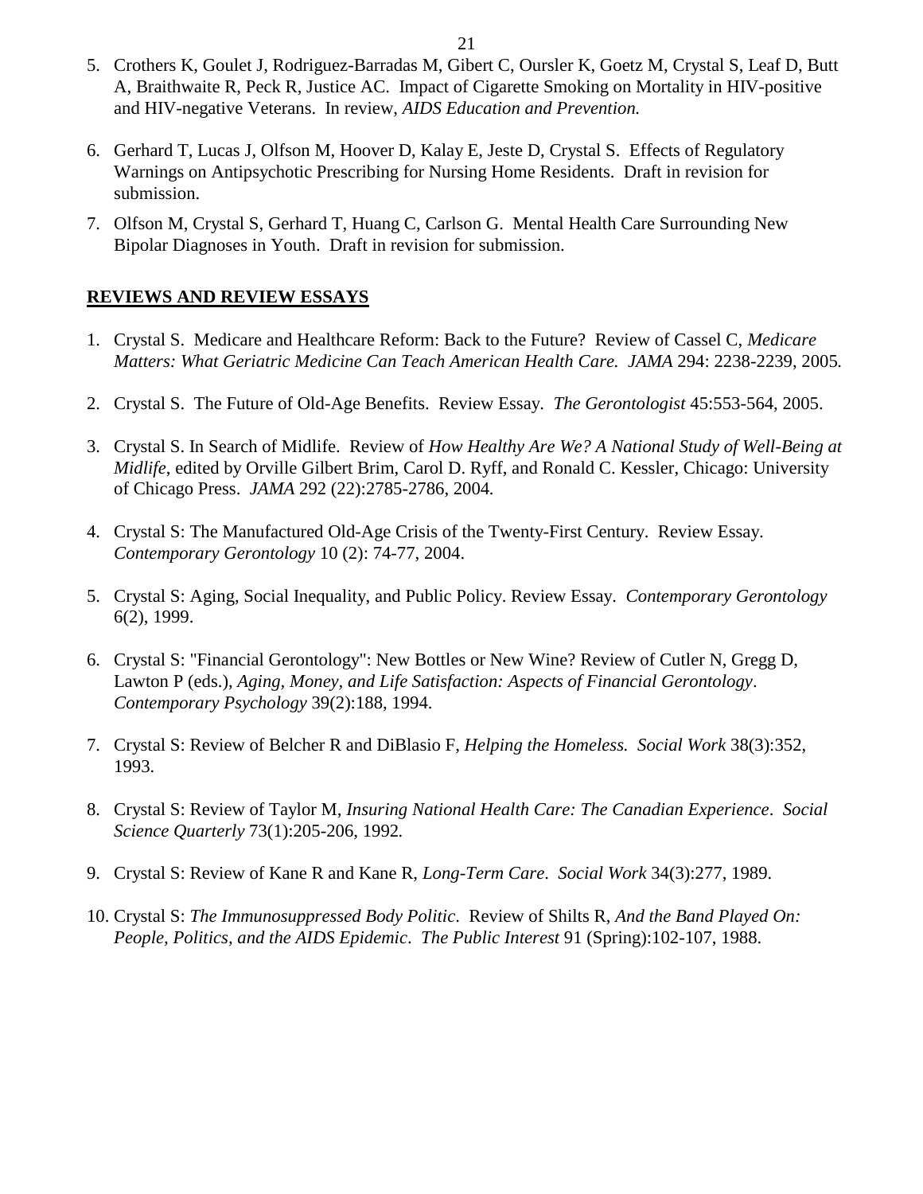5. Crothers K, Goulet J, Rodriguez-Barradas M, Gibert C, Oursler K, Goetz M, Crystal S, Leaf D, Butt A, Braithwaite R, Peck R, Justice AC. Impact of Cigarette Smoking on Mortality in HIV-positive and HIV-negative Veterans. In review, *AIDS Education and Prevention.*

6. Gerhard T, Lucas J, Olfson M, Hoover D, Kalay E, Jeste D, Crystal S. Effects of Regulatory Warnings on Antipsychotic Prescribing for Nursing Home Residents. Draft in revision for submission.

7. Olfson M, Crystal S, Gerhard T, Huang C, Carlson G. Mental Health Care Surrounding New Bipolar Diagnoses in Youth. Draft in revision for submission.

## REVIEWS AND REVIEW ESSAYS

1. Crystal S. Medicare and Healthcare Reform: Back to the Future? Review of Cassel C, *Medicare Matters: What Geriatric Medicine Can Teach American Health Care. JAMA* 294: 2238-2239, 2005.

2. Crystal S. The Future of Old-Age Benefits. Review Essay. *The Gerontologist* 45:553-564, 2005.

3. Crystal S. In Search of Midlife. Review of *How Healthy Are We? A National Study of Well-Being at Midlife*, edited by Orville Gilbert Brim, Carol D. Ryff, and Ronald C. Kessler, Chicago: University of Chicago Press. *JAMA* 292 (22):2785-2786, 2004.

4. Crystal S: The Manufactured Old-Age Crisis of the Twenty-First Century. Review Essay. *Contemporary Gerontology* 10 (2): 74-77, 2004.

5. Crystal S: Aging, Social Inequality, and Public Policy. Review Essay. *Contemporary Gerontology* 6(2), 1999.

6. Crystal S: "Financial Gerontology": New Bottles or New Wine? Review of Cutler N, Gregg D, Lawton P (eds.), *Aging, Money, and Life Satisfaction: Aspects of Financial Gerontology*. *Contemporary Psychology* 39(2):188, 1994.

7. Crystal S: Review of Belcher R and DiBlasio F, *Helping the Homeless. Social Work* 38(3):352, 1993.

8. Crystal S: Review of Taylor M, *Insuring National Health Care: The Canadian Experience*. *Social Science Quarterly* 73(1):205-206, 1992.

9. Crystal S: Review of Kane R and Kane R, *Long-Term Care*. *Social Work* 34(3):277, 1989.

10. Crystal S: *The Immunosuppressed Body Politic*. Review of Shilts R, *And the Band Played On: People, Politics, and the AIDS Epidemic*. *The Public Interest* 91 (Spring):102-107, 1988.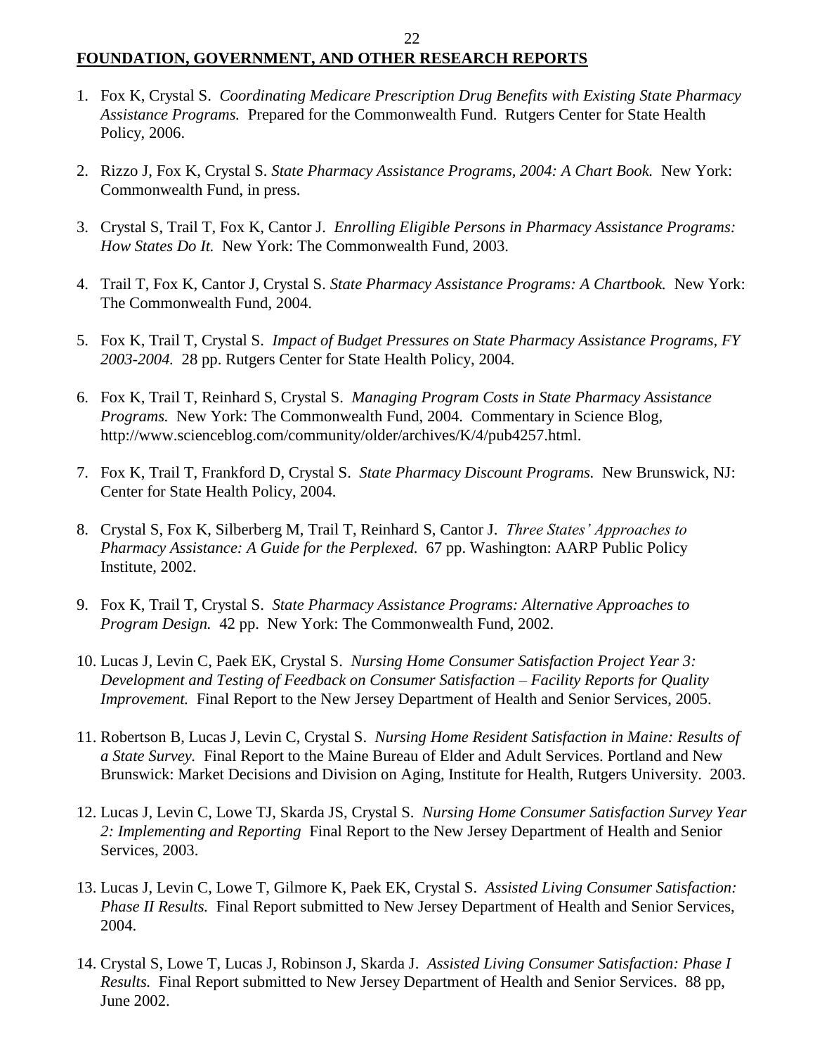## **FOUNDATION, GOVERNMENT, AND OTHER RESEARCH REPORTS**

1. Fox K, Crystal S. *Coordinating Medicare Prescription Drug Benefits with Existing State Pharmacy Assistance Programs.* Prepared for the Commonwealth Fund. Rutgers Center for State Health Policy, 2006.

2. Rizzo J, Fox K, Crystal S. *State Pharmacy Assistance Programs, 2004: A Chart Book.* New York: Commonwealth Fund, in press.

3. Crystal S, Trail T, Fox K, Cantor J. *Enrolling Eligible Persons in Pharmacy Assistance Programs: How States Do It.* New York: The Commonwealth Fund, 2003.

4. Trail T, Fox K, Cantor J, Crystal S. *State Pharmacy Assistance Programs: A Chartbook.* New York: The Commonwealth Fund, 2004.

5. Fox K, Trail T, Crystal S. *Impact of Budget Pressures on State Pharmacy Assistance Programs, FY 2003-2004.* 28 pp. Rutgers Center for State Health Policy, 2004.

6. Fox K, Trail T, Reinhard S, Crystal S. *Managing Program Costs in State Pharmacy Assistance Programs.* New York: The Commonwealth Fund, 2004. Commentary in Science Blog, http://www.scienceblog.com/community/older/archives/K/4/pub4257.html.

7. Fox K, Trail T, Frankford D, Crystal S. *State Pharmacy Discount Programs.* New Brunswick, NJ: Center for State Health Policy, 2004.

8. Crystal S, Fox K, Silberberg M, Trail T, Reinhard S, Cantor J. *Three States' Approaches to Pharmacy Assistance: A Guide for the Perplexed.* 67 pp. Washington: AARP Public Policy Institute, 2002.

9. Fox K, Trail T, Crystal S. *State Pharmacy Assistance Programs: Alternative Approaches to Program Design.* 42 pp. New York: The Commonwealth Fund, 2002.

10. Lucas J, Levin C, Paek EK, Crystal S. *Nursing Home Consumer Satisfaction Project Year 3: Development and Testing of Feedback on Consumer Satisfaction – Facility Reports for Quality Improvement.* Final Report to the New Jersey Department of Health and Senior Services, 2005.

11. Robertson B, Lucas J, Levin C, Crystal S. *Nursing Home Resident Satisfaction in Maine: Results of a State Survey.* Final Report to the Maine Bureau of Elder and Adult Services. Portland and New Brunswick: Market Decisions and Division on Aging, Institute for Health, Rutgers University. 2003.

12. Lucas J, Levin C, Lowe TJ, Skarda JS, Crystal S. *Nursing Home Consumer Satisfaction Survey Year 2: Implementing and Reporting* Final Report to the New Jersey Department of Health and Senior Services, 2003.

13. Lucas J, Levin C, Lowe T, Gilmore K, Paek EK, Crystal S. *Assisted Living Consumer Satisfaction: Phase II Results.* Final Report submitted to New Jersey Department of Health and Senior Services, 2004.

14. Crystal S, Lowe T, Lucas J, Robinson J, Skarda J. *Assisted Living Consumer Satisfaction: Phase I Results.* Final Report submitted to New Jersey Department of Health and Senior Services. 88 pp, June 2002.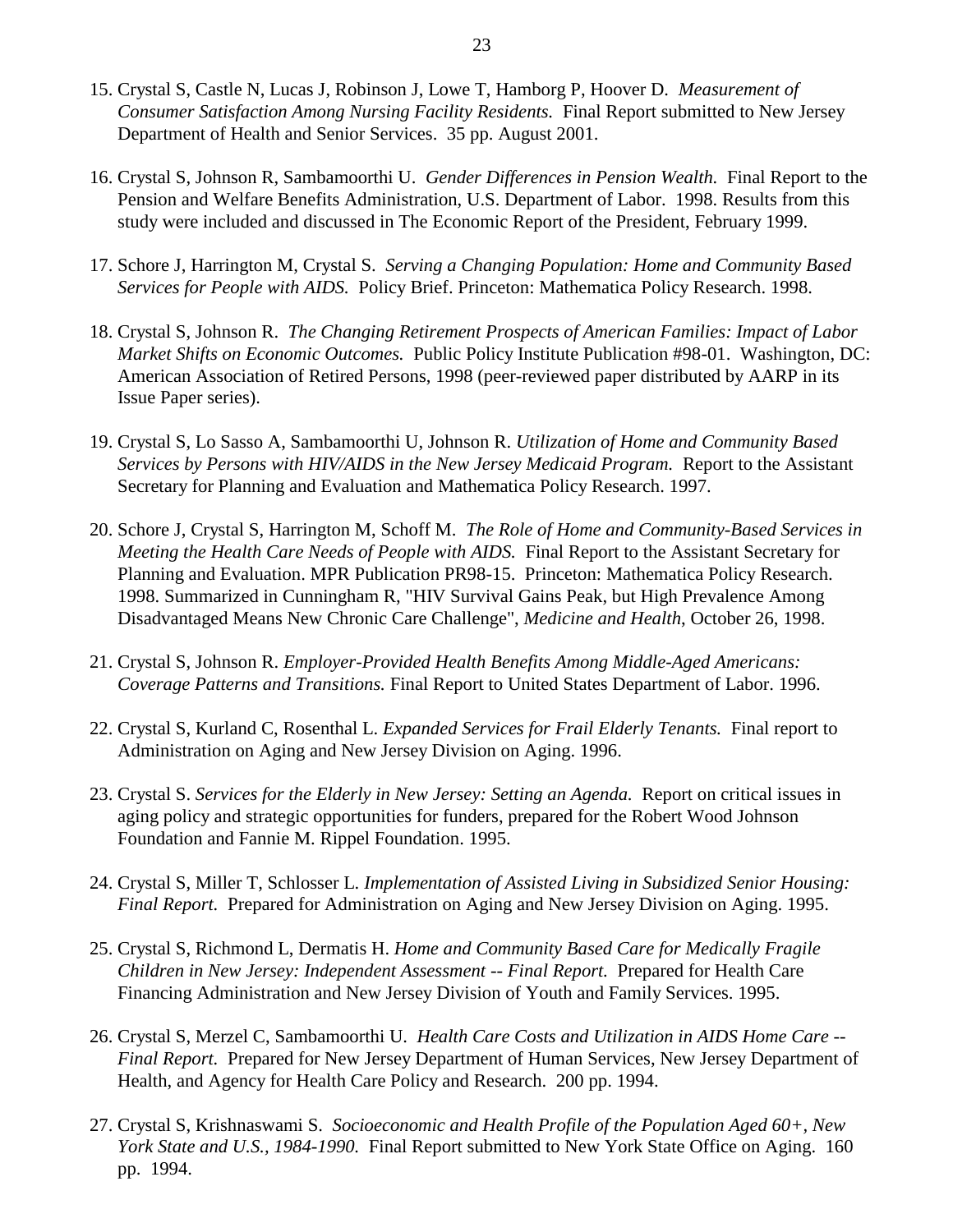15. Crystal S, Castle N, Lucas J, Robinson J, Lowe T, Hamborg P, Hoover D. *Measurement of Consumer Satisfaction Among Nursing Facility Residents.* Final Report submitted to New Jersey Department of Health and Senior Services. 35 pp. August 2001.

16. Crystal S, Johnson R, Sambamoorthi U. *Gender Differences in Pension Wealth.* Final Report to the Pension and Welfare Benefits Administration, U.S. Department of Labor. 1998. Results from this study were included and discussed in The Economic Report of the President, February 1999.

17. Schore J, Harrington M, Crystal S. *Serving a Changing Population: Home and Community Based Services for People with AIDS.* Policy Brief. Princeton: Mathematica Policy Research. 1998.

18. Crystal S, Johnson R. *The Changing Retirement Prospects of American Families: Impact of Labor Market Shifts on Economic Outcomes.* Public Policy Institute Publication #98-01. Washington, DC: American Association of Retired Persons, 1998 (peer-reviewed paper distributed by AARP in its Issue Paper series).

19. Crystal S, Lo Sasso A, Sambamoorthi U, Johnson R. *Utilization of Home and Community Based Services by Persons with HIV/AIDS in the New Jersey Medicaid Program.* Report to the Assistant Secretary for Planning and Evaluation and Mathematica Policy Research. 1997.

20. Schore J, Crystal S, Harrington M, Schoff M. *The Role of Home and Community-Based Services in Meeting the Health Care Needs of People with AIDS.* Final Report to the Assistant Secretary for Planning and Evaluation. MPR Publication PR98-15. Princeton: Mathematica Policy Research. 1998. Summarized in Cunningham R, "HIV Survival Gains Peak, but High Prevalence Among Disadvantaged Means New Chronic Care Challenge", *Medicine and Health*, October 26, 1998.

21. Crystal S, Johnson R. *Employer-Provided Health Benefits Among Middle-Aged Americans: Coverage Patterns and Transitions.* Final Report to United States Department of Labor. 1996.

22. Crystal S, Kurland C, Rosenthal L. *Expanded Services for Frail Elderly Tenants.* Final report to Administration on Aging and New Jersey Division on Aging. 1996.

23. Crystal S. *Services for the Elderly in New Jersey: Setting an Agenda.* Report on critical issues in aging policy and strategic opportunities for funders, prepared for the Robert Wood Johnson Foundation and Fannie M. Rippel Foundation. 1995.

24. Crystal S, Miller T, Schlosser L. *Implementation of Assisted Living in Subsidized Senior Housing: Final Report.* Prepared for Administration on Aging and New Jersey Division on Aging. 1995.

25. Crystal S, Richmond L, Dermatis H. *Home and Community Based Care for Medically Fragile Children in New Jersey: Independent Assessment -- Final Report.* Prepared for Health Care Financing Administration and New Jersey Division of Youth and Family Services. 1995.

26. Crystal S, Merzel C, Sambamoorthi U. *Health Care Costs and Utilization in AIDS Home Care -- Final Report.* Prepared for New Jersey Department of Human Services, New Jersey Department of Health, and Agency for Health Care Policy and Research. 200 pp. 1994.

27. Crystal S, Krishnaswami S. *Socioeconomic and Health Profile of the Population Aged 60+, New York State and U.S., 1984-1990.* Final Report submitted to New York State Office on Aging. 160 pp. 1994.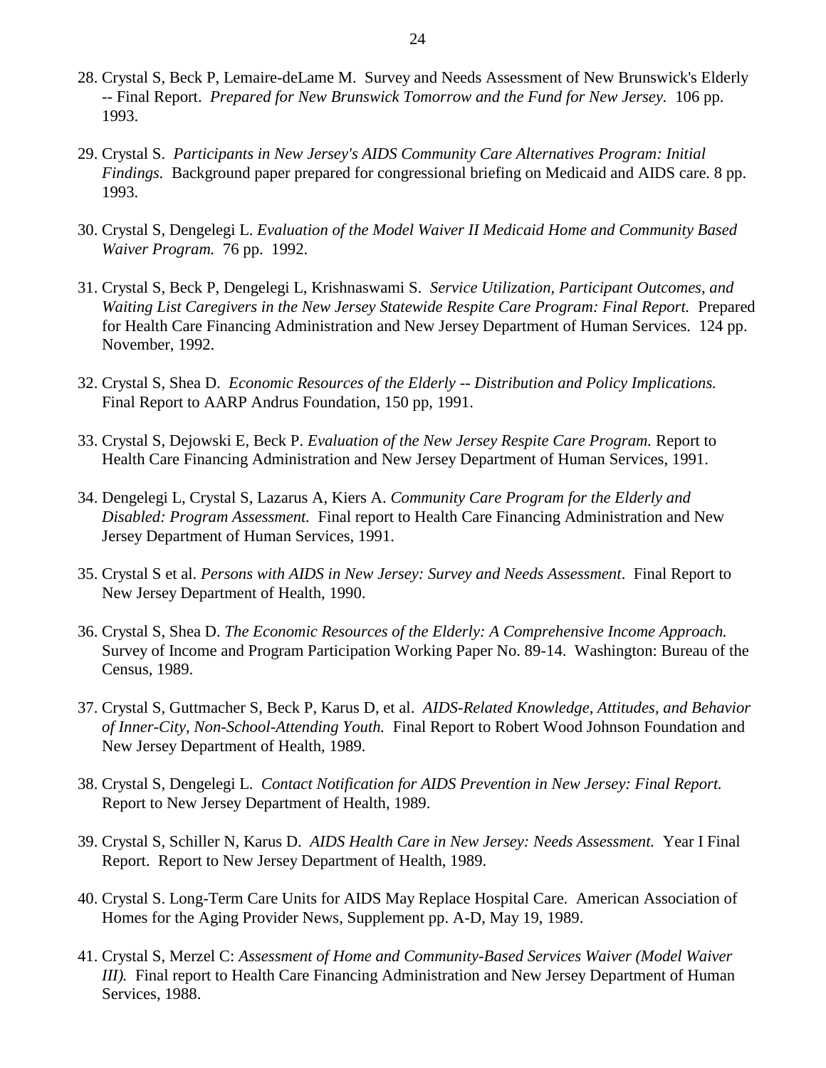28. Crystal S, Beck P, Lemaire-deLame M. Survey and Needs Assessment of New Brunswick's Elderly -- Final Report. *Prepared for New Brunswick Tomorrow and the Fund for New Jersey.* 106 pp. 1993.

29. Crystal S. *Participants in New Jersey's AIDS Community Care Alternatives Program: Initial Findings.* Background paper prepared for congressional briefing on Medicaid and AIDS care. 8 pp. 1993.

30. Crystal S, Dengelegi L. *Evaluation of the Model Waiver II Medicaid Home and Community Based Waiver Program.* 76 pp. 1992.

31. Crystal S, Beck P, Dengelegi L, Krishnaswami S. *Service Utilization, Participant Outcomes, and Waiting List Caregivers in the New Jersey Statewide Respite Care Program: Final Report.* Prepared for Health Care Financing Administration and New Jersey Department of Human Services. 124 pp. November, 1992.

32. Crystal S, Shea D. *Economic Resources of the Elderly -- Distribution and Policy Implications.* Final Report to AARP Andrus Foundation, 150 pp, 1991.

33. Crystal S, Dejowski E, Beck P. *Evaluation of the New Jersey Respite Care Program.* Report to Health Care Financing Administration and New Jersey Department of Human Services, 1991.

34. Dengelegi L, Crystal S, Lazarus A, Kiers A. *Community Care Program for the Elderly and Disabled: Program Assessment.* Final report to Health Care Financing Administration and New Jersey Department of Human Services, 1991.

35. Crystal S et al. *Persons with AIDS in New Jersey: Survey and Needs Assessment*. Final Report to New Jersey Department of Health, 1990.

36. Crystal S, Shea D. *The Economic Resources of the Elderly: A Comprehensive Income Approach.* Survey of Income and Program Participation Working Paper No. 89-14. Washington: Bureau of the Census, 1989.

37. Crystal S, Guttmacher S, Beck P, Karus D, et al. *AIDS-Related Knowledge, Attitudes, and Behavior of Inner-City, Non-School-Attending Youth.* Final Report to Robert Wood Johnson Foundation and New Jersey Department of Health, 1989.

38. Crystal S, Dengelegi L. *Contact Notification for AIDS Prevention in New Jersey: Final Report.* Report to New Jersey Department of Health, 1989.

39. Crystal S, Schiller N, Karus D. *AIDS Health Care in New Jersey: Needs Assessment.* Year I Final Report. Report to New Jersey Department of Health, 1989.

40. Crystal S. Long-Term Care Units for AIDS May Replace Hospital Care. American Association of Homes for the Aging Provider News, Supplement pp. A-D, May 19, 1989.

41. Crystal S, Merzel C: *Assessment of Home and Community-Based Services Waiver (Model Waiver III).* Final report to Health Care Financing Administration and New Jersey Department of Human Services, 1988.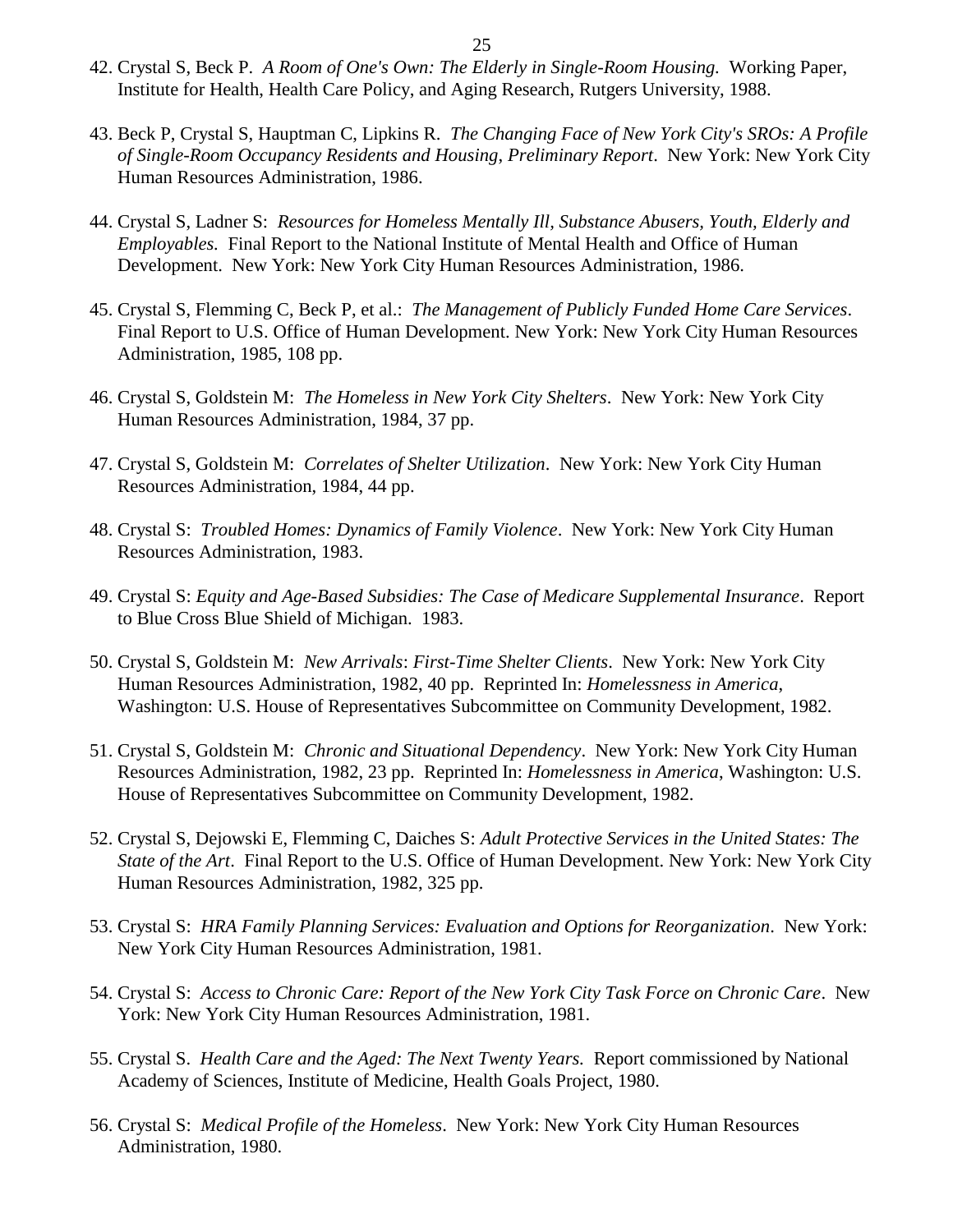42. Crystal S, Beck P. *A Room of One's Own: The Elderly in Single-Room Housing.* Working Paper, Institute for Health, Health Care Policy, and Aging Research, Rutgers University, 1988.

43. Beck P, Crystal S, Hauptman C, Lipkins R. *The Changing Face of New York City's SROs: A Profile of Single-Room Occupancy Residents and Housing, Preliminary Report*. New York: New York City Human Resources Administration, 1986.

44. Crystal S, Ladner S: *Resources for Homeless Mentally Ill, Substance Abusers, Youth, Elderly and Employables.* Final Report to the National Institute of Mental Health and Office of Human Development. New York: New York City Human Resources Administration, 1986.

45. Crystal S, Flemming C, Beck P, et al.: *The Management of Publicly Funded Home Care Services*. Final Report to U.S. Office of Human Development. New York: New York City Human Resources Administration, 1985, 108 pp.

46. Crystal S, Goldstein M: *The Homeless in New York City Shelters*. New York: New York City Human Resources Administration, 1984, 37 pp.

47. Crystal S, Goldstein M: *Correlates of Shelter Utilization*. New York: New York City Human Resources Administration, 1984, 44 pp.

48. Crystal S: *Troubled Homes: Dynamics of Family Violence*. New York: New York City Human Resources Administration, 1983.

49. Crystal S: *Equity and Age-Based Subsidies: The Case of Medicare Supplemental Insurance*. Report to Blue Cross Blue Shield of Michigan. 1983.

50. Crystal S, Goldstein M: *New Arrivals*: *First-Time Shelter Clients*. New York: New York City Human Resources Administration, 1982, 40 pp. Reprinted In: *Homelessness in America*, Washington: U.S. House of Representatives Subcommittee on Community Development, 1982.

51. Crystal S, Goldstein M: *Chronic and Situational Dependency*. New York: New York City Human Resources Administration, 1982, 23 pp. Reprinted In: *Homelessness in America*, Washington: U.S. House of Representatives Subcommittee on Community Development, 1982.

52. Crystal S, Dejowski E, Flemming C, Daiches S: *Adult Protective Services in the United States: The State of the Art*. Final Report to the U.S. Office of Human Development. New York: New York City Human Resources Administration, 1982, 325 pp.

53. Crystal S: *HRA Family Planning Services: Evaluation and Options for Reorganization*. New York: New York City Human Resources Administration, 1981.

54. Crystal S: *Access to Chronic Care: Report of the New York City Task Force on Chronic Care*. New York: New York City Human Resources Administration, 1981.

55. Crystal S. *Health Care and the Aged: The Next Twenty Years.* Report commissioned by National Academy of Sciences, Institute of Medicine, Health Goals Project, 1980.

56. Crystal S: *Medical Profile of the Homeless*. New York: New York City Human Resources Administration, 1980.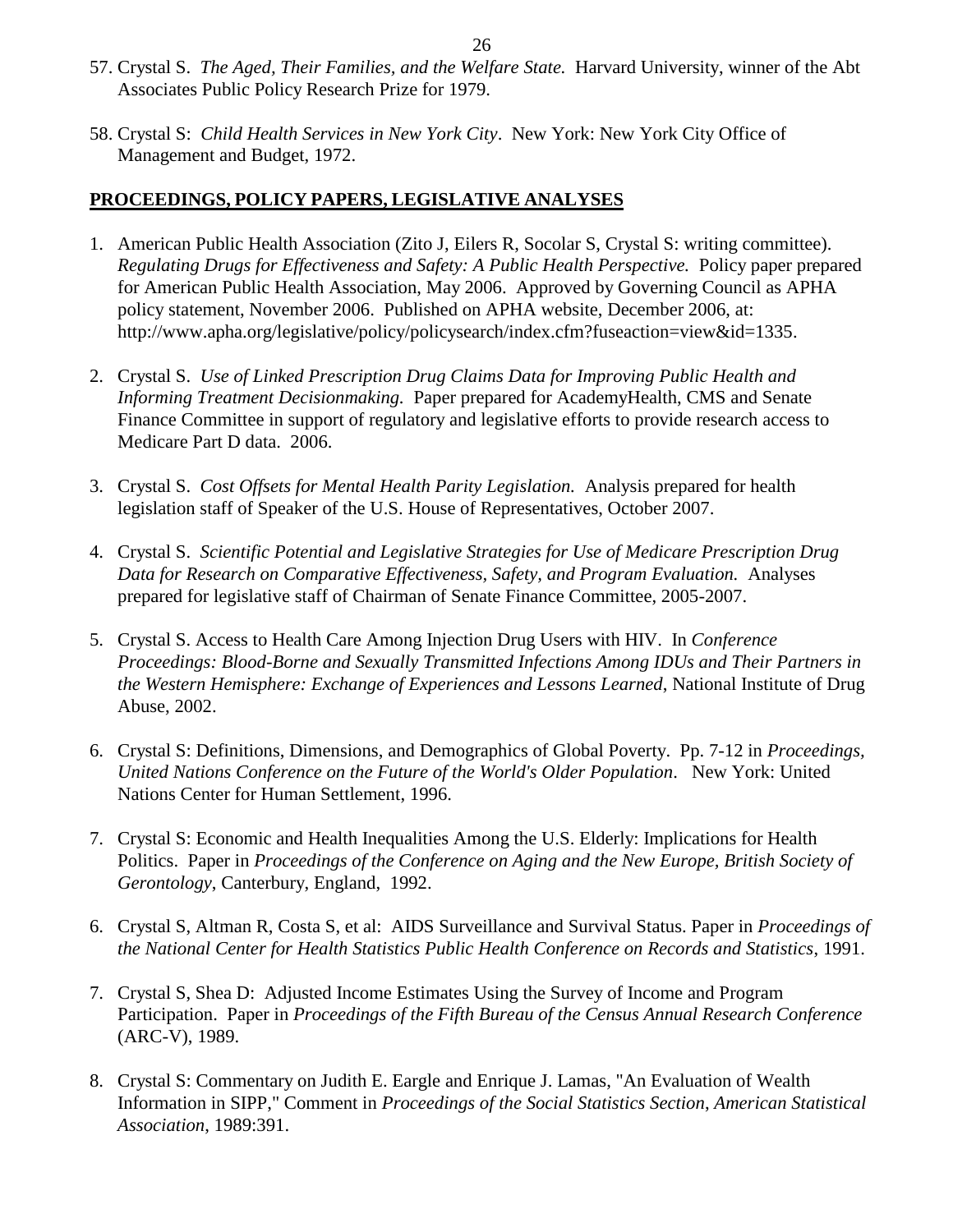57. Crystal S. *The Aged, Their Families, and the Welfare State.* Harvard University, winner of the Abt Associates Public Policy Research Prize for 1979.

58. Crystal S: *Child Health Services in New York City*. New York: New York City Office of Management and Budget, 1972.

## **PROCEEDINGS, POLICY PAPERS, LEGISLATIVE ANALYSES**

1. American Public Health Association (Zito J, Eilers R, Socolar S, Crystal S: writing committee). *Regulating Drugs for Effectiveness and Safety: A Public Health Perspective.* Policy paper prepared for American Public Health Association, May 2006. Approved by Governing Council as APHA policy statement, November 2006. Published on APHA website, December 2006, at: http://www.apha.org/legislative/policy/policysearch/index.cfm?fuseaction=view&id=1335.

2. Crystal S. *Use of Linked Prescription Drug Claims Data for Improving Public Health and Informing Treatment Decisionmaking.* Paper prepared for AcademyHealth, CMS and Senate Finance Committee in support of regulatory and legislative efforts to provide research access to Medicare Part D data. 2006.

3. Crystal S. *Cost Offsets for Mental Health Parity Legislation.* Analysis prepared for health legislation staff of Speaker of the U.S. House of Representatives, October 2007.

4. Crystal S. *Scientific Potential and Legislative Strategies for Use of Medicare Prescription Drug Data for Research on Comparative Effectiveness, Safety, and Program Evaluation.* Analyses prepared for legislative staff of Chairman of Senate Finance Committee, 2005-2007.

5. Crystal S. Access to Health Care Among Injection Drug Users with HIV. In *Conference Proceedings: Blood-Borne and Sexually Transmitted Infections Among IDUs and Their Partners in the Western Hemisphere: Exchange of Experiences and Lessons Learned*, National Institute of Drug Abuse, 2002.

6. Crystal S: Definitions, Dimensions, and Demographics of Global Poverty. Pp. 7-12 in *Proceedings, United Nations Conference on the Future of the World's Older Population*. New York: United Nations Center for Human Settlement, 1996.

7. Crystal S: Economic and Health Inequalities Among the U.S. Elderly: Implications for Health Politics. Paper in *Proceedings of the Conference on Aging and the New Europe, British Society of Gerontology*, Canterbury, England, 1992.

6. Crystal S, Altman R, Costa S, et al: AIDS Surveillance and Survival Status. Paper in *Proceedings of the National Center for Health Statistics Public Health Conference on Records and Statistics*, 1991.

7. Crystal S, Shea D: Adjusted Income Estimates Using the Survey of Income and Program Participation. Paper in *Proceedings of the Fifth Bureau of the Census Annual Research Conference* (ARC-V), 1989.

8. Crystal S: Commentary on Judith E. Eargle and Enrique J. Lamas, "An Evaluation of Wealth Information in SIPP," Comment in *Proceedings of the Social Statistics Section, American Statistical Association*, 1989:391.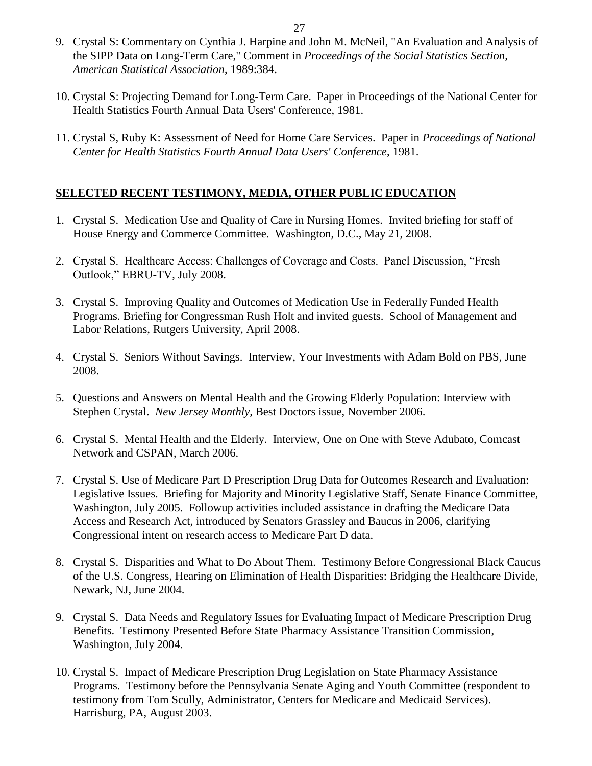9. Crystal S: Commentary on Cynthia J. Harpine and John M. McNeil, "An Evaluation and Analysis of the SIPP Data on Long-Term Care," Comment in *Proceedings of the Social Statistics Section, American Statistical Association*, 1989:384.

10. Crystal S: Projecting Demand for Long-Term Care. Paper in Proceedings of the National Center for Health Statistics Fourth Annual Data Users' Conference, 1981.

11. Crystal S, Ruby K: Assessment of Need for Home Care Services. Paper in *Proceedings of National Center for Health Statistics Fourth Annual Data Users' Conference*, 1981.

## SELECTED RECENT TESTIMONY, MEDIA, OTHER PUBLIC EDUCATION

1. Crystal S. Medication Use and Quality of Care in Nursing Homes. Invited briefing for staff of House Energy and Commerce Committee. Washington, D.C., May 21, 2008.

2. Crystal S. Healthcare Access: Challenges of Coverage and Costs. Panel Discussion, "Fresh Outlook," EBRU-TV, July 2008.

3. Crystal S. Improving Quality and Outcomes of Medication Use in Federally Funded Health Programs. Briefing for Congressman Rush Holt and invited guests. School of Management and Labor Relations, Rutgers University, April 2008.

4. Crystal S. Seniors Without Savings. Interview, Your Investments with Adam Bold on PBS, June 2008.

5. Questions and Answers on Mental Health and the Growing Elderly Population: Interview with Stephen Crystal. *New Jersey Monthly*, Best Doctors issue, November 2006.

6. Crystal S. Mental Health and the Elderly. Interview, One on One with Steve Adubato, Comcast Network and CSPAN, March 2006.

7. Crystal S. Use of Medicare Part D Prescription Drug Data for Outcomes Research and Evaluation: Legislative Issues. Briefing for Majority and Minority Legislative Staff, Senate Finance Committee, Washington, July 2005. Followup activities included assistance in drafting the Medicare Data Access and Research Act, introduced by Senators Grassley and Baucus in 2006, clarifying Congressional intent on research access to Medicare Part D data.

8. Crystal S. Disparities and What to Do About Them. Testimony Before Congressional Black Caucus of the U.S. Congress, Hearing on Elimination of Health Disparities: Bridging the Healthcare Divide, Newark, NJ, June 2004.

9. Crystal S. Data Needs and Regulatory Issues for Evaluating Impact of Medicare Prescription Drug Benefits. Testimony Presented Before State Pharmacy Assistance Transition Commission, Washington, July 2004.

10. Crystal S. Impact of Medicare Prescription Drug Legislation on State Pharmacy Assistance Programs. Testimony before the Pennsylvania Senate Aging and Youth Committee (respondent to testimony from Tom Scully, Administrator, Centers for Medicare and Medicaid Services). Harrisburg, PA, August 2003.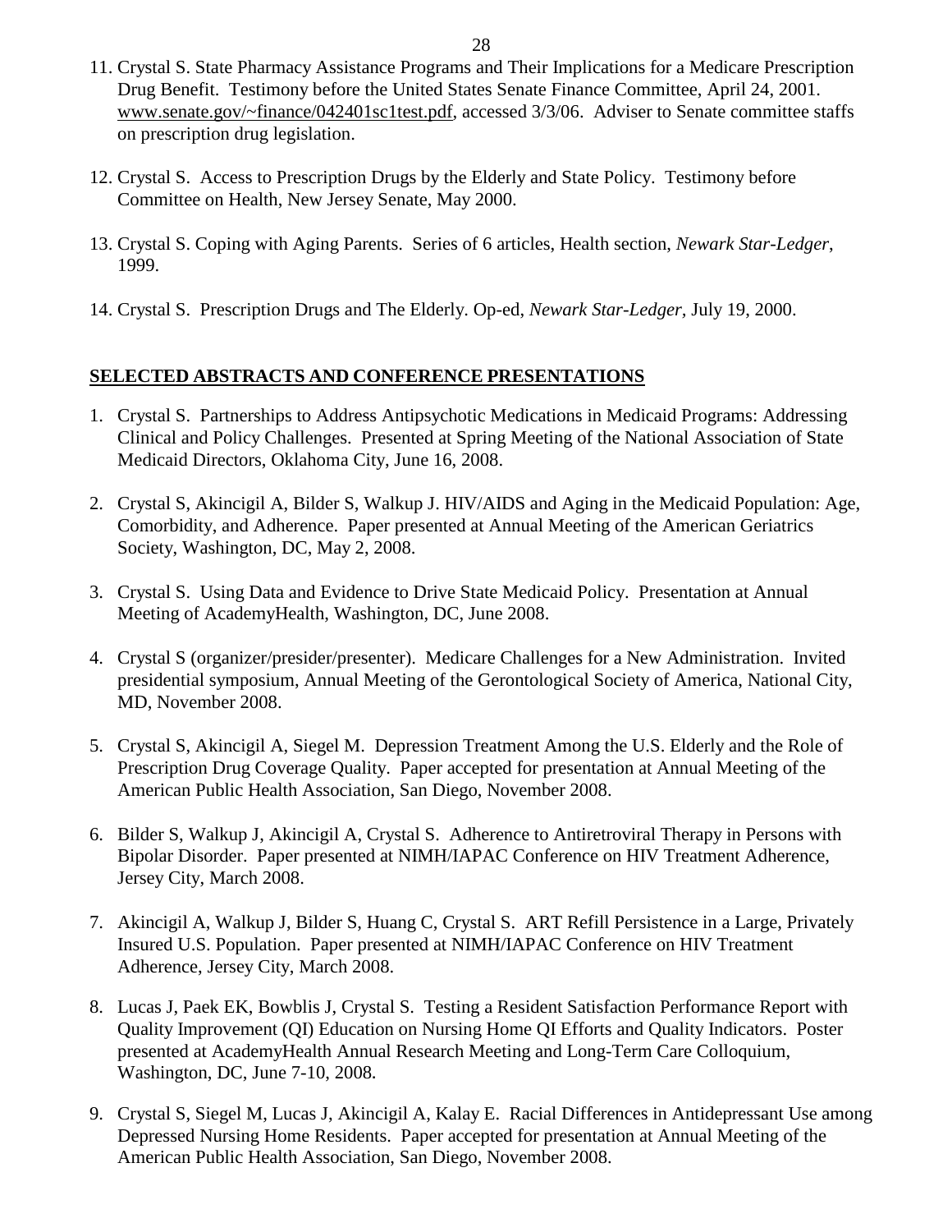11. Crystal S. State Pharmacy Assistance Programs and Their Implications for a Medicare Prescription Drug Benefit. Testimony before the United States Senate Finance Committee, April 24, 2001. www.senate.gov/~finance/042401sc1test.pdf, accessed 3/3/06. Adviser to Senate committee staffs on prescription drug legislation.

12. Crystal S. Access to Prescription Drugs by the Elderly and State Policy. Testimony before Committee on Health, New Jersey Senate, May 2000.

13. Crystal S. Coping with Aging Parents. Series of 6 articles, Health section, *Newark Star-Ledger*, 1999.

14. Crystal S. Prescription Drugs and The Elderly. Op-ed, *Newark Star-Ledger*, July 19, 2000.

## SELECTED ABSTRACTS AND CONFERENCE PRESENTATIONS

1. Crystal S. Partnerships to Address Antipsychotic Medications in Medicaid Programs: Addressing Clinical and Policy Challenges. Presented at Spring Meeting of the National Association of State Medicaid Directors, Oklahoma City, June 16, 2008.

2. Crystal S, Akincigil A, Bilder S, Walkup J. HIV/AIDS and Aging in the Medicaid Population: Age, Comorbidity, and Adherence. Paper presented at Annual Meeting of the American Geriatrics Society, Washington, DC, May 2, 2008.

3. Crystal S. Using Data and Evidence to Drive State Medicaid Policy. Presentation at Annual Meeting of AcademyHealth, Washington, DC, June 2008.

4. Crystal S (organizer/presider/presenter). Medicare Challenges for a New Administration. Invited presidential symposium, Annual Meeting of the Gerontological Society of America, National City, MD, November 2008.

5. Crystal S, Akincigil A, Siegel M. Depression Treatment Among the U.S. Elderly and the Role of Prescription Drug Coverage Quality. Paper accepted for presentation at Annual Meeting of the American Public Health Association, San Diego, November 2008.

6. Bilder S, Walkup J, Akincigil A, Crystal S. Adherence to Antiretroviral Therapy in Persons with Bipolar Disorder. Paper presented at NIMH/IAPAC Conference on HIV Treatment Adherence, Jersey City, March 2008.

7. Akincigil A, Walkup J, Bilder S, Huang C, Crystal S. ART Refill Persistence in a Large, Privately Insured U.S. Population. Paper presented at NIMH/IAPAC Conference on HIV Treatment Adherence, Jersey City, March 2008.

8. Lucas J, Paek EK, Bowblis J, Crystal S. Testing a Resident Satisfaction Performance Report with Quality Improvement (QI) Education on Nursing Home QI Efforts and Quality Indicators. Poster presented at AcademyHealth Annual Research Meeting and Long-Term Care Colloquium, Washington, DC, June 7-10, 2008.

9. Crystal S, Siegel M, Lucas J, Akincigil A, Kalay E. Racial Differences in Antidepressant Use among Depressed Nursing Home Residents. Paper accepted for presentation at Annual Meeting of the American Public Health Association, San Diego, November 2008.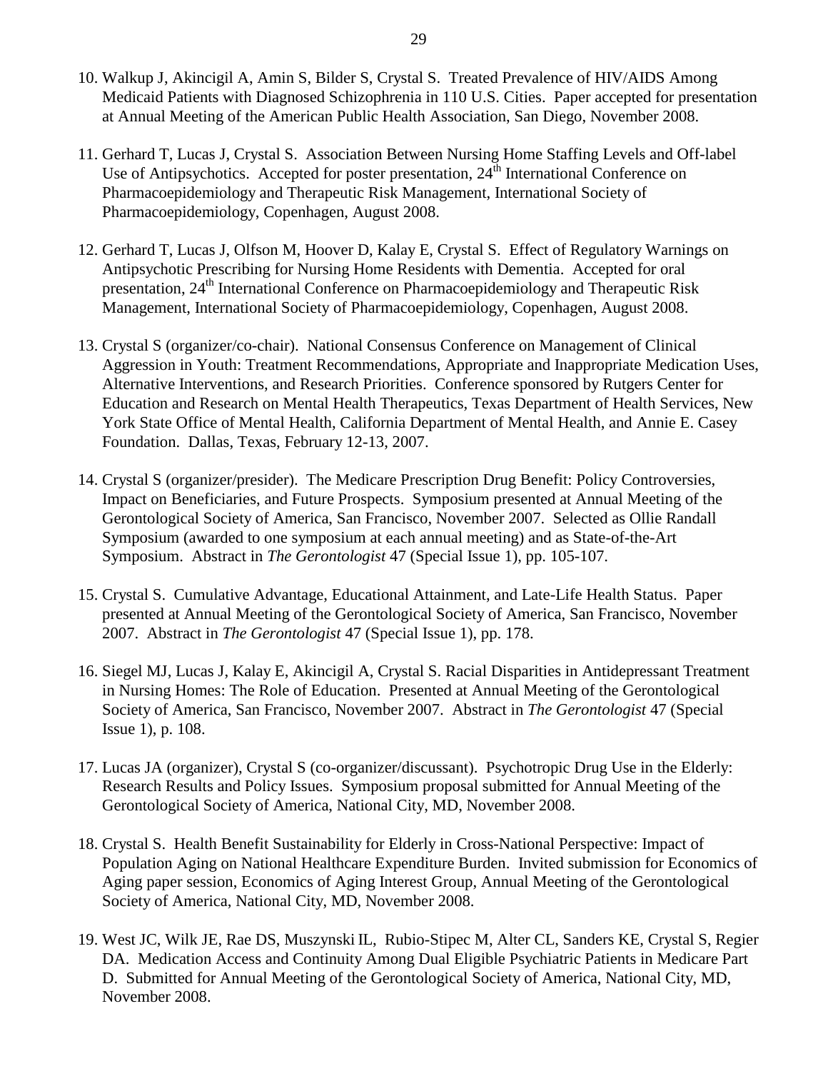10. Walkup J, Akincigil A, Amin S, Bilder S, Crystal S. Treated Prevalence of HIV/AIDS Among Medicaid Patients with Diagnosed Schizophrenia in 110 U.S. Cities. Paper accepted for presentation at Annual Meeting of the American Public Health Association, San Diego, November 2008.

11. Gerhard T, Lucas J, Crystal S. Association Between Nursing Home Staffing Levels and Off-label Use of Antipsychotics. Accepted for poster presentation, 24th International Conference on Pharmacoepidemiology and Therapeutic Risk Management, International Society of Pharmacoepidemiology, Copenhagen, August 2008.

12. Gerhard T, Lucas J, Olfson M, Hoover D, Kalay E, Crystal S. Effect of Regulatory Warnings on Antipsychotic Prescribing for Nursing Home Residents with Dementia. Accepted for oral presentation, 24th International Conference on Pharmacoepidemiology and Therapeutic Risk Management, International Society of Pharmacoepidemiology, Copenhagen, August 2008.

13. Crystal S (organizer/co-chair). National Consensus Conference on Management of Clinical Aggression in Youth: Treatment Recommendations, Appropriate and Inappropriate Medication Uses, Alternative Interventions, and Research Priorities. Conference sponsored by Rutgers Center for Education and Research on Mental Health Therapeutics, Texas Department of Health Services, New York State Office of Mental Health, California Department of Mental Health, and Annie E. Casey Foundation. Dallas, Texas, February 12-13, 2007.

14. Crystal S (organizer/presider). The Medicare Prescription Drug Benefit: Policy Controversies, Impact on Beneficiaries, and Future Prospects. Symposium presented at Annual Meeting of the Gerontological Society of America, San Francisco, November 2007. Selected as Ollie Randall Symposium (awarded to one symposium at each annual meeting) and as State-of-the-Art Symposium. Abstract in *The Gerontologist* 47 (Special Issue 1), pp. 105-107.

15. Crystal S. Cumulative Advantage, Educational Attainment, and Late-Life Health Status. Paper presented at Annual Meeting of the Gerontological Society of America, San Francisco, November 2007. Abstract in *The Gerontologist* 47 (Special Issue 1), pp. 178.

16. Siegel MJ, Lucas J, Kalay E, Akincigil A, Crystal S. Racial Disparities in Antidepressant Treatment in Nursing Homes: The Role of Education. Presented at Annual Meeting of the Gerontological Society of America, San Francisco, November 2007. Abstract in *The Gerontologist* 47 (Special Issue 1), p. 108.

17. Lucas JA (organizer), Crystal S (co-organizer/discussant). Psychotropic Drug Use in the Elderly: Research Results and Policy Issues. Symposium proposal submitted for Annual Meeting of the Gerontological Society of America, National City, MD, November 2008.

18. Crystal S. Health Benefit Sustainability for Elderly in Cross-National Perspective: Impact of Population Aging on National Healthcare Expenditure Burden. Invited submission for Economics of Aging paper session, Economics of Aging Interest Group, Annual Meeting of the Gerontological Society of America, National City, MD, November 2008.

19. West JC, Wilk JE, Rae DS, Muszynski IL, Rubio-Stipec M, Alter CL, Sanders KE, Crystal S, Regier DA. Medication Access and Continuity Among Dual Eligible Psychiatric Patients in Medicare Part D. Submitted for Annual Meeting of the Gerontological Society of America, National City, MD, November 2008.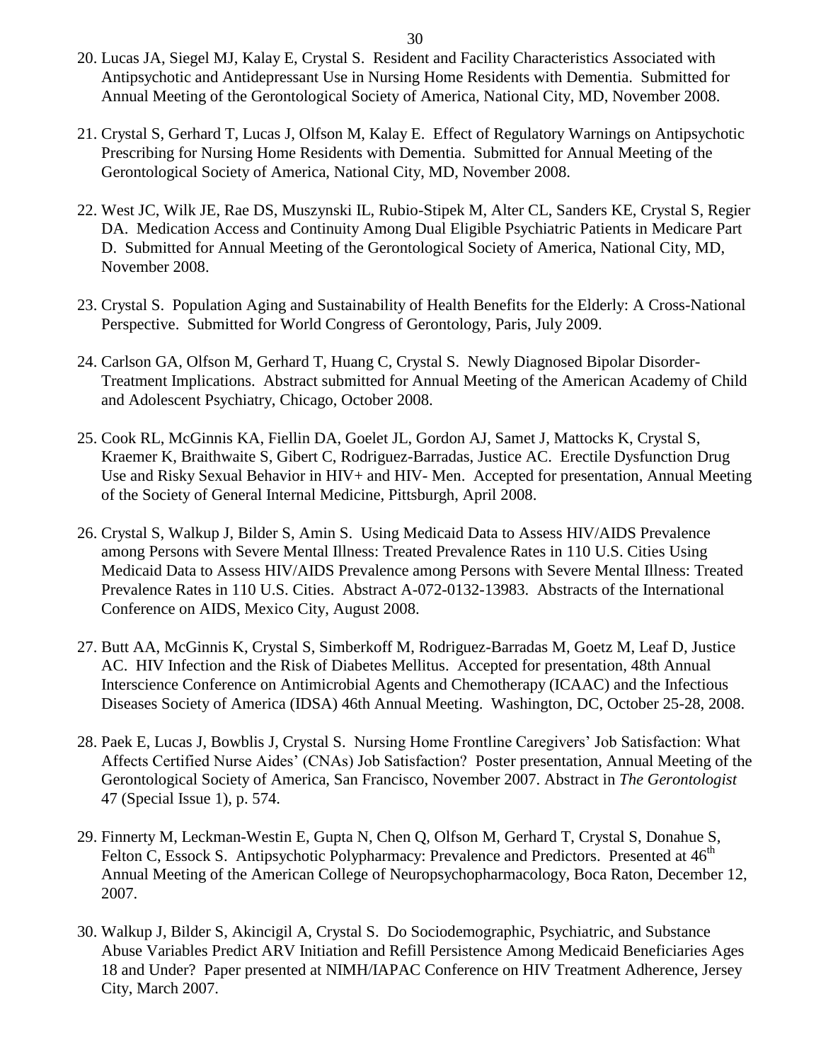20. Lucas JA, Siegel MJ, Kalay E, Crystal S. Resident and Facility Characteristics Associated with Antipsychotic and Antidepressant Use in Nursing Home Residents with Dementia. Submitted for Annual Meeting of the Gerontological Society of America, National City, MD, November 2008.

21. Crystal S, Gerhard T, Lucas J, Olfson M, Kalay E. Effect of Regulatory Warnings on Antipsychotic Prescribing for Nursing Home Residents with Dementia. Submitted for Annual Meeting of the Gerontological Society of America, National City, MD, November 2008.

22. West JC, Wilk JE, Rae DS, Muszynski IL, Rubio-Stipek M, Alter CL, Sanders KE, Crystal S, Regier DA. Medication Access and Continuity Among Dual Eligible Psychiatric Patients in Medicare Part D. Submitted for Annual Meeting of the Gerontological Society of America, National City, MD, November 2008.

23. Crystal S. Population Aging and Sustainability of Health Benefits for the Elderly: A Cross-National Perspective. Submitted for World Congress of Gerontology, Paris, July 2009.

24. Carlson GA, Olfson M, Gerhard T, Huang C, Crystal S. Newly Diagnosed Bipolar Disorder-Treatment Implications. Abstract submitted for Annual Meeting of the American Academy of Child and Adolescent Psychiatry, Chicago, October 2008.

25. Cook RL, McGinnis KA, Fiellin DA, Goelet JL, Gordon AJ, Samet J, Mattocks K, Crystal S, Kraemer K, Braithwaite S, Gibert C, Rodriguez-Barradas, Justice AC. Erectile Dysfunction Drug Use and Risky Sexual Behavior in HIV+ and HIV- Men. Accepted for presentation, Annual Meeting of the Society of General Internal Medicine, Pittsburgh, April 2008.

26. Crystal S, Walkup J, Bilder S, Amin S. Using Medicaid Data to Assess HIV/AIDS Prevalence among Persons with Severe Mental Illness: Treated Prevalence Rates in 110 U.S. Cities Using Medicaid Data to Assess HIV/AIDS Prevalence among Persons with Severe Mental Illness: Treated Prevalence Rates in 110 U.S. Cities. Abstract A-072-0132-13983. Abstracts of the International Conference on AIDS, Mexico City, August 2008.

27. Butt AA, McGinnis K, Crystal S, Simberkoff M, Rodriguez-Barradas M, Goetz M, Leaf D, Justice AC. HIV Infection and the Risk of Diabetes Mellitus. Accepted for presentation, 48th Annual Interscience Conference on Antimicrobial Agents and Chemotherapy (ICAAC) and the Infectious Diseases Society of America (IDSA) 46th Annual Meeting. Washington, DC, October 25-28, 2008.

28. Paek E, Lucas J, Bowblis J, Crystal S. Nursing Home Frontline Caregivers' Job Satisfaction: What Affects Certified Nurse Aides' (CNAs) Job Satisfaction? Poster presentation, Annual Meeting of the Gerontological Society of America, San Francisco, November 2007. Abstract in *The Gerontologist* 47 (Special Issue 1), p. 574.

29. Finnerty M, Leckman-Westin E, Gupta N, Chen Q, Olfson M, Gerhard T, Crystal S, Donahue S, Felton C, Essock S. Antipsychotic Polypharmacy: Prevalence and Predictors. Presented at 46th Annual Meeting of the American College of Neuropsychopharmacology, Boca Raton, December 12, 2007.

30. Walkup J, Bilder S, Akincigil A, Crystal S. Do Sociodemographic, Psychiatric, and Substance Abuse Variables Predict ARV Initiation and Refill Persistence Among Medicaid Beneficiaries Ages 18 and Under? Paper presented at NIMH/IAPAC Conference on HIV Treatment Adherence, Jersey City, March 2007.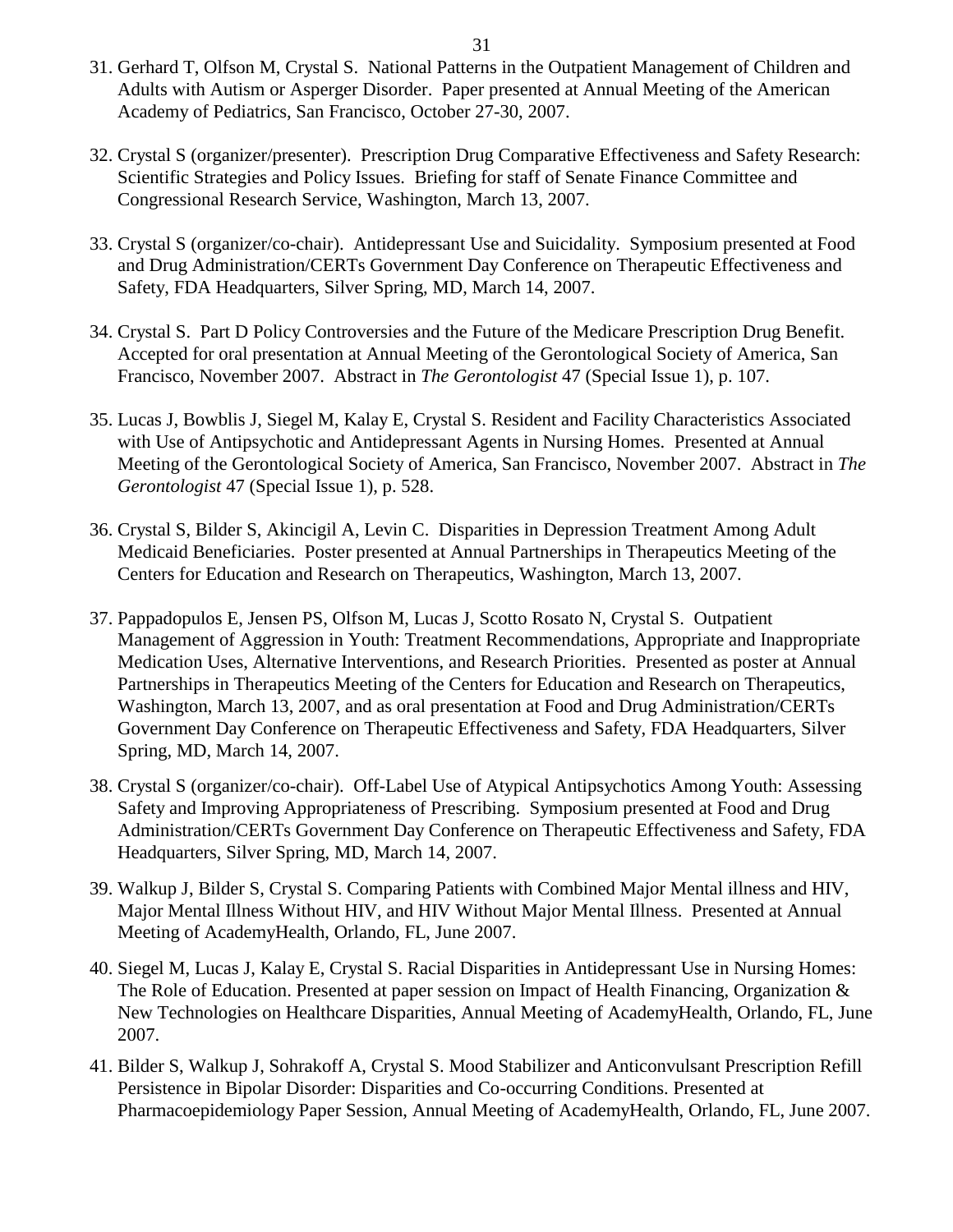31. Gerhard T, Olfson M, Crystal S. National Patterns in the Outpatient Management of Children and Adults with Autism or Asperger Disorder. Paper presented at Annual Meeting of the American Academy of Pediatrics, San Francisco, October 27-30, 2007.

32. Crystal S (organizer/presenter). Prescription Drug Comparative Effectiveness and Safety Research: Scientific Strategies and Policy Issues. Briefing for staff of Senate Finance Committee and Congressional Research Service, Washington, March 13, 2007.

33. Crystal S (organizer/co-chair). Antidepressant Use and Suicidality. Symposium presented at Food and Drug Administration/CERTs Government Day Conference on Therapeutic Effectiveness and Safety, FDA Headquarters, Silver Spring, MD, March 14, 2007.

34. Crystal S. Part D Policy Controversies and the Future of the Medicare Prescription Drug Benefit. Accepted for oral presentation at Annual Meeting of the Gerontological Society of America, San Francisco, November 2007. Abstract in *The Gerontologist* 47 (Special Issue 1), p. 107.

35. Lucas J, Bowblis J, Siegel M, Kalay E, Crystal S. Resident and Facility Characteristics Associated with Use of Antipsychotic and Antidepressant Agents in Nursing Homes. Presented at Annual Meeting of the Gerontological Society of America, San Francisco, November 2007. Abstract in *The Gerontologist* 47 (Special Issue 1), p. 528.

36. Crystal S, Bilder S, Akincigil A, Levin C. Disparities in Depression Treatment Among Adult Medicaid Beneficiaries. Poster presented at Annual Partnerships in Therapeutics Meeting of the Centers for Education and Research on Therapeutics, Washington, March 13, 2007.

37. Pappadopulos E, Jensen PS, Olfson M, Lucas J, Scotto Rosato N, Crystal S. Outpatient Management of Aggression in Youth: Treatment Recommendations, Appropriate and Inappropriate Medication Uses, Alternative Interventions, and Research Priorities. Presented as poster at Annual Partnerships in Therapeutics Meeting of the Centers for Education and Research on Therapeutics, Washington, March 13, 2007, and as oral presentation at Food and Drug Administration/CERTs Government Day Conference on Therapeutic Effectiveness and Safety, FDA Headquarters, Silver Spring, MD, March 14, 2007.

38. Crystal S (organizer/co-chair). Off-Label Use of Atypical Antipsychotics Among Youth: Assessing Safety and Improving Appropriateness of Prescribing. Symposium presented at Food and Drug Administration/CERTs Government Day Conference on Therapeutic Effectiveness and Safety, FDA Headquarters, Silver Spring, MD, March 14, 2007.

39. Walkup J, Bilder S, Crystal S. Comparing Patients with Combined Major Mental illness and HIV, Major Mental Illness Without HIV, and HIV Without Major Mental Illness. Presented at Annual Meeting of AcademyHealth, Orlando, FL, June 2007.

40. Siegel M, Lucas J, Kalay E, Crystal S. Racial Disparities in Antidepressant Use in Nursing Homes: The Role of Education. Presented at paper session on Impact of Health Financing, Organization & New Technologies on Healthcare Disparities, Annual Meeting of AcademyHealth, Orlando, FL, June 2007.

41. Bilder S, Walkup J, Sohrakoff A, Crystal S. Mood Stabilizer and Anticonvulsant Prescription Refill Persistence in Bipolar Disorder: Disparities and Co-occurring Conditions. Presented at Pharmacoepidemiology Paper Session, Annual Meeting of AcademyHealth, Orlando, FL, June 2007.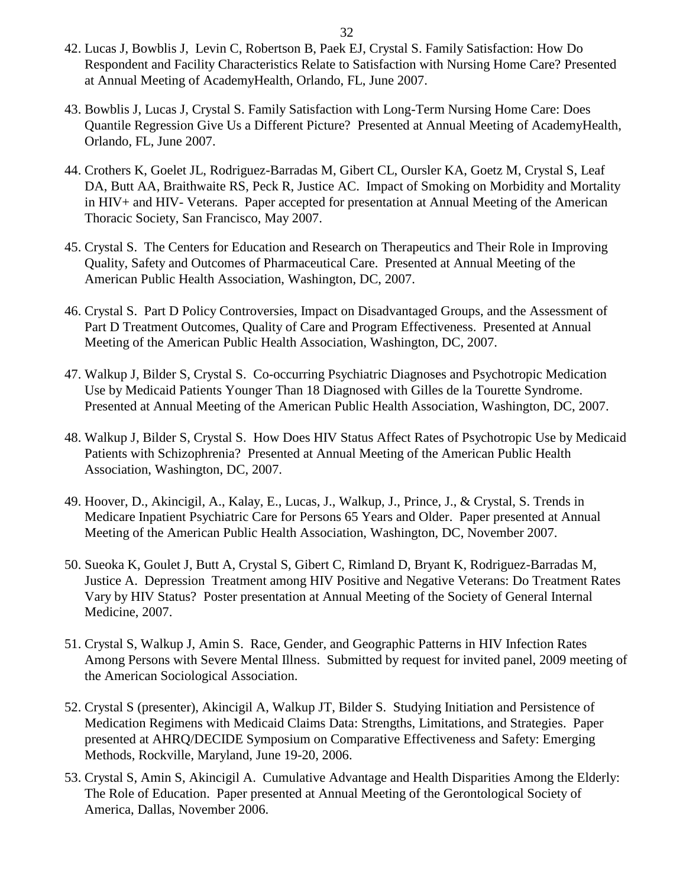42. Lucas J, Bowblis J, Levin C, Robertson B, Paek EJ, Crystal S. Family Satisfaction: How Do Respondent and Facility Characteristics Relate to Satisfaction with Nursing Home Care? Presented at Annual Meeting of AcademyHealth, Orlando, FL, June 2007.

43. Bowblis J, Lucas J, Crystal S. Family Satisfaction with Long-Term Nursing Home Care: Does Quantile Regression Give Us a Different Picture? Presented at Annual Meeting of AcademyHealth, Orlando, FL, June 2007.

44. Crothers K, Goelet JL, Rodriguez-Barradas M, Gibert CL, Oursler KA, Goetz M, Crystal S, Leaf DA, Butt AA, Braithwaite RS, Peck R, Justice AC. Impact of Smoking on Morbidity and Mortality in HIV+ and HIV- Veterans. Paper accepted for presentation at Annual Meeting of the American Thoracic Society, San Francisco, May 2007.

45. Crystal S. The Centers for Education and Research on Therapeutics and Their Role in Improving Quality, Safety and Outcomes of Pharmaceutical Care. Presented at Annual Meeting of the American Public Health Association, Washington, DC, 2007.

46. Crystal S. Part D Policy Controversies, Impact on Disadvantaged Groups, and the Assessment of Part D Treatment Outcomes, Quality of Care and Program Effectiveness. Presented at Annual Meeting of the American Public Health Association, Washington, DC, 2007.

47. Walkup J, Bilder S, Crystal S. Co-occurring Psychiatric Diagnoses and Psychotropic Medication Use by Medicaid Patients Younger Than 18 Diagnosed with Gilles de la Tourette Syndrome. Presented at Annual Meeting of the American Public Health Association, Washington, DC, 2007.

48. Walkup J, Bilder S, Crystal S. How Does HIV Status Affect Rates of Psychotropic Use by Medicaid Patients with Schizophrenia? Presented at Annual Meeting of the American Public Health Association, Washington, DC, 2007.

49. Hoover, D., Akincigil, A., Kalay, E., Lucas, J., Walkup, J., Prince, J., & Crystal, S. Trends in Medicare Inpatient Psychiatric Care for Persons 65 Years and Older. Paper presented at Annual Meeting of the American Public Health Association, Washington, DC, November 2007.

50. Sueoka K, Goulet J, Butt A, Crystal S, Gibert C, Rimland D, Bryant K, Rodriguez-Barradas M, Justice A. Depression Treatment among HIV Positive and Negative Veterans: Do Treatment Rates Vary by HIV Status? Poster presentation at Annual Meeting of the Society of General Internal Medicine, 2007.

51. Crystal S, Walkup J, Amin S. Race, Gender, and Geographic Patterns in HIV Infection Rates Among Persons with Severe Mental Illness. Submitted by request for invited panel, 2009 meeting of the American Sociological Association.

52. Crystal S (presenter), Akincigil A, Walkup JT, Bilder S. Studying Initiation and Persistence of Medication Regimens with Medicaid Claims Data: Strengths, Limitations, and Strategies. Paper presented at AHRQ/DECIDE Symposium on Comparative Effectiveness and Safety: Emerging Methods, Rockville, Maryland, June 19-20, 2006.

53. Crystal S, Amin S, Akincigil A. Cumulative Advantage and Health Disparities Among the Elderly: The Role of Education. Paper presented at Annual Meeting of the Gerontological Society of America, Dallas, November 2006.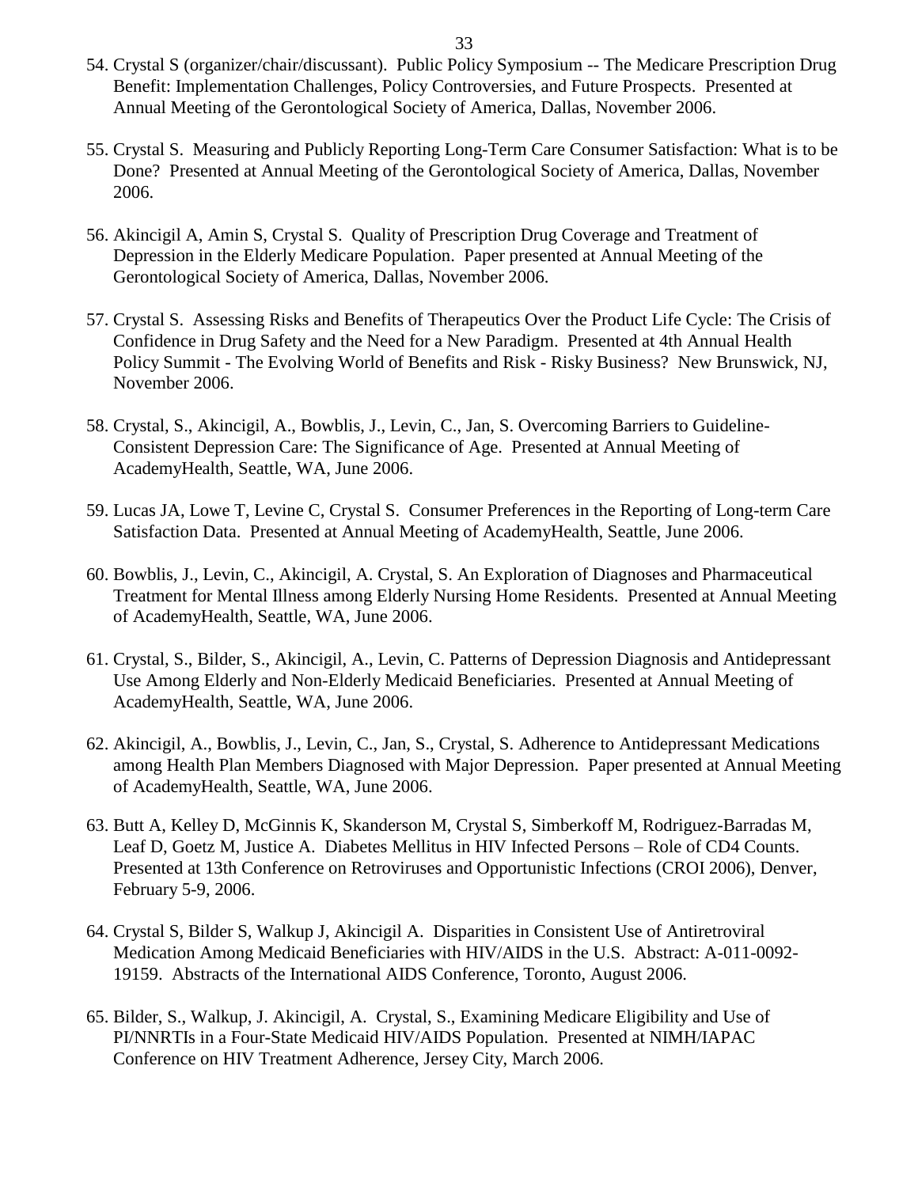54. Crystal S (organizer/chair/discussant). Public Policy Symposium -- The Medicare Prescription Drug Benefit: Implementation Challenges, Policy Controversies, and Future Prospects. Presented at Annual Meeting of the Gerontological Society of America, Dallas, November 2006.

55. Crystal S. Measuring and Publicly Reporting Long-Term Care Consumer Satisfaction: What is to be Done? Presented at Annual Meeting of the Gerontological Society of America, Dallas, November 2006.

56. Akincigil A, Amin S, Crystal S. Quality of Prescription Drug Coverage and Treatment of Depression in the Elderly Medicare Population. Paper presented at Annual Meeting of the Gerontological Society of America, Dallas, November 2006.

57. Crystal S. Assessing Risks and Benefits of Therapeutics Over the Product Life Cycle: The Crisis of Confidence in Drug Safety and the Need for a New Paradigm. Presented at 4th Annual Health Policy Summit - The Evolving World of Benefits and Risk - Risky Business? New Brunswick, NJ, November 2006.

58. Crystal, S., Akincigil, A., Bowblis, J., Levin, C., Jan, S. Overcoming Barriers to Guideline-Consistent Depression Care: The Significance of Age. Presented at Annual Meeting of AcademyHealth, Seattle, WA, June 2006.

59. Lucas JA, Lowe T, Levine C, Crystal S. Consumer Preferences in the Reporting of Long-term Care Satisfaction Data. Presented at Annual Meeting of AcademyHealth, Seattle, June 2006.

60. Bowblis, J., Levin, C., Akincigil, A. Crystal, S. An Exploration of Diagnoses and Pharmaceutical Treatment for Mental Illness among Elderly Nursing Home Residents. Presented at Annual Meeting of AcademyHealth, Seattle, WA, June 2006.

61. Crystal, S., Bilder, S., Akincigil, A., Levin, C. Patterns of Depression Diagnosis and Antidepressant Use Among Elderly and Non-Elderly Medicaid Beneficiaries. Presented at Annual Meeting of AcademyHealth, Seattle, WA, June 2006.

62. Akincigil, A., Bowblis, J., Levin, C., Jan, S., Crystal, S. Adherence to Antidepressant Medications among Health Plan Members Diagnosed with Major Depression. Paper presented at Annual Meeting of AcademyHealth, Seattle, WA, June 2006.

63. Butt A, Kelley D, McGinnis K, Skanderson M, Crystal S, Simberkoff M, Rodriguez-Barradas M, Leaf D, Goetz M, Justice A. Diabetes Mellitus in HIV Infected Persons – Role of CD4 Counts. Presented at 13th Conference on Retroviruses and Opportunistic Infections (CROI 2006), Denver, February 5-9, 2006.

64. Crystal S, Bilder S, Walkup J, Akincigil A. Disparities in Consistent Use of Antiretroviral Medication Among Medicaid Beneficiaries with HIV/AIDS in the U.S. Abstract: A-011-0092-19159. Abstracts of the International AIDS Conference, Toronto, August 2006.

65. Bilder, S., Walkup, J. Akincigil, A. Crystal, S., Examining Medicare Eligibility and Use of PI/NNRTIs in a Four-State Medicaid HIV/AIDS Population. Presented at NIMH/IAPAC Conference on HIV Treatment Adherence, Jersey City, March 2006.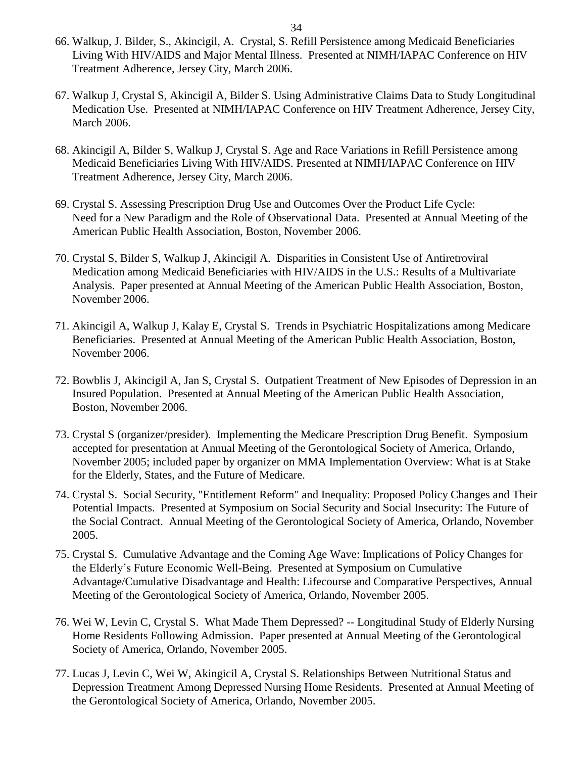66. Walkup, J. Bilder, S., Akincigil, A. Crystal, S. Refill Persistence among Medicaid Beneficiaries Living With HIV/AIDS and Major Mental Illness. Presented at NIMH/IAPAC Conference on HIV Treatment Adherence, Jersey City, March 2006.

67. Walkup J, Crystal S, Akincigil A, Bilder S. Using Administrative Claims Data to Study Longitudinal Medication Use. Presented at NIMH/IAPAC Conference on HIV Treatment Adherence, Jersey City, March 2006.

68. Akincigil A, Bilder S, Walkup J, Crystal S. Age and Race Variations in Refill Persistence among Medicaid Beneficiaries Living With HIV/AIDS. Presented at NIMH/IAPAC Conference on HIV Treatment Adherence, Jersey City, March 2006.

69. Crystal S. Assessing Prescription Drug Use and Outcomes Over the Product Life Cycle: Need for a New Paradigm and the Role of Observational Data. Presented at Annual Meeting of the American Public Health Association, Boston, November 2006.

70. Crystal S, Bilder S, Walkup J, Akincigil A. Disparities in Consistent Use of Antiretroviral Medication among Medicaid Beneficiaries with HIV/AIDS in the U.S.: Results of a Multivariate Analysis. Paper presented at Annual Meeting of the American Public Health Association, Boston, November 2006.

71. Akincigil A, Walkup J, Kalay E, Crystal S. Trends in Psychiatric Hospitalizations among Medicare Beneficiaries. Presented at Annual Meeting of the American Public Health Association, Boston, November 2006.

72. Bowblis J, Akincigil A, Jan S, Crystal S. Outpatient Treatment of New Episodes of Depression in an Insured Population. Presented at Annual Meeting of the American Public Health Association, Boston, November 2006.

73. Crystal S (organizer/presider). Implementing the Medicare Prescription Drug Benefit. Symposium accepted for presentation at Annual Meeting of the Gerontological Society of America, Orlando, November 2005; included paper by organizer on MMA Implementation Overview: What is at Stake for the Elderly, States, and the Future of Medicare.

74. Crystal S. Social Security, "Entitlement Reform" and Inequality: Proposed Policy Changes and Their Potential Impacts. Presented at Symposium on Social Security and Social Insecurity: The Future of the Social Contract. Annual Meeting of the Gerontological Society of America, Orlando, November 2005.

75. Crystal S. Cumulative Advantage and the Coming Age Wave: Implications of Policy Changes for the Elderly's Future Economic Well-Being. Presented at Symposium on Cumulative Advantage/Cumulative Disadvantage and Health: Lifecourse and Comparative Perspectives, Annual Meeting of the Gerontological Society of America, Orlando, November 2005.

76. Wei W, Levin C, Crystal S. What Made Them Depressed? -- Longitudinal Study of Elderly Nursing Home Residents Following Admission. Paper presented at Annual Meeting of the Gerontological Society of America, Orlando, November 2005.

77. Lucas J, Levin C, Wei W, Akingicil A, Crystal S. Relationships Between Nutritional Status and Depression Treatment Among Depressed Nursing Home Residents. Presented at Annual Meeting of the Gerontological Society of America, Orlando, November 2005.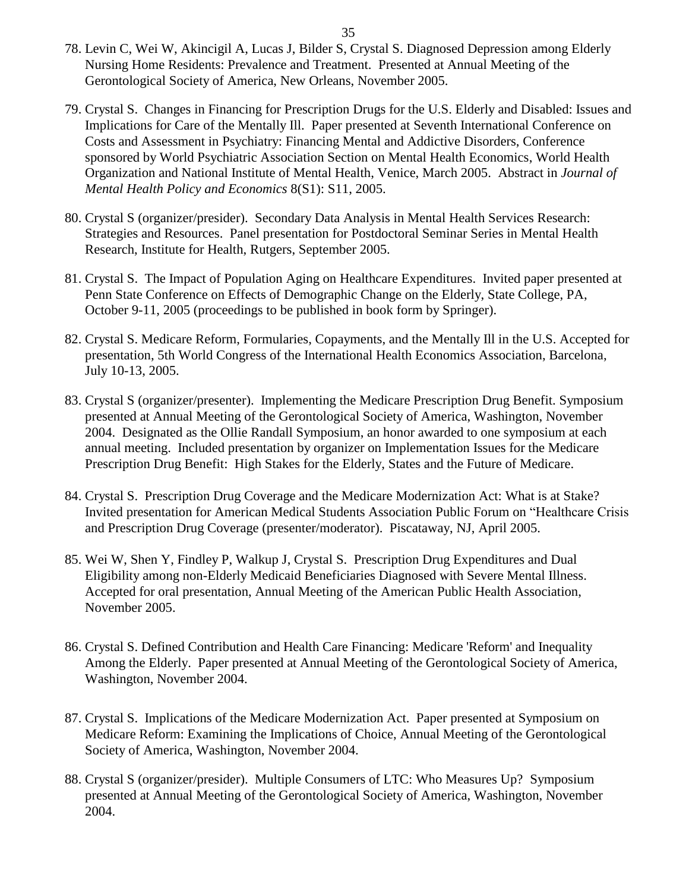78. Levin C, Wei W, Akincigil A, Lucas J, Bilder S, Crystal S. Diagnosed Depression among Elderly Nursing Home Residents: Prevalence and Treatment. Presented at Annual Meeting of the Gerontological Society of America, New Orleans, November 2005.

79. Crystal S. Changes in Financing for Prescription Drugs for the U.S. Elderly and Disabled: Issues and Implications for Care of the Mentally Ill. Paper presented at Seventh International Conference on Costs and Assessment in Psychiatry: Financing Mental and Addictive Disorders, Conference sponsored by World Psychiatric Association Section on Mental Health Economics, World Health Organization and National Institute of Mental Health, Venice, March 2005. Abstract in *Journal of Mental Health Policy and Economics* 8(S1): S11, 2005.

80. Crystal S (organizer/presider). Secondary Data Analysis in Mental Health Services Research: Strategies and Resources. Panel presentation for Postdoctoral Seminar Series in Mental Health Research, Institute for Health, Rutgers, September 2005.

81. Crystal S. The Impact of Population Aging on Healthcare Expenditures. Invited paper presented at Penn State Conference on Effects of Demographic Change on the Elderly, State College, PA, October 9-11, 2005 (proceedings to be published in book form by Springer).

82. Crystal S. Medicare Reform, Formularies, Copayments, and the Mentally Ill in the U.S. Accepted for presentation, 5th World Congress of the International Health Economics Association, Barcelona, July 10-13, 2005.

83. Crystal S (organizer/presenter). Implementing the Medicare Prescription Drug Benefit. Symposium presented at Annual Meeting of the Gerontological Society of America, Washington, November 2004. Designated as the Ollie Randall Symposium, an honor awarded to one symposium at each annual meeting. Included presentation by organizer on Implementation Issues for the Medicare Prescription Drug Benefit: High Stakes for the Elderly, States and the Future of Medicare.

84. Crystal S. Prescription Drug Coverage and the Medicare Modernization Act: What is at Stake? Invited presentation for American Medical Students Association Public Forum on "Healthcare Crisis and Prescription Drug Coverage (presenter/moderator). Piscataway, NJ, April 2005.

85. Wei W, Shen Y, Findley P, Walkup J, Crystal S. Prescription Drug Expenditures and Dual Eligibility among non-Elderly Medicaid Beneficiaries Diagnosed with Severe Mental Illness. Accepted for oral presentation, Annual Meeting of the American Public Health Association, November 2005.

86. Crystal S. Defined Contribution and Health Care Financing: Medicare 'Reform' and Inequality Among the Elderly. Paper presented at Annual Meeting of the Gerontological Society of America, Washington, November 2004.

87. Crystal S. Implications of the Medicare Modernization Act. Paper presented at Symposium on Medicare Reform: Examining the Implications of Choice, Annual Meeting of the Gerontological Society of America, Washington, November 2004.

88. Crystal S (organizer/presider). Multiple Consumers of LTC: Who Measures Up? Symposium presented at Annual Meeting of the Gerontological Society of America, Washington, November 2004.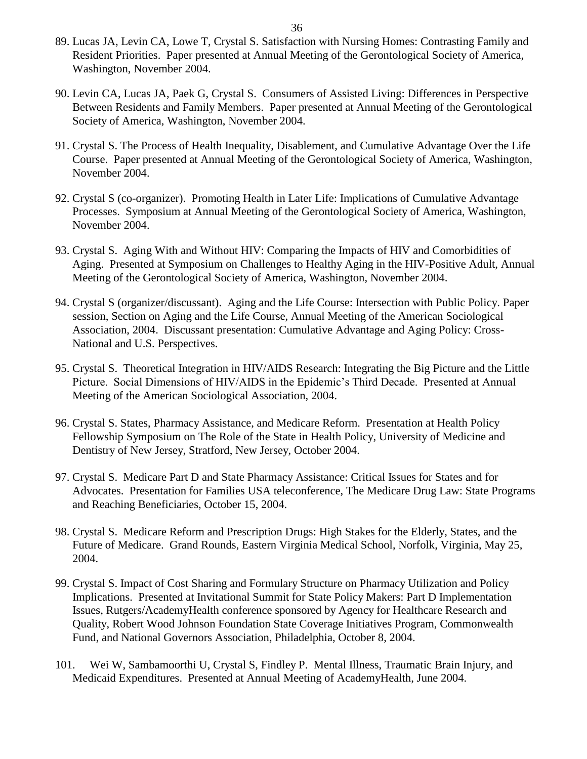89. Lucas JA, Levin CA, Lowe T, Crystal S. Satisfaction with Nursing Homes: Contrasting Family and Resident Priorities. Paper presented at Annual Meeting of the Gerontological Society of America, Washington, November 2004.

90. Levin CA, Lucas JA, Paek G, Crystal S. Consumers of Assisted Living: Differences in Perspective Between Residents and Family Members. Paper presented at Annual Meeting of the Gerontological Society of America, Washington, November 2004.

91. Crystal S. The Process of Health Inequality, Disablement, and Cumulative Advantage Over the Life Course. Paper presented at Annual Meeting of the Gerontological Society of America, Washington, November 2004.

92. Crystal S (co-organizer). Promoting Health in Later Life: Implications of Cumulative Advantage Processes. Symposium at Annual Meeting of the Gerontological Society of America, Washington, November 2004.

93. Crystal S. Aging With and Without HIV: Comparing the Impacts of HIV and Comorbidities of Aging. Presented at Symposium on Challenges to Healthy Aging in the HIV-Positive Adult, Annual Meeting of the Gerontological Society of America, Washington, November 2004.

94. Crystal S (organizer/discussant). Aging and the Life Course: Intersection with Public Policy. Paper session, Section on Aging and the Life Course, Annual Meeting of the American Sociological Association, 2004. Discussant presentation: Cumulative Advantage and Aging Policy: Cross-National and U.S. Perspectives.

95. Crystal S. Theoretical Integration in HIV/AIDS Research: Integrating the Big Picture and the Little Picture. Social Dimensions of HIV/AIDS in the Epidemic's Third Decade. Presented at Annual Meeting of the American Sociological Association, 2004.

96. Crystal S. States, Pharmacy Assistance, and Medicare Reform. Presentation at Health Policy Fellowship Symposium on The Role of the State in Health Policy, University of Medicine and Dentistry of New Jersey, Stratford, New Jersey, October 2004.

97. Crystal S. Medicare Part D and State Pharmacy Assistance: Critical Issues for States and for Advocates. Presentation for Families USA teleconference, The Medicare Drug Law: State Programs and Reaching Beneficiaries, October 15, 2004.

98. Crystal S. Medicare Reform and Prescription Drugs: High Stakes for the Elderly, States, and the Future of Medicare. Grand Rounds, Eastern Virginia Medical School, Norfolk, Virginia, May 25, 2004.

99. Crystal S. Impact of Cost Sharing and Formulary Structure on Pharmacy Utilization and Policy Implications. Presented at Invitational Summit for State Policy Makers: Part D Implementation Issues, Rutgers/AcademyHealth conference sponsored by Agency for Healthcare Research and Quality, Robert Wood Johnson Foundation State Coverage Initiatives Program, Commonwealth Fund, and National Governors Association, Philadelphia, October 8, 2004.

101. Wei W, Sambamoorthi U, Crystal S, Findley P. Mental Illness, Traumatic Brain Injury, and Medicaid Expenditures. Presented at Annual Meeting of AcademyHealth, June 2004.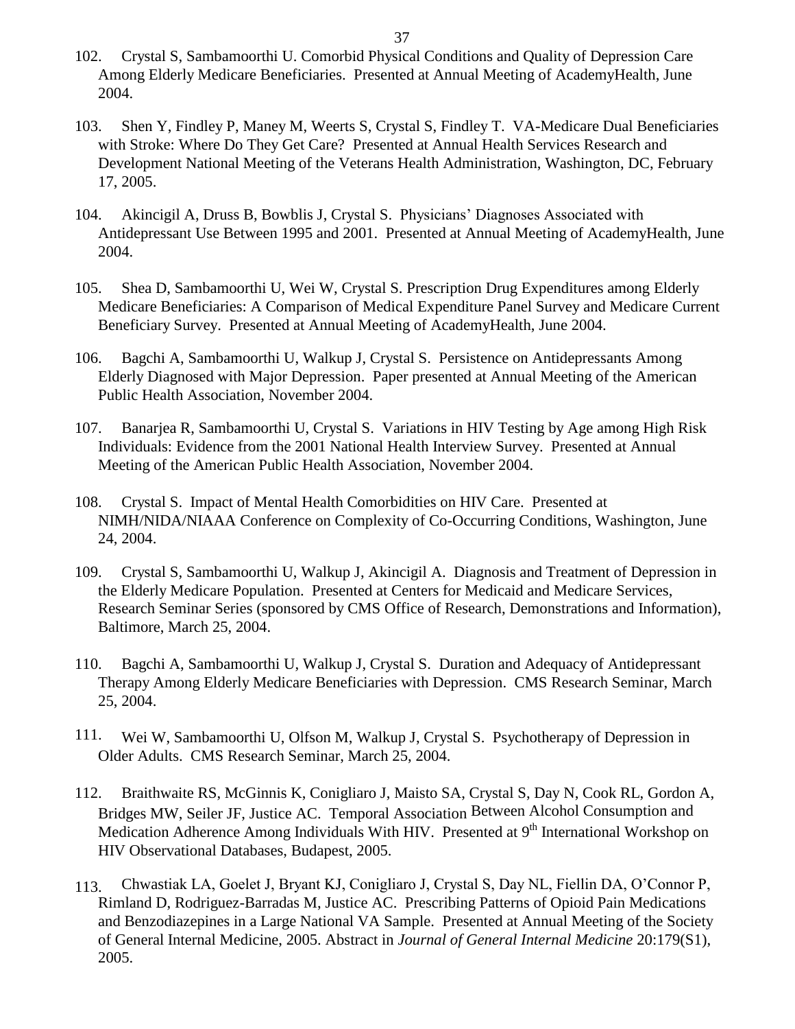102. Crystal S, Sambamoorthi U. Comorbid Physical Conditions and Quality of Depression Care Among Elderly Medicare Beneficiaries. Presented at Annual Meeting of AcademyHealth, June 2004.

103. Shen Y, Findley P, Maney M, Weerts S, Crystal S, Findley T. VA-Medicare Dual Beneficiaries with Stroke: Where Do They Get Care? Presented at Annual Health Services Research and Development National Meeting of the Veterans Health Administration, Washington, DC, February 17, 2005.

104. Akincigil A, Druss B, Bowblis J, Crystal S. Physicians' Diagnoses Associated with Antidepressant Use Between 1995 and 2001. Presented at Annual Meeting of AcademyHealth, June 2004.

105. Shea D, Sambamoorthi U, Wei W, Crystal S. Prescription Drug Expenditures among Elderly Medicare Beneficiaries: A Comparison of Medical Expenditure Panel Survey and Medicare Current Beneficiary Survey. Presented at Annual Meeting of AcademyHealth, June 2004.

106. Bagchi A, Sambamoorthi U, Walkup J, Crystal S. Persistence on Antidepressants Among Elderly Diagnosed with Major Depression. Paper presented at Annual Meeting of the American Public Health Association, November 2004.

107. Banarjea R, Sambamoorthi U, Crystal S. Variations in HIV Testing by Age among High Risk Individuals: Evidence from the 2001 National Health Interview Survey. Presented at Annual Meeting of the American Public Health Association, November 2004.

108. Crystal S. Impact of Mental Health Comorbidities on HIV Care. Presented at NIMH/NIDA/NIAAA Conference on Complexity of Co-Occurring Conditions, Washington, June 24, 2004.

109. Crystal S, Sambamoorthi U, Walkup J, Akincigil A. Diagnosis and Treatment of Depression in the Elderly Medicare Population. Presented at Centers for Medicaid and Medicare Services, Research Seminar Series (sponsored by CMS Office of Research, Demonstrations and Information), Baltimore, March 25, 2004.

110. Bagchi A, Sambamoorthi U, Walkup J, Crystal S. Duration and Adequacy of Antidepressant Therapy Among Elderly Medicare Beneficiaries with Depression. CMS Research Seminar, March 25, 2004.

111. Wei W, Sambamoorthi U, Olfson M, Walkup J, Crystal S. Psychotherapy of Depression in Older Adults. CMS Research Seminar, March 25, 2004.

112. Braithwaite RS, McGinnis K, Conigliaro J, Maisto SA, Crystal S, Day N, Cook RL, Gordon A, Bridges MW, Seiler JF, Justice AC. Temporal Association Between Alcohol Consumption and Medication Adherence Among Individuals With HIV. Presented at 9th International Workshop on HIV Observational Databases, Budapest, 2005.

113. Chwastiak LA, Goelet J, Bryant KJ, Conigliaro J, Crystal S, Day NL, Fiellin DA, O'Connor P, Rimland D, Rodriguez-Barradas M, Justice AC. Prescribing Patterns of Opioid Pain Medications and Benzodiazepines in a Large National VA Sample. Presented at Annual Meeting of the Society of General Internal Medicine, 2005. Abstract in *Journal of General Internal Medicine* 20:179(S1), 2005.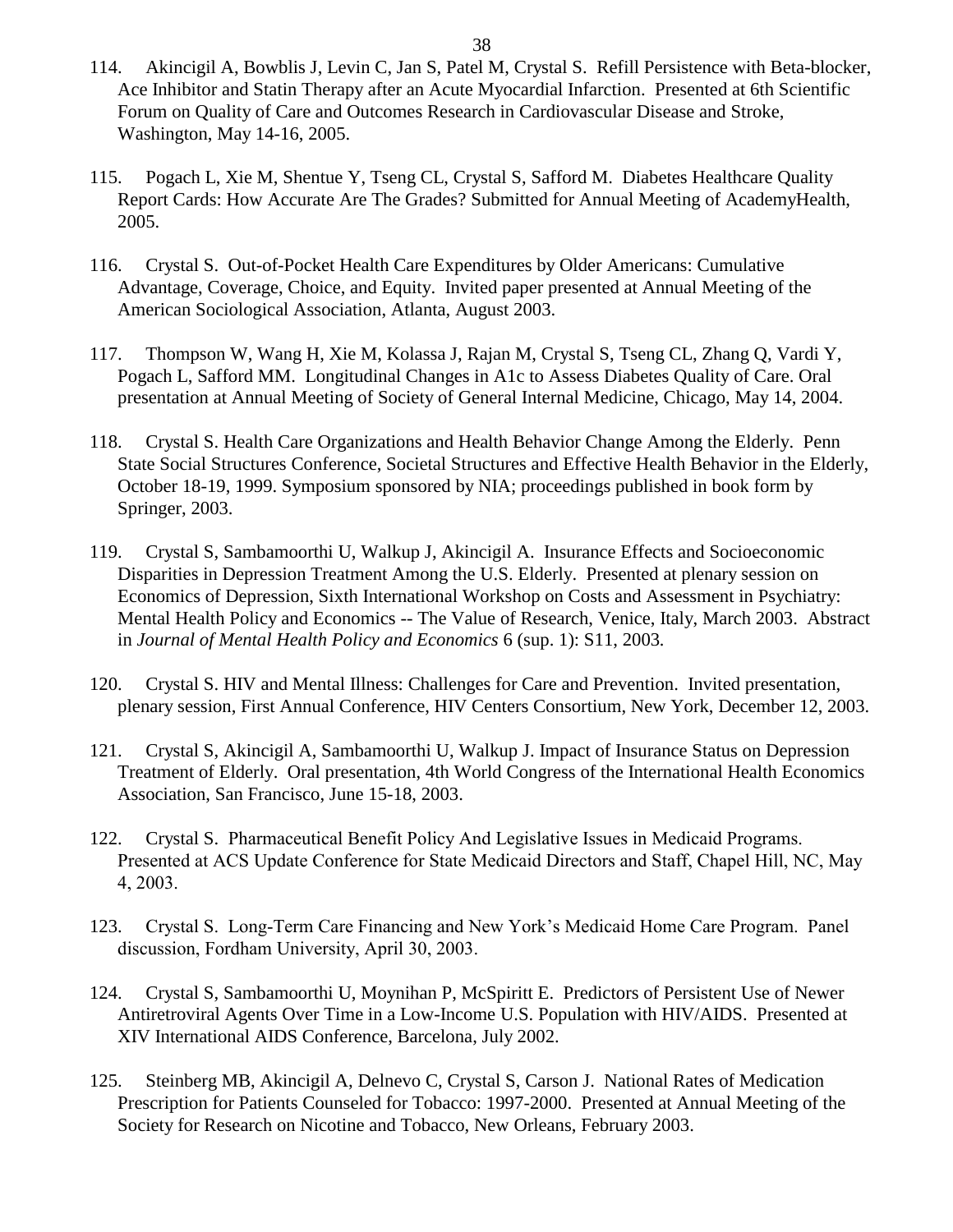114. Akincigil A, Bowblis J, Levin C, Jan S, Patel M, Crystal S. Refill Persistence with Beta-blocker, Ace Inhibitor and Statin Therapy after an Acute Myocardial Infarction. Presented at 6th Scientific Forum on Quality of Care and Outcomes Research in Cardiovascular Disease and Stroke, Washington, May 14-16, 2005.

115. Pogach L, Xie M, Shentue Y, Tseng CL, Crystal S, Safford M. Diabetes Healthcare Quality Report Cards: How Accurate Are The Grades? Submitted for Annual Meeting of AcademyHealth, 2005.

116. Crystal S. Out-of-Pocket Health Care Expenditures by Older Americans: Cumulative Advantage, Coverage, Choice, and Equity. Invited paper presented at Annual Meeting of the American Sociological Association, Atlanta, August 2003.

117. Thompson W, Wang H, Xie M, Kolassa J, Rajan M, Crystal S, Tseng CL, Zhang Q, Vardi Y, Pogach L, Safford MM. Longitudinal Changes in A1c to Assess Diabetes Quality of Care. Oral presentation at Annual Meeting of Society of General Internal Medicine, Chicago, May 14, 2004.

118. Crystal S. Health Care Organizations and Health Behavior Change Among the Elderly. Penn State Social Structures Conference, Societal Structures and Effective Health Behavior in the Elderly, October 18-19, 1999. Symposium sponsored by NIA; proceedings published in book form by Springer, 2003.

119. Crystal S, Sambamoorthi U, Walkup J, Akincigil A. Insurance Effects and Socioeconomic Disparities in Depression Treatment Among the U.S. Elderly. Presented at plenary session on Economics of Depression, Sixth International Workshop on Costs and Assessment in Psychiatry: Mental Health Policy and Economics -- The Value of Research, Venice, Italy, March 2003. Abstract in *Journal of Mental Health Policy and Economics* 6 (sup. 1): S11, 2003.

120. Crystal S. HIV and Mental Illness: Challenges for Care and Prevention. Invited presentation, plenary session, First Annual Conference, HIV Centers Consortium, New York, December 12, 2003.

121. Crystal S, Akincigil A, Sambamoorthi U, Walkup J. Impact of Insurance Status on Depression Treatment of Elderly. Oral presentation, 4th World Congress of the International Health Economics Association, San Francisco, June 15-18, 2003.

122. Crystal S. Pharmaceutical Benefit Policy And Legislative Issues in Medicaid Programs. Presented at ACS Update Conference for State Medicaid Directors and Staff, Chapel Hill, NC, May 4, 2003.

123. Crystal S. Long-Term Care Financing and New York's Medicaid Home Care Program. Panel discussion, Fordham University, April 30, 2003.

124. Crystal S, Sambamoorthi U, Moynihan P, McSpiritt E. Predictors of Persistent Use of Newer Antiretroviral Agents Over Time in a Low-Income U.S. Population with HIV/AIDS. Presented at XIV International AIDS Conference, Barcelona, July 2002.

125. Steinberg MB, Akincigil A, Delnevo C, Crystal S, Carson J. National Rates of Medication Prescription for Patients Counseled for Tobacco: 1997-2000. Presented at Annual Meeting of the Society for Research on Nicotine and Tobacco, New Orleans, February 2003.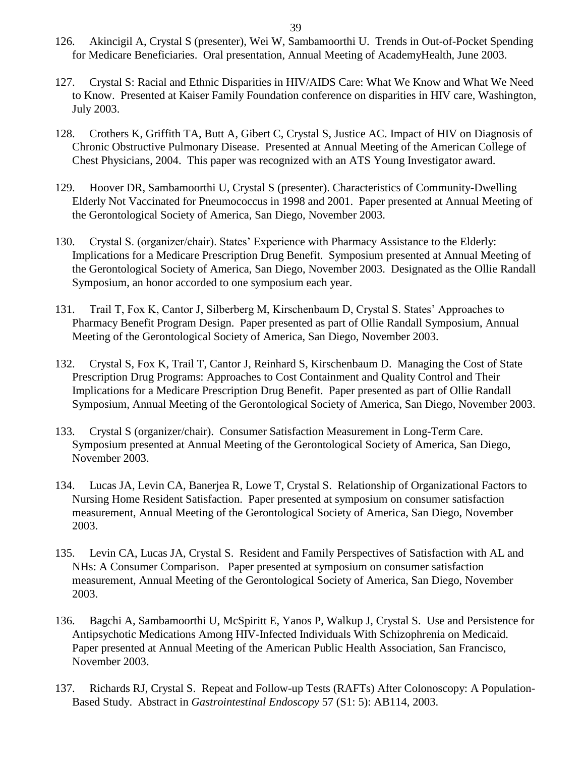126. Akincigil A, Crystal S (presenter), Wei W, Sambamoorthi U. Trends in Out-of-Pocket Spending for Medicare Beneficiaries. Oral presentation, Annual Meeting of AcademyHealth, June 2003.

127. Crystal S: Racial and Ethnic Disparities in HIV/AIDS Care: What We Know and What We Need to Know. Presented at Kaiser Family Foundation conference on disparities in HIV care, Washington, July 2003.

128. Crothers K, Griffith TA, Butt A, Gibert C, Crystal S, Justice AC. Impact of HIV on Diagnosis of Chronic Obstructive Pulmonary Disease. Presented at Annual Meeting of the American College of Chest Physicians, 2004. This paper was recognized with an ATS Young Investigator award.

129. Hoover DR, Sambamoorthi U, Crystal S (presenter). Characteristics of Community-Dwelling Elderly Not Vaccinated for Pneumococcus in 1998 and 2001. Paper presented at Annual Meeting of the Gerontological Society of America, San Diego, November 2003.

130. Crystal S. (organizer/chair). States' Experience with Pharmacy Assistance to the Elderly: Implications for a Medicare Prescription Drug Benefit. Symposium presented at Annual Meeting of the Gerontological Society of America, San Diego, November 2003. Designated as the Ollie Randall Symposium, an honor accorded to one symposium each year.

131. Trail T, Fox K, Cantor J, Silberberg M, Kirschenbaum D, Crystal S. States' Approaches to Pharmacy Benefit Program Design. Paper presented as part of Ollie Randall Symposium, Annual Meeting of the Gerontological Society of America, San Diego, November 2003.

132. Crystal S, Fox K, Trail T, Cantor J, Reinhard S, Kirschenbaum D. Managing the Cost of State Prescription Drug Programs: Approaches to Cost Containment and Quality Control and Their Implications for a Medicare Prescription Drug Benefit. Paper presented as part of Ollie Randall Symposium, Annual Meeting of the Gerontological Society of America, San Diego, November 2003.

133. Crystal S (organizer/chair). Consumer Satisfaction Measurement in Long-Term Care. Symposium presented at Annual Meeting of the Gerontological Society of America, San Diego, November 2003.

134. Lucas JA, Levin CA, Banerjea R, Lowe T, Crystal S. Relationship of Organizational Factors to Nursing Home Resident Satisfaction. Paper presented at symposium on consumer satisfaction measurement, Annual Meeting of the Gerontological Society of America, San Diego, November 2003.

135. Levin CA, Lucas JA, Crystal S. Resident and Family Perspectives of Satisfaction with AL and NHs: A Consumer Comparison. Paper presented at symposium on consumer satisfaction measurement, Annual Meeting of the Gerontological Society of America, San Diego, November 2003.

136. Bagchi A, Sambamoorthi U, McSpiritt E, Yanos P, Walkup J, Crystal S. Use and Persistence for Antipsychotic Medications Among HIV-Infected Individuals With Schizophrenia on Medicaid. Paper presented at Annual Meeting of the American Public Health Association, San Francisco, November 2003.

137. Richards RJ, Crystal S. Repeat and Follow-up Tests (RAFTs) After Colonoscopy: A Population-Based Study. Abstract in *Gastrointestinal Endoscopy* 57 (S1: 5): AB114, 2003.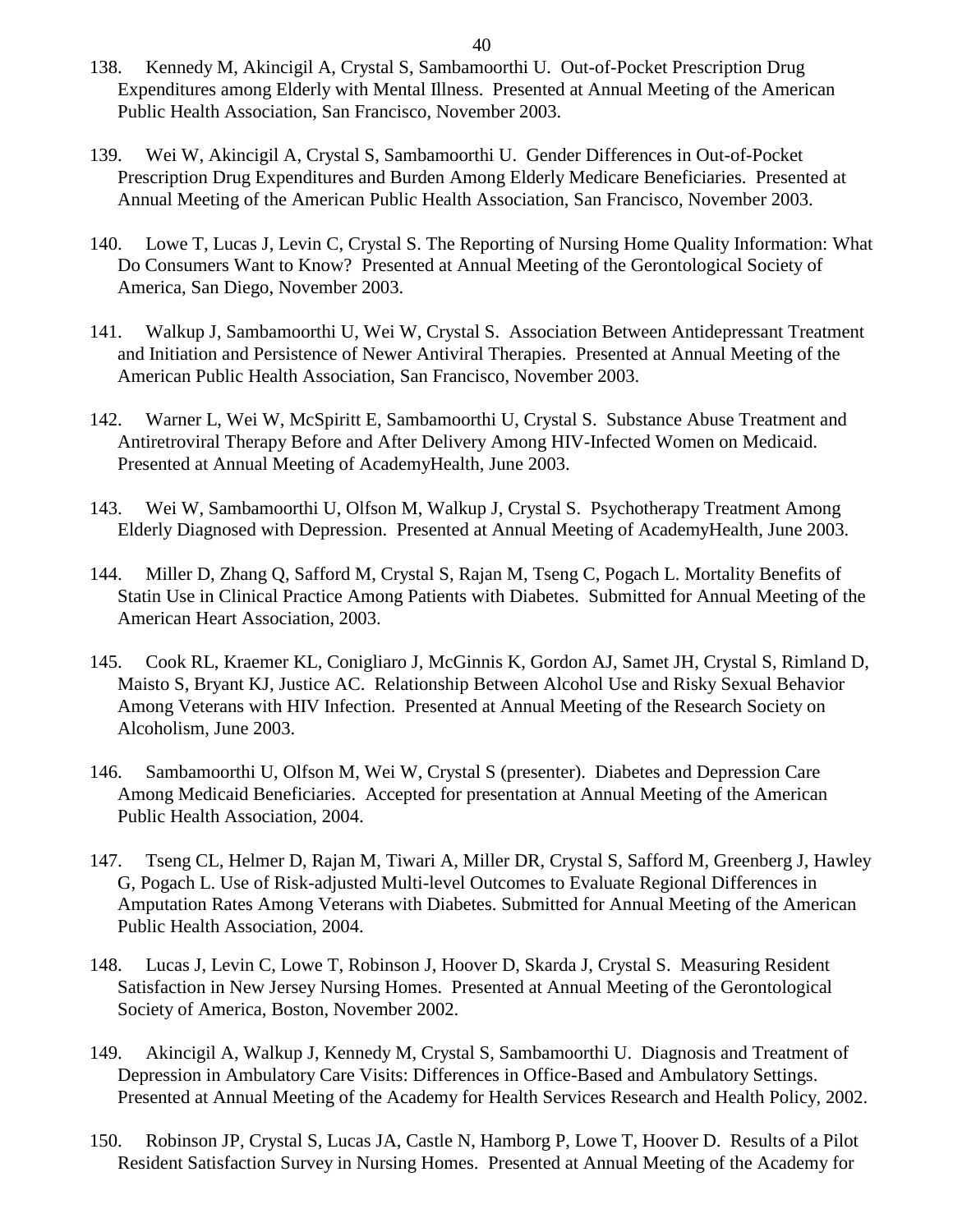138. Kennedy M, Akincigil A, Crystal S, Sambamoorthi U. Out-of-Pocket Prescription Drug Expenditures among Elderly with Mental Illness. Presented at Annual Meeting of the American Public Health Association, San Francisco, November 2003.

139. Wei W, Akincigil A, Crystal S, Sambamoorthi U. Gender Differences in Out-of-Pocket Prescription Drug Expenditures and Burden Among Elderly Medicare Beneficiaries. Presented at Annual Meeting of the American Public Health Association, San Francisco, November 2003.

140. Lowe T, Lucas J, Levin C, Crystal S. The Reporting of Nursing Home Quality Information: What Do Consumers Want to Know? Presented at Annual Meeting of the Gerontological Society of America, San Diego, November 2003.

141. Walkup J, Sambamoorthi U, Wei W, Crystal S. Association Between Antidepressant Treatment and Initiation and Persistence of Newer Antiviral Therapies. Presented at Annual Meeting of the American Public Health Association, San Francisco, November 2003.

142. Warner L, Wei W, McSpiritt E, Sambamoorthi U, Crystal S. Substance Abuse Treatment and Antiretroviral Therapy Before and After Delivery Among HIV-Infected Women on Medicaid. Presented at Annual Meeting of AcademyHealth, June 2003.

143. Wei W, Sambamoorthi U, Olfson M, Walkup J, Crystal S. Psychotherapy Treatment Among Elderly Diagnosed with Depression. Presented at Annual Meeting of AcademyHealth, June 2003.

144. Miller D, Zhang Q, Safford M, Crystal S, Rajan M, Tseng C, Pogach L. Mortality Benefits of Statin Use in Clinical Practice Among Patients with Diabetes. Submitted for Annual Meeting of the American Heart Association, 2003.

145. Cook RL, Kraemer KL, Conigliaro J, McGinnis K, Gordon AJ, Samet JH, Crystal S, Rimland D, Maisto S, Bryant KJ, Justice AC. Relationship Between Alcohol Use and Risky Sexual Behavior Among Veterans with HIV Infection. Presented at Annual Meeting of the Research Society on Alcoholism, June 2003.

146. Sambamoorthi U, Olfson M, Wei W, Crystal S (presenter). Diabetes and Depression Care Among Medicaid Beneficiaries. Accepted for presentation at Annual Meeting of the American Public Health Association, 2004.

147. Tseng CL, Helmer D, Rajan M, Tiwari A, Miller DR, Crystal S, Safford M, Greenberg J, Hawley G, Pogach L. Use of Risk-adjusted Multi-level Outcomes to Evaluate Regional Differences in Amputation Rates Among Veterans with Diabetes. Submitted for Annual Meeting of the American Public Health Association, 2004.

148. Lucas J, Levin C, Lowe T, Robinson J, Hoover D, Skarda J, Crystal S. Measuring Resident Satisfaction in New Jersey Nursing Homes. Presented at Annual Meeting of the Gerontological Society of America, Boston, November 2002.

149. Akincigil A, Walkup J, Kennedy M, Crystal S, Sambamoorthi U. Diagnosis and Treatment of Depression in Ambulatory Care Visits: Differences in Office-Based and Ambulatory Settings. Presented at Annual Meeting of the Academy for Health Services Research and Health Policy, 2002.

150. Robinson JP, Crystal S, Lucas JA, Castle N, Hamborg P, Lowe T, Hoover D. Results of a Pilot Resident Satisfaction Survey in Nursing Homes. Presented at Annual Meeting of the Academy for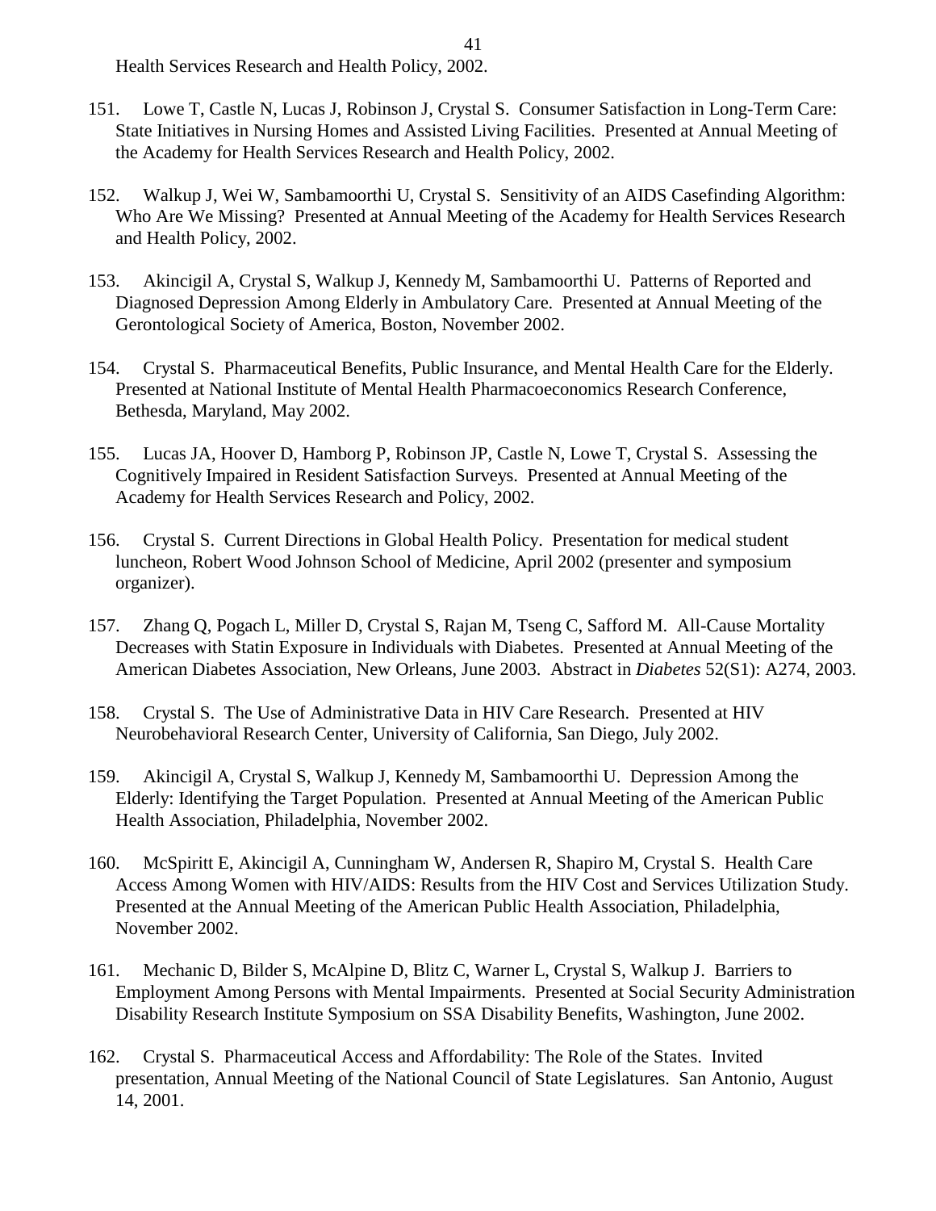Health Services Research and Health Policy, 2002.

151. Lowe T, Castle N, Lucas J, Robinson J, Crystal S. Consumer Satisfaction in Long-Term Care: State Initiatives in Nursing Homes and Assisted Living Facilities. Presented at Annual Meeting of the Academy for Health Services Research and Health Policy, 2002.

152. Walkup J, Wei W, Sambamoorthi U, Crystal S. Sensitivity of an AIDS Casefinding Algorithm: Who Are We Missing? Presented at Annual Meeting of the Academy for Health Services Research and Health Policy, 2002.

153. Akincigil A, Crystal S, Walkup J, Kennedy M, Sambamoorthi U. Patterns of Reported and Diagnosed Depression Among Elderly in Ambulatory Care. Presented at Annual Meeting of the Gerontological Society of America, Boston, November 2002.

154. Crystal S. Pharmaceutical Benefits, Public Insurance, and Mental Health Care for the Elderly. Presented at National Institute of Mental Health Pharmacoeconomics Research Conference, Bethesda, Maryland, May 2002.

155. Lucas JA, Hoover D, Hamborg P, Robinson JP, Castle N, Lowe T, Crystal S. Assessing the Cognitively Impaired in Resident Satisfaction Surveys. Presented at Annual Meeting of the Academy for Health Services Research and Policy, 2002.

156. Crystal S. Current Directions in Global Health Policy. Presentation for medical student luncheon, Robert Wood Johnson School of Medicine, April 2002 (presenter and symposium organizer).

157. Zhang Q, Pogach L, Miller D, Crystal S, Rajan M, Tseng C, Safford M. All-Cause Mortality Decreases with Statin Exposure in Individuals with Diabetes. Presented at Annual Meeting of the American Diabetes Association, New Orleans, June 2003. Abstract in *Diabetes* 52(S1): A274, 2003.

158. Crystal S. The Use of Administrative Data in HIV Care Research. Presented at HIV Neurobehavioral Research Center, University of California, San Diego, July 2002.

159. Akincigil A, Crystal S, Walkup J, Kennedy M, Sambamoorthi U. Depression Among the Elderly: Identifying the Target Population. Presented at Annual Meeting of the American Public Health Association, Philadelphia, November 2002.

160. McSpiritt E, Akincigil A, Cunningham W, Andersen R, Shapiro M, Crystal S. Health Care Access Among Women with HIV/AIDS: Results from the HIV Cost and Services Utilization Study. Presented at the Annual Meeting of the American Public Health Association, Philadelphia, November 2002.

161. Mechanic D, Bilder S, McAlpine D, Blitz C, Warner L, Crystal S, Walkup J. Barriers to Employment Among Persons with Mental Impairments. Presented at Social Security Administration Disability Research Institute Symposium on SSA Disability Benefits, Washington, June 2002.

162. Crystal S. Pharmaceutical Access and Affordability: The Role of the States. Invited presentation, Annual Meeting of the National Council of State Legislatures. San Antonio, August 14, 2001.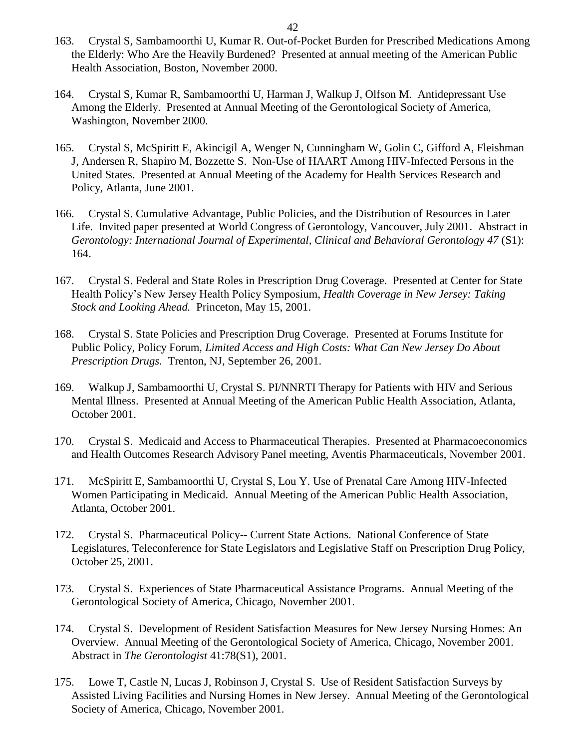163. Crystal S, Sambamoorthi U, Kumar R. Out-of-Pocket Burden for Prescribed Medications Among the Elderly: Who Are the Heavily Burdened? Presented at annual meeting of the American Public Health Association, Boston, November 2000.

164. Crystal S, Kumar R, Sambamoorthi U, Harman J, Walkup J, Olfson M. Antidepressant Use Among the Elderly. Presented at Annual Meeting of the Gerontological Society of America, Washington, November 2000.

165. Crystal S, McSpiritt E, Akincigil A, Wenger N, Cunningham W, Golin C, Gifford A, Fleishman J, Andersen R, Shapiro M, Bozzette S. Non-Use of HAART Among HIV-Infected Persons in the United States. Presented at Annual Meeting of the Academy for Health Services Research and Policy, Atlanta, June 2001.

166. Crystal S. Cumulative Advantage, Public Policies, and the Distribution of Resources in Later Life. Invited paper presented at World Congress of Gerontology, Vancouver, July 2001. Abstract in *Gerontology: International Journal of Experimental, Clinical and Behavioral Gerontology 47* (S1): 164.

167. Crystal S. Federal and State Roles in Prescription Drug Coverage. Presented at Center for State Health Policy's New Jersey Health Policy Symposium, *Health Coverage in New Jersey: Taking Stock and Looking Ahead.* Princeton, May 15, 2001.

168. Crystal S. State Policies and Prescription Drug Coverage. Presented at Forums Institute for Public Policy, Policy Forum, *Limited Access and High Costs: What Can New Jersey Do About Prescription Drugs.* Trenton, NJ, September 26, 2001.

169. Walkup J, Sambamoorthi U, Crystal S. PI/NNRTI Therapy for Patients with HIV and Serious Mental Illness. Presented at Annual Meeting of the American Public Health Association, Atlanta, October 2001.

170. Crystal S. Medicaid and Access to Pharmaceutical Therapies. Presented at Pharmacoeconomics and Health Outcomes Research Advisory Panel meeting, Aventis Pharmaceuticals, November 2001.

171. McSpiritt E, Sambamoorthi U, Crystal S, Lou Y. Use of Prenatal Care Among HIV-Infected Women Participating in Medicaid. Annual Meeting of the American Public Health Association, Atlanta, October 2001.

172. Crystal S. Pharmaceutical Policy-- Current State Actions. National Conference of State Legislatures, Teleconference for State Legislators and Legislative Staff on Prescription Drug Policy, October 25, 2001.

173. Crystal S. Experiences of State Pharmaceutical Assistance Programs. Annual Meeting of the Gerontological Society of America, Chicago, November 2001.

174. Crystal S. Development of Resident Satisfaction Measures for New Jersey Nursing Homes: An Overview. Annual Meeting of the Gerontological Society of America, Chicago, November 2001. Abstract in *The Gerontologist* 41:78(S1), 2001.

175. Lowe T, Castle N, Lucas J, Robinson J, Crystal S. Use of Resident Satisfaction Surveys by Assisted Living Facilities and Nursing Homes in New Jersey. Annual Meeting of the Gerontological Society of America, Chicago, November 2001.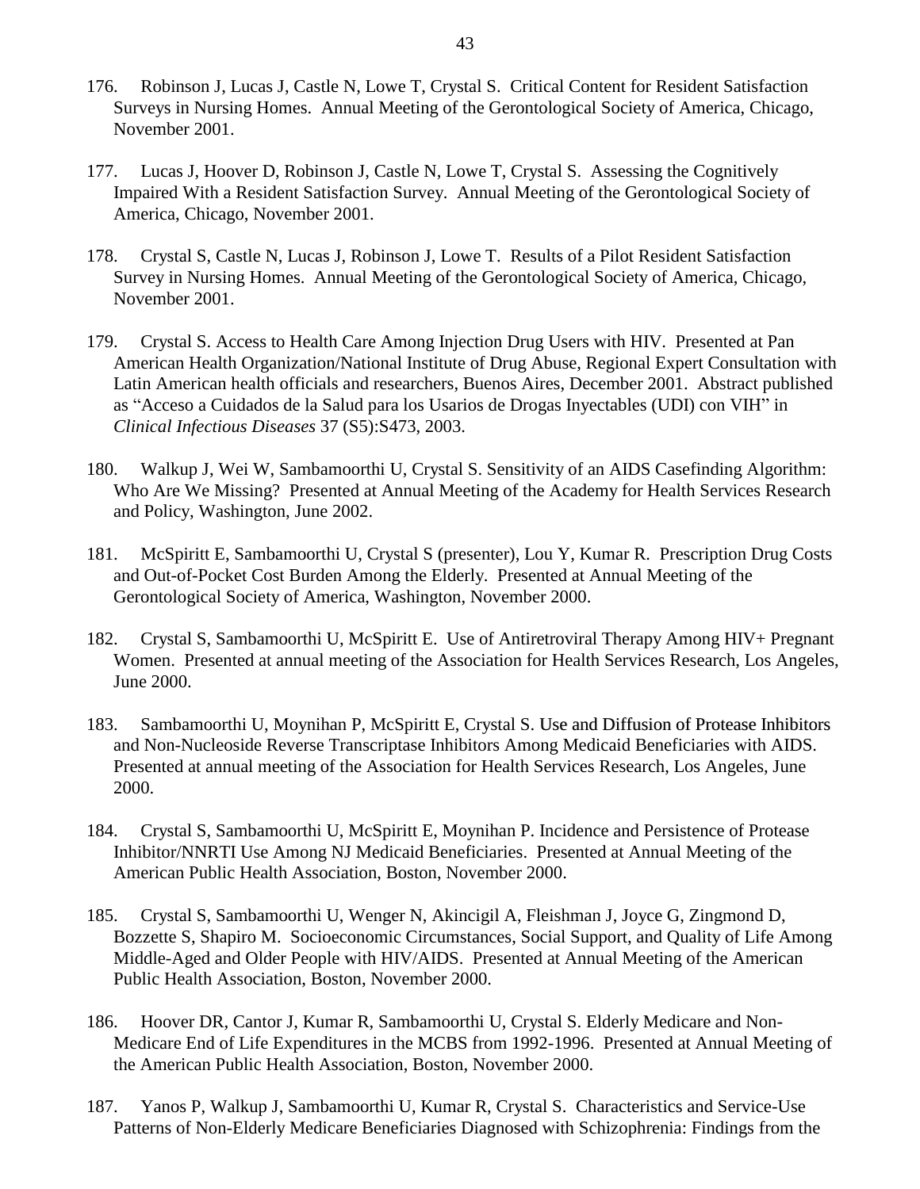176. Robinson J, Lucas J, Castle N, Lowe T, Crystal S. Critical Content for Resident Satisfaction Surveys in Nursing Homes. Annual Meeting of the Gerontological Society of America, Chicago, November 2001.

177. Lucas J, Hoover D, Robinson J, Castle N, Lowe T, Crystal S. Assessing the Cognitively Impaired With a Resident Satisfaction Survey. Annual Meeting of the Gerontological Society of America, Chicago, November 2001.

178. Crystal S, Castle N, Lucas J, Robinson J, Lowe T. Results of a Pilot Resident Satisfaction Survey in Nursing Homes. Annual Meeting of the Gerontological Society of America, Chicago, November 2001.

179. Crystal S. Access to Health Care Among Injection Drug Users with HIV. Presented at Pan American Health Organization/National Institute of Drug Abuse, Regional Expert Consultation with Latin American health officials and researchers, Buenos Aires, December 2001. Abstract published as "Acceso a Cuidados de la Salud para los Usarios de Drogas Inyectables (UDI) con VIH" in *Clinical Infectious Diseases* 37 (S5):S473, 2003.

180. Walkup J, Wei W, Sambamoorthi U, Crystal S. Sensitivity of an AIDS Casefinding Algorithm: Who Are We Missing? Presented at Annual Meeting of the Academy for Health Services Research and Policy, Washington, June 2002.

181. McSpiritt E, Sambamoorthi U, Crystal S (presenter), Lou Y, Kumar R. Prescription Drug Costs and Out-of-Pocket Cost Burden Among the Elderly. Presented at Annual Meeting of the Gerontological Society of America, Washington, November 2000.

182. Crystal S, Sambamoorthi U, McSpiritt E. Use of Antiretroviral Therapy Among HIV+ Pregnant Women. Presented at annual meeting of the Association for Health Services Research, Los Angeles, June 2000.

183. Sambamoorthi U, Moynihan P, McSpiritt E, Crystal S. Use and Diffusion of Protease Inhibitors and Non-Nucleoside Reverse Transcriptase Inhibitors Among Medicaid Beneficiaries with AIDS. Presented at annual meeting of the Association for Health Services Research, Los Angeles, June 2000.

184. Crystal S, Sambamoorthi U, McSpiritt E, Moynihan P. Incidence and Persistence of Protease Inhibitor/NNRTI Use Among NJ Medicaid Beneficiaries. Presented at Annual Meeting of the American Public Health Association, Boston, November 2000.

185. Crystal S, Sambamoorthi U, Wenger N, Akincigil A, Fleishman J, Joyce G, Zingmond D, Bozzette S, Shapiro M. Socioeconomic Circumstances, Social Support, and Quality of Life Among Middle-Aged and Older People with HIV/AIDS. Presented at Annual Meeting of the American Public Health Association, Boston, November 2000.

186. Hoover DR, Cantor J, Kumar R, Sambamoorthi U, Crystal S. Elderly Medicare and Non-Medicare End of Life Expenditures in the MCBS from 1992-1996. Presented at Annual Meeting of the American Public Health Association, Boston, November 2000.

187. Yanos P, Walkup J, Sambamoorthi U, Kumar R, Crystal S. Characteristics and Service-Use Patterns of Non-Elderly Medicare Beneficiaries Diagnosed with Schizophrenia: Findings from the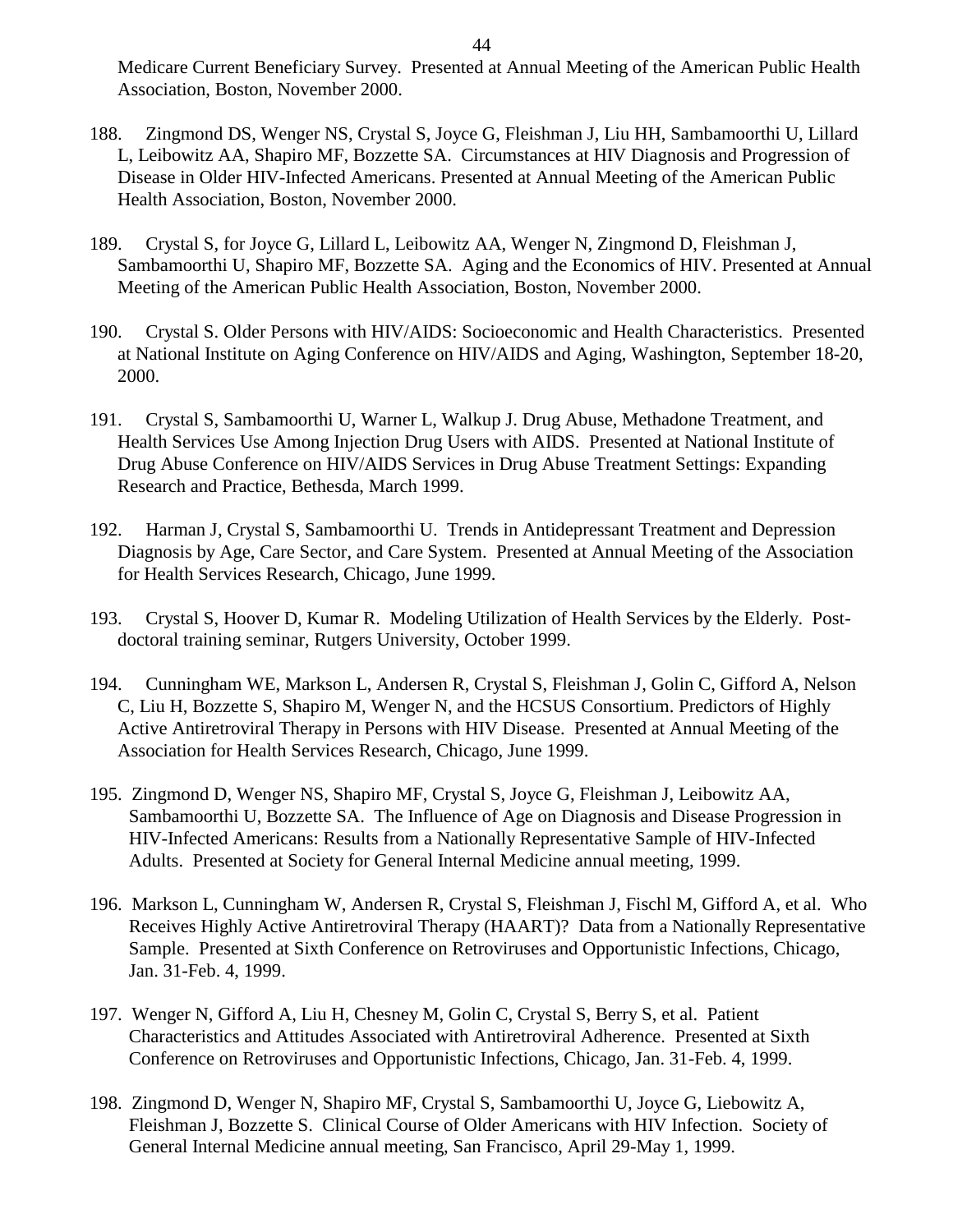Medicare Current Beneficiary Survey. Presented at Annual Meeting of the American Public Health Association, Boston, November 2000.

188. Zingmond DS, Wenger NS, Crystal S, Joyce G, Fleishman J, Liu HH, Sambamoorthi U, Lillard L, Leibowitz AA, Shapiro MF, Bozzette SA. Circumstances at HIV Diagnosis and Progression of Disease in Older HIV-Infected Americans. Presented at Annual Meeting of the American Public Health Association, Boston, November 2000.

189. Crystal S, for Joyce G, Lillard L, Leibowitz AA, Wenger N, Zingmond D, Fleishman J, Sambamoorthi U, Shapiro MF, Bozzette SA. Aging and the Economics of HIV. Presented at Annual Meeting of the American Public Health Association, Boston, November 2000.

190. Crystal S. Older Persons with HIV/AIDS: Socioeconomic and Health Characteristics. Presented at National Institute on Aging Conference on HIV/AIDS and Aging, Washington, September 18-20, 2000.

191. Crystal S, Sambamoorthi U, Warner L, Walkup J. Drug Abuse, Methadone Treatment, and Health Services Use Among Injection Drug Users with AIDS. Presented at National Institute of Drug Abuse Conference on HIV/AIDS Services in Drug Abuse Treatment Settings: Expanding Research and Practice, Bethesda, March 1999.

192. Harman J, Crystal S, Sambamoorthi U. Trends in Antidepressant Treatment and Depression Diagnosis by Age, Care Sector, and Care System. Presented at Annual Meeting of the Association for Health Services Research, Chicago, June 1999.

193. Crystal S, Hoover D, Kumar R. Modeling Utilization of Health Services by the Elderly. Post-doctoral training seminar, Rutgers University, October 1999.

194. Cunningham WE, Markson L, Andersen R, Crystal S, Fleishman J, Golin C, Gifford A, Nelson C, Liu H, Bozzette S, Shapiro M, Wenger N, and the HCSUS Consortium. Predictors of Highly Active Antiretroviral Therapy in Persons with HIV Disease. Presented at Annual Meeting of the Association for Health Services Research, Chicago, June 1999.

195. Zingmond D, Wenger NS, Shapiro MF, Crystal S, Joyce G, Fleishman J, Leibowitz AA, Sambamoorthi U, Bozzette SA. The Influence of Age on Diagnosis and Disease Progression in HIV-Infected Americans: Results from a Nationally Representative Sample of HIV-Infected Adults. Presented at Society for General Internal Medicine annual meeting, 1999.

196. Markson L, Cunningham W, Andersen R, Crystal S, Fleishman J, Fischl M, Gifford A, et al. Who Receives Highly Active Antiretroviral Therapy (HAART)? Data from a Nationally Representative Sample. Presented at Sixth Conference on Retroviruses and Opportunistic Infections, Chicago, Jan. 31-Feb. 4, 1999.

197. Wenger N, Gifford A, Liu H, Chesney M, Golin C, Crystal S, Berry S, et al. Patient Characteristics and Attitudes Associated with Antiretroviral Adherence. Presented at Sixth Conference on Retroviruses and Opportunistic Infections, Chicago, Jan. 31-Feb. 4, 1999.

198. Zingmond D, Wenger N, Shapiro MF, Crystal S, Sambamoorthi U, Joyce G, Liebowitz A, Fleishman J, Bozzette S. Clinical Course of Older Americans with HIV Infection. Society of General Internal Medicine annual meeting, San Francisco, April 29-May 1, 1999.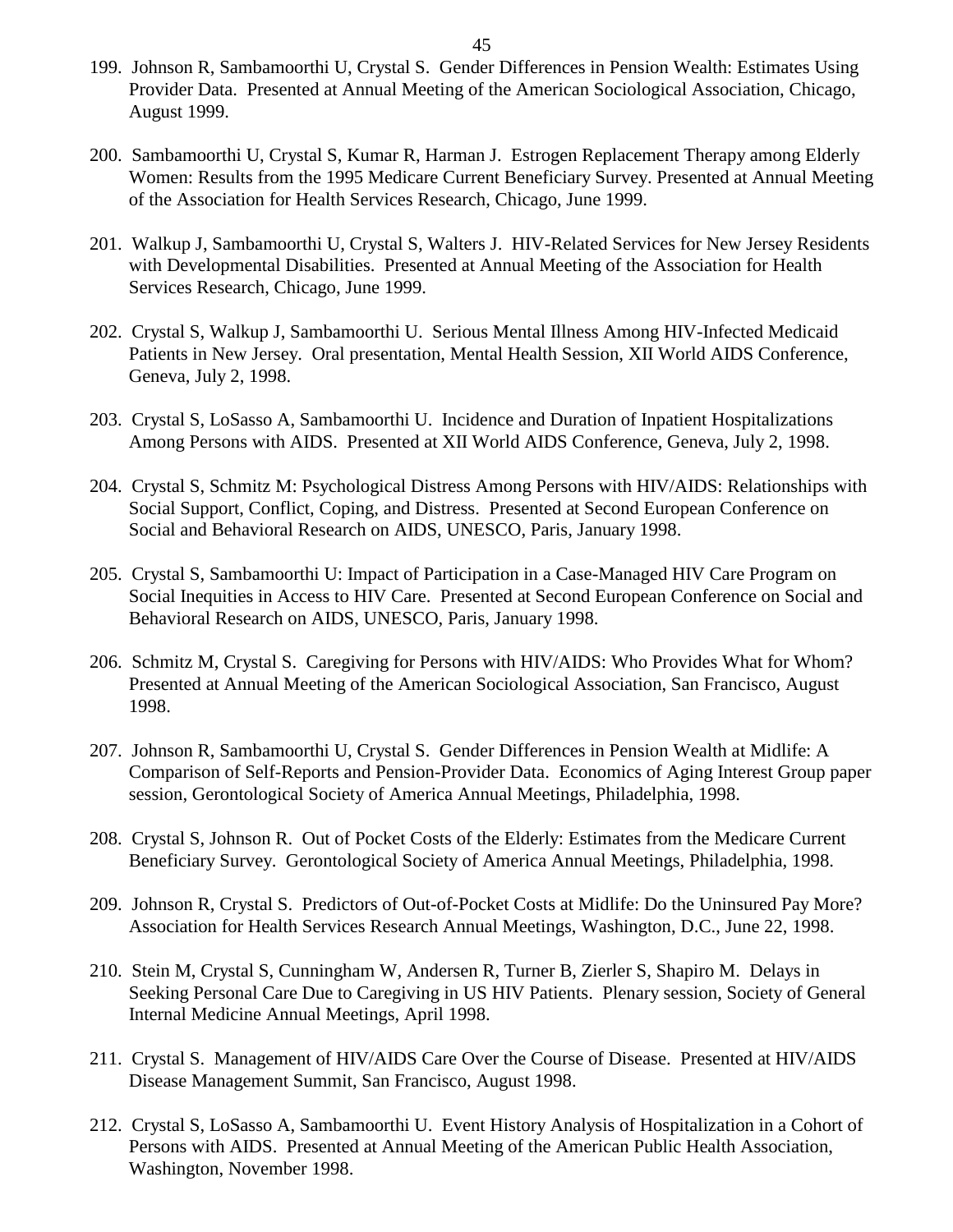199. Johnson R, Sambamoorthi U, Crystal S. Gender Differences in Pension Wealth: Estimates Using Provider Data. Presented at Annual Meeting of the American Sociological Association, Chicago, August 1999.

200. Sambamoorthi U, Crystal S, Kumar R, Harman J. Estrogen Replacement Therapy among Elderly Women: Results from the 1995 Medicare Current Beneficiary Survey. Presented at Annual Meeting of the Association for Health Services Research, Chicago, June 1999.

201. Walkup J, Sambamoorthi U, Crystal S, Walters J. HIV-Related Services for New Jersey Residents with Developmental Disabilities. Presented at Annual Meeting of the Association for Health Services Research, Chicago, June 1999.

202. Crystal S, Walkup J, Sambamoorthi U. Serious Mental Illness Among HIV-Infected Medicaid Patients in New Jersey. Oral presentation, Mental Health Session, XII World AIDS Conference, Geneva, July 2, 1998.

203. Crystal S, LoSasso A, Sambamoorthi U. Incidence and Duration of Inpatient Hospitalizations Among Persons with AIDS. Presented at XII World AIDS Conference, Geneva, July 2, 1998.

204. Crystal S, Schmitz M: Psychological Distress Among Persons with HIV/AIDS: Relationships with Social Support, Conflict, Coping, and Distress. Presented at Second European Conference on Social and Behavioral Research on AIDS, UNESCO, Paris, January 1998.

205. Crystal S, Sambamoorthi U: Impact of Participation in a Case-Managed HIV Care Program on Social Inequities in Access to HIV Care. Presented at Second European Conference on Social and Behavioral Research on AIDS, UNESCO, Paris, January 1998.

206. Schmitz M, Crystal S. Caregiving for Persons with HIV/AIDS: Who Provides What for Whom? Presented at Annual Meeting of the American Sociological Association, San Francisco, August 1998.

207. Johnson R, Sambamoorthi U, Crystal S. Gender Differences in Pension Wealth at Midlife: A Comparison of Self-Reports and Pension-Provider Data. Economics of Aging Interest Group paper session, Gerontological Society of America Annual Meetings, Philadelphia, 1998.

208. Crystal S, Johnson R. Out of Pocket Costs of the Elderly: Estimates from the Medicare Current Beneficiary Survey. Gerontological Society of America Annual Meetings, Philadelphia, 1998.

209. Johnson R, Crystal S. Predictors of Out-of-Pocket Costs at Midlife: Do the Uninsured Pay More? Association for Health Services Research Annual Meetings, Washington, D.C., June 22, 1998.

210. Stein M, Crystal S, Cunningham W, Andersen R, Turner B, Zierler S, Shapiro M. Delays in Seeking Personal Care Due to Caregiving in US HIV Patients. Plenary session, Society of General Internal Medicine Annual Meetings, April 1998.

211. Crystal S. Management of HIV/AIDS Care Over the Course of Disease. Presented at HIV/AIDS Disease Management Summit, San Francisco, August 1998.

212. Crystal S, LoSasso A, Sambamoorthi U. Event History Analysis of Hospitalization in a Cohort of Persons with AIDS. Presented at Annual Meeting of the American Public Health Association, Washington, November 1998.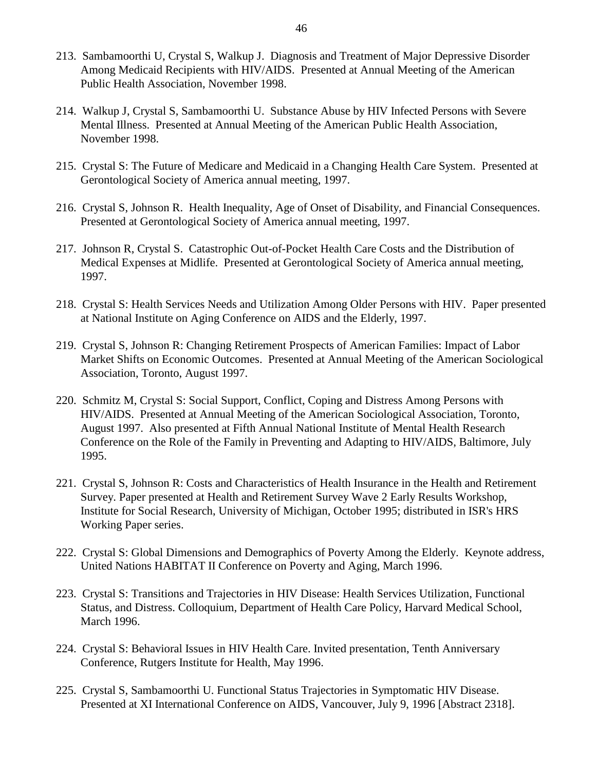213. Sambamoorthi U, Crystal S, Walkup J. Diagnosis and Treatment of Major Depressive Disorder Among Medicaid Recipients with HIV/AIDS. Presented at Annual Meeting of the American Public Health Association, November 1998.

214. Walkup J, Crystal S, Sambamoorthi U. Substance Abuse by HIV Infected Persons with Severe Mental Illness. Presented at Annual Meeting of the American Public Health Association, November 1998.

215. Crystal S: The Future of Medicare and Medicaid in a Changing Health Care System. Presented at Gerontological Society of America annual meeting, 1997.

216. Crystal S, Johnson R. Health Inequality, Age of Onset of Disability, and Financial Consequences. Presented at Gerontological Society of America annual meeting, 1997.

217. Johnson R, Crystal S. Catastrophic Out-of-Pocket Health Care Costs and the Distribution of Medical Expenses at Midlife. Presented at Gerontological Society of America annual meeting, 1997.

218. Crystal S: Health Services Needs and Utilization Among Older Persons with HIV. Paper presented at National Institute on Aging Conference on AIDS and the Elderly, 1997.

219. Crystal S, Johnson R: Changing Retirement Prospects of American Families: Impact of Labor Market Shifts on Economic Outcomes. Presented at Annual Meeting of the American Sociological Association, Toronto, August 1997.

220. Schmitz M, Crystal S: Social Support, Conflict, Coping and Distress Among Persons with HIV/AIDS. Presented at Annual Meeting of the American Sociological Association, Toronto, August 1997. Also presented at Fifth Annual National Institute of Mental Health Research Conference on the Role of the Family in Preventing and Adapting to HIV/AIDS, Baltimore, July 1995.

221. Crystal S, Johnson R: Costs and Characteristics of Health Insurance in the Health and Retirement Survey. Paper presented at Health and Retirement Survey Wave 2 Early Results Workshop, Institute for Social Research, University of Michigan, October 1995; distributed in ISR's HRS Working Paper series.

222. Crystal S: Global Dimensions and Demographics of Poverty Among the Elderly. Keynote address, United Nations HABITAT II Conference on Poverty and Aging, March 1996.

223. Crystal S: Transitions and Trajectories in HIV Disease: Health Services Utilization, Functional Status, and Distress. Colloquium, Department of Health Care Policy, Harvard Medical School, March 1996.

224. Crystal S: Behavioral Issues in HIV Health Care. Invited presentation, Tenth Anniversary Conference, Rutgers Institute for Health, May 1996.

225. Crystal S, Sambamoorthi U. Functional Status Trajectories in Symptomatic HIV Disease. Presented at XI International Conference on AIDS, Vancouver, July 9, 1996 [Abstract 2318].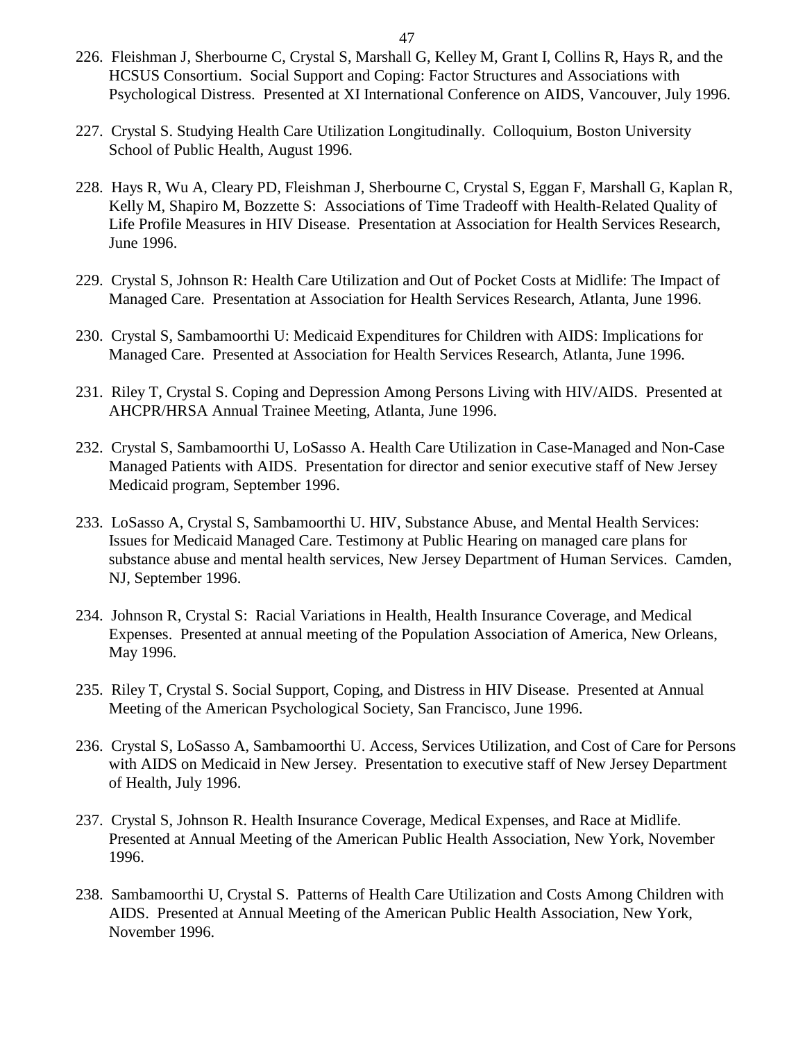226. Fleishman J, Sherbourne C, Crystal S, Marshall G, Kelley M, Grant I, Collins R, Hays R, and the HCSUS Consortium. Social Support and Coping: Factor Structures and Associations with Psychological Distress. Presented at XI International Conference on AIDS, Vancouver, July 1996.

227. Crystal S. Studying Health Care Utilization Longitudinally. Colloquium, Boston University School of Public Health, August 1996.

228. Hays R, Wu A, Cleary PD, Fleishman J, Sherbourne C, Crystal S, Eggan F, Marshall G, Kaplan R, Kelly M, Shapiro M, Bozzette S: Associations of Time Tradeoff with Health-Related Quality of Life Profile Measures in HIV Disease. Presentation at Association for Health Services Research, June 1996.

229. Crystal S, Johnson R: Health Care Utilization and Out of Pocket Costs at Midlife: The Impact of Managed Care. Presentation at Association for Health Services Research, Atlanta, June 1996.

230. Crystal S, Sambamoorthi U: Medicaid Expenditures for Children with AIDS: Implications for Managed Care. Presented at Association for Health Services Research, Atlanta, June 1996.

231. Riley T, Crystal S. Coping and Depression Among Persons Living with HIV/AIDS. Presented at AHCPR/HRSA Annual Trainee Meeting, Atlanta, June 1996.

232. Crystal S, Sambamoorthi U, LoSasso A. Health Care Utilization in Case-Managed and Non-Case Managed Patients with AIDS. Presentation for director and senior executive staff of New Jersey Medicaid program, September 1996.

233. LoSasso A, Crystal S, Sambamoorthi U. HIV, Substance Abuse, and Mental Health Services: Issues for Medicaid Managed Care. Testimony at Public Hearing on managed care plans for substance abuse and mental health services, New Jersey Department of Human Services. Camden, NJ, September 1996.

234. Johnson R, Crystal S: Racial Variations in Health, Health Insurance Coverage, and Medical Expenses. Presented at annual meeting of the Population Association of America, New Orleans, May 1996.

235. Riley T, Crystal S. Social Support, Coping, and Distress in HIV Disease. Presented at Annual Meeting of the American Psychological Society, San Francisco, June 1996.

236. Crystal S, LoSasso A, Sambamoorthi U. Access, Services Utilization, and Cost of Care for Persons with AIDS on Medicaid in New Jersey. Presentation to executive staff of New Jersey Department of Health, July 1996.

237. Crystal S, Johnson R. Health Insurance Coverage, Medical Expenses, and Race at Midlife. Presented at Annual Meeting of the American Public Health Association, New York, November 1996.

238. Sambamoorthi U, Crystal S. Patterns of Health Care Utilization and Costs Among Children with AIDS. Presented at Annual Meeting of the American Public Health Association, New York, November 1996.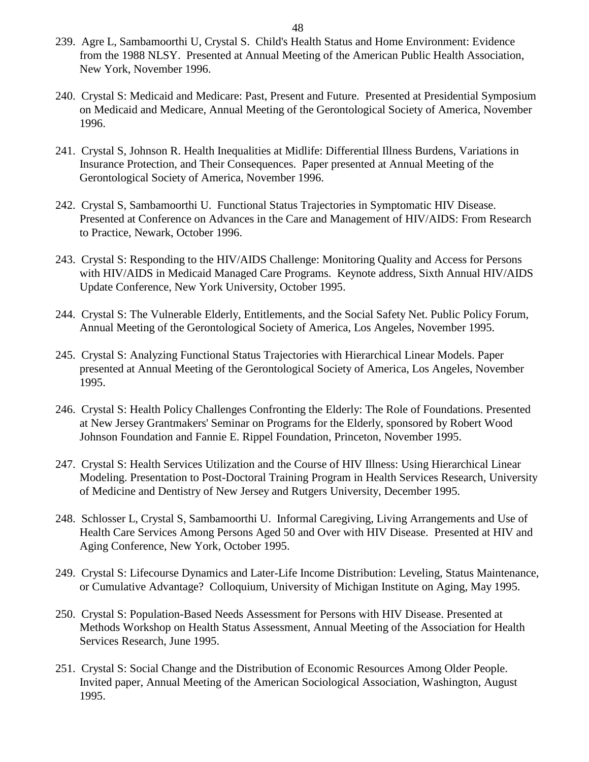239. Agre L, Sambamoorthi U, Crystal S. Child's Health Status and Home Environment: Evidence from the 1988 NLSY. Presented at Annual Meeting of the American Public Health Association, New York, November 1996.

240. Crystal S: Medicaid and Medicare: Past, Present and Future. Presented at Presidential Symposium on Medicaid and Medicare, Annual Meeting of the Gerontological Society of America, November 1996.

241. Crystal S, Johnson R. Health Inequalities at Midlife: Differential Illness Burdens, Variations in Insurance Protection, and Their Consequences. Paper presented at Annual Meeting of the Gerontological Society of America, November 1996.

242. Crystal S, Sambamoorthi U. Functional Status Trajectories in Symptomatic HIV Disease. Presented at Conference on Advances in the Care and Management of HIV/AIDS: From Research to Practice, Newark, October 1996.

243. Crystal S: Responding to the HIV/AIDS Challenge: Monitoring Quality and Access for Persons with HIV/AIDS in Medicaid Managed Care Programs. Keynote address, Sixth Annual HIV/AIDS Update Conference, New York University, October 1995.

244. Crystal S: The Vulnerable Elderly, Entitlements, and the Social Safety Net. Public Policy Forum, Annual Meeting of the Gerontological Society of America, Los Angeles, November 1995.

245. Crystal S: Analyzing Functional Status Trajectories with Hierarchical Linear Models. Paper presented at Annual Meeting of the Gerontological Society of America, Los Angeles, November 1995.

246. Crystal S: Health Policy Challenges Confronting the Elderly: The Role of Foundations. Presented at New Jersey Grantmakers' Seminar on Programs for the Elderly, sponsored by Robert Wood Johnson Foundation and Fannie E. Rippel Foundation, Princeton, November 1995.

247. Crystal S: Health Services Utilization and the Course of HIV Illness: Using Hierarchical Linear Modeling. Presentation to Post-Doctoral Training Program in Health Services Research, University of Medicine and Dentistry of New Jersey and Rutgers University, December 1995.

248. Schlosser L, Crystal S, Sambamoorthi U. Informal Caregiving, Living Arrangements and Use of Health Care Services Among Persons Aged 50 and Over with HIV Disease. Presented at HIV and Aging Conference, New York, October 1995.

249. Crystal S: Lifecourse Dynamics and Later-Life Income Distribution: Leveling, Status Maintenance, or Cumulative Advantage? Colloquium, University of Michigan Institute on Aging, May 1995.

250. Crystal S: Population-Based Needs Assessment for Persons with HIV Disease. Presented at Methods Workshop on Health Status Assessment, Annual Meeting of the Association for Health Services Research, June 1995.

251. Crystal S: Social Change and the Distribution of Economic Resources Among Older People. Invited paper, Annual Meeting of the American Sociological Association, Washington, August 1995.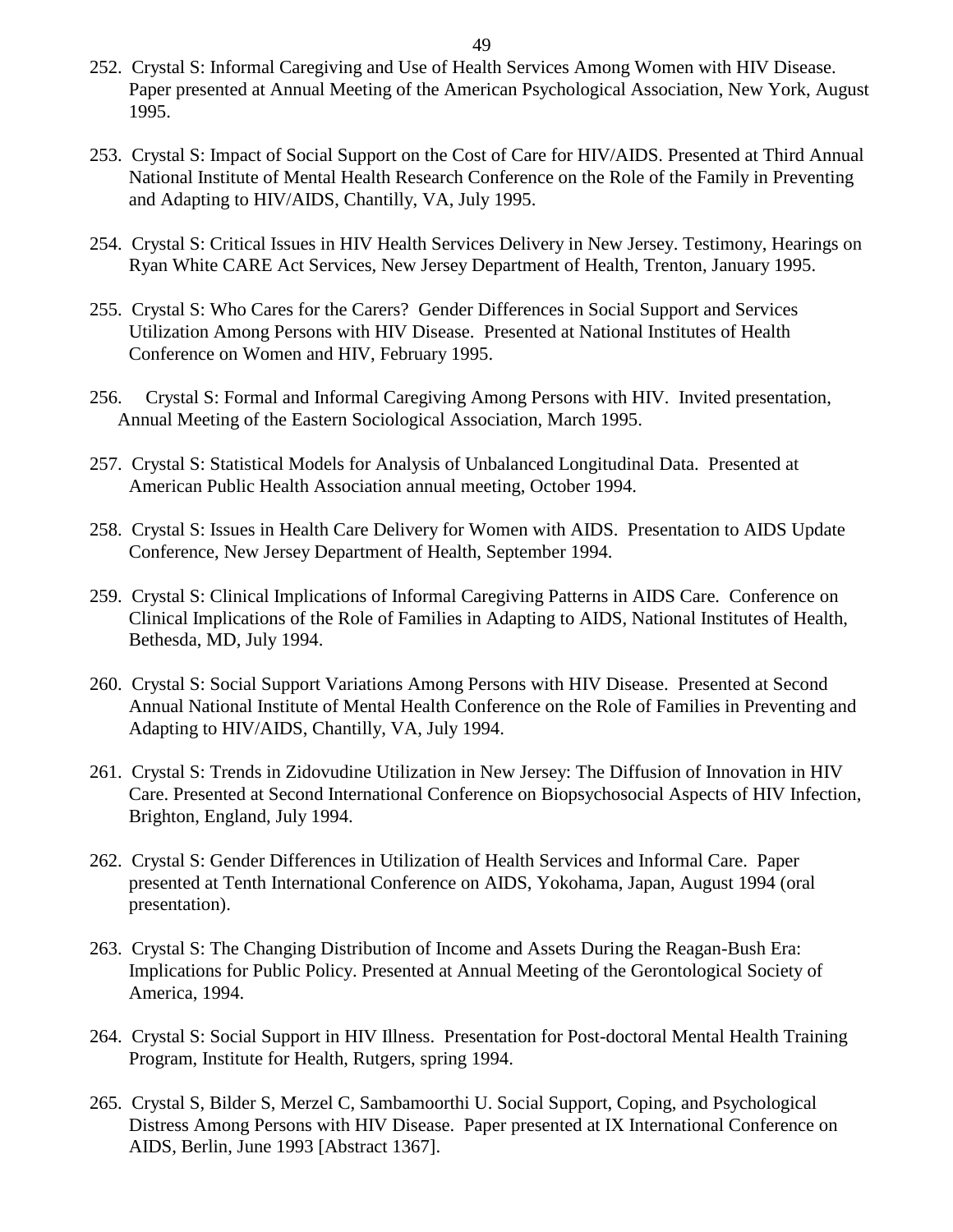252. Crystal S: Informal Caregiving and Use of Health Services Among Women with HIV Disease. Paper presented at Annual Meeting of the American Psychological Association, New York, August 1995.

253. Crystal S: Impact of Social Support on the Cost of Care for HIV/AIDS. Presented at Third Annual National Institute of Mental Health Research Conference on the Role of the Family in Preventing and Adapting to HIV/AIDS, Chantilly, VA, July 1995.

254. Crystal S: Critical Issues in HIV Health Services Delivery in New Jersey. Testimony, Hearings on Ryan White CARE Act Services, New Jersey Department of Health, Trenton, January 1995.

255. Crystal S: Who Cares for the Carers? Gender Differences in Social Support and Services Utilization Among Persons with HIV Disease. Presented at National Institutes of Health Conference on Women and HIV, February 1995.

256. Crystal S: Formal and Informal Caregiving Among Persons with HIV. Invited presentation, Annual Meeting of the Eastern Sociological Association, March 1995.

257. Crystal S: Statistical Models for Analysis of Unbalanced Longitudinal Data. Presented at American Public Health Association annual meeting, October 1994.

258. Crystal S: Issues in Health Care Delivery for Women with AIDS. Presentation to AIDS Update Conference, New Jersey Department of Health, September 1994.

259. Crystal S: Clinical Implications of Informal Caregiving Patterns in AIDS Care. Conference on Clinical Implications of the Role of Families in Adapting to AIDS, National Institutes of Health, Bethesda, MD, July 1994.

260. Crystal S: Social Support Variations Among Persons with HIV Disease. Presented at Second Annual National Institute of Mental Health Conference on the Role of Families in Preventing and Adapting to HIV/AIDS, Chantilly, VA, July 1994.

261. Crystal S: Trends in Zidovudine Utilization in New Jersey: The Diffusion of Innovation in HIV Care. Presented at Second International Conference on Biopsychosocial Aspects of HIV Infection, Brighton, England, July 1994.

262. Crystal S: Gender Differences in Utilization of Health Services and Informal Care. Paper presented at Tenth International Conference on AIDS, Yokohama, Japan, August 1994 (oral presentation).

263. Crystal S: The Changing Distribution of Income and Assets During the Reagan-Bush Era: Implications for Public Policy. Presented at Annual Meeting of the Gerontological Society of America, 1994.

264. Crystal S: Social Support in HIV Illness. Presentation for Post-doctoral Mental Health Training Program, Institute for Health, Rutgers, spring 1994.

265. Crystal S, Bilder S, Merzel C, Sambamoorthi U. Social Support, Coping, and Psychological Distress Among Persons with HIV Disease. Paper presented at IX International Conference on AIDS, Berlin, June 1993 [Abstract 1367].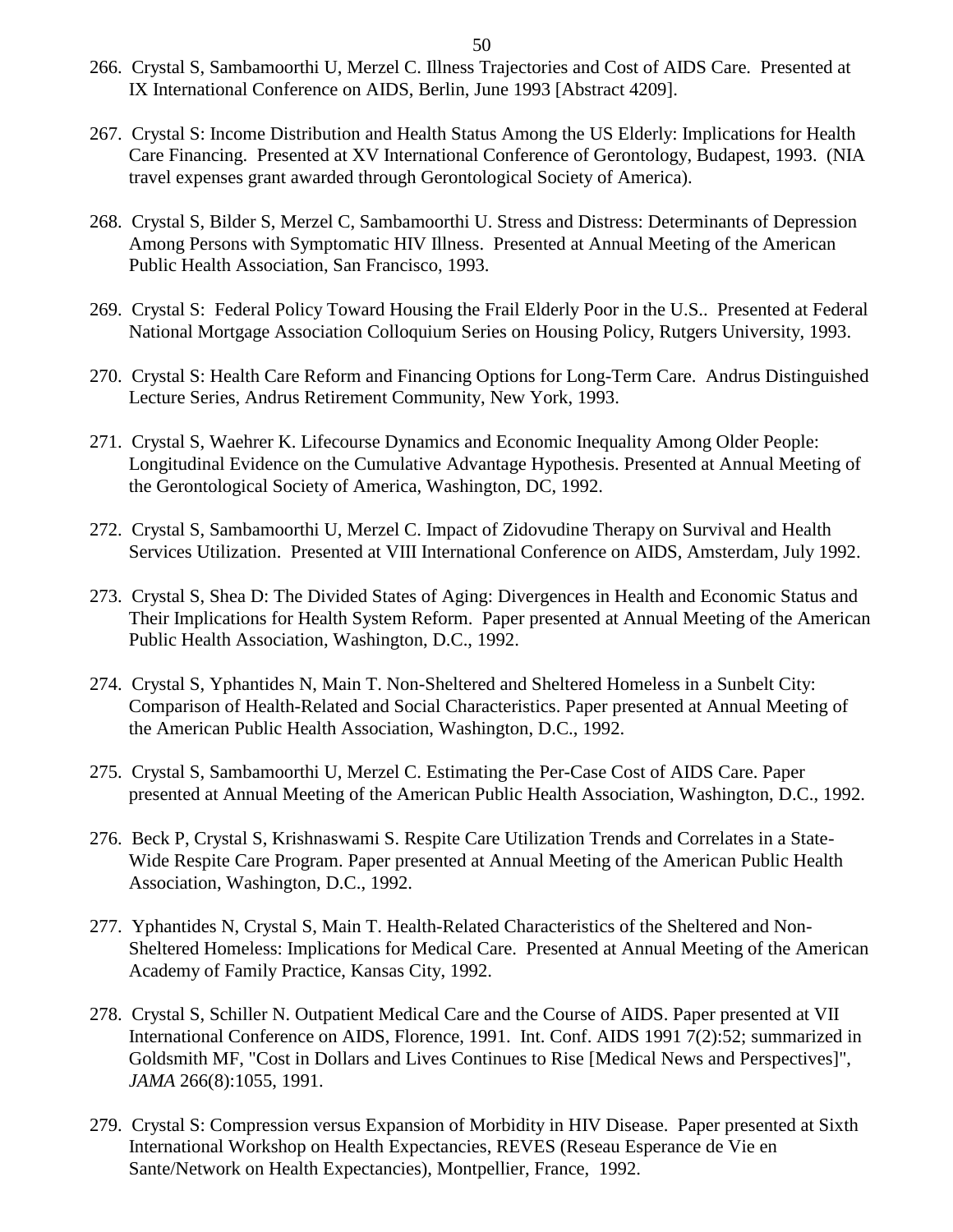266. Crystal S, Sambamoorthi U, Merzel C. Illness Trajectories and Cost of AIDS Care. Presented at IX International Conference on AIDS, Berlin, June 1993 [Abstract 4209].

267. Crystal S: Income Distribution and Health Status Among the US Elderly: Implications for Health Care Financing. Presented at XV International Conference of Gerontology, Budapest, 1993. (NIA travel expenses grant awarded through Gerontological Society of America).

268. Crystal S, Bilder S, Merzel C, Sambamoorthi U. Stress and Distress: Determinants of Depression Among Persons with Symptomatic HIV Illness. Presented at Annual Meeting of the American Public Health Association, San Francisco, 1993.

269. Crystal S: Federal Policy Toward Housing the Frail Elderly Poor in the U.S.. Presented at Federal National Mortgage Association Colloquium Series on Housing Policy, Rutgers University, 1993.

270. Crystal S: Health Care Reform and Financing Options for Long-Term Care. Andrus Distinguished Lecture Series, Andrus Retirement Community, New York, 1993.

271. Crystal S, Waehrer K. Lifecourse Dynamics and Economic Inequality Among Older People: Longitudinal Evidence on the Cumulative Advantage Hypothesis. Presented at Annual Meeting of the Gerontological Society of America, Washington, DC, 1992.

272. Crystal S, Sambamoorthi U, Merzel C. Impact of Zidovudine Therapy on Survival and Health Services Utilization. Presented at VIII International Conference on AIDS, Amsterdam, July 1992.

273. Crystal S, Shea D: The Divided States of Aging: Divergences in Health and Economic Status and Their Implications for Health System Reform. Paper presented at Annual Meeting of the American Public Health Association, Washington, D.C., 1992.

274. Crystal S, Yphantides N, Main T. Non-Sheltered and Sheltered Homeless in a Sunbelt City: Comparison of Health-Related and Social Characteristics. Paper presented at Annual Meeting of the American Public Health Association, Washington, D.C., 1992.

275. Crystal S, Sambamoorthi U, Merzel C. Estimating the Per-Case Cost of AIDS Care. Paper presented at Annual Meeting of the American Public Health Association, Washington, D.C., 1992.

276. Beck P, Crystal S, Krishnaswami S. Respite Care Utilization Trends and Correlates in a State-Wide Respite Care Program. Paper presented at Annual Meeting of the American Public Health Association, Washington, D.C., 1992.

277. Yphantides N, Crystal S, Main T. Health-Related Characteristics of the Sheltered and Non-Sheltered Homeless: Implications for Medical Care. Presented at Annual Meeting of the American Academy of Family Practice, Kansas City, 1992.

278. Crystal S, Schiller N. Outpatient Medical Care and the Course of AIDS. Paper presented at VII International Conference on AIDS, Florence, 1991. Int. Conf. AIDS 1991 7(2):52; summarized in Goldsmith MF, "Cost in Dollars and Lives Continues to Rise [Medical News and Perspectives]", *JAMA* 266(8):1055, 1991.

279. Crystal S: Compression versus Expansion of Morbidity in HIV Disease. Paper presented at Sixth International Workshop on Health Expectancies, REVES (Reseau Esperance de Vie en Sante/Network on Health Expectancies), Montpellier, France, 1992.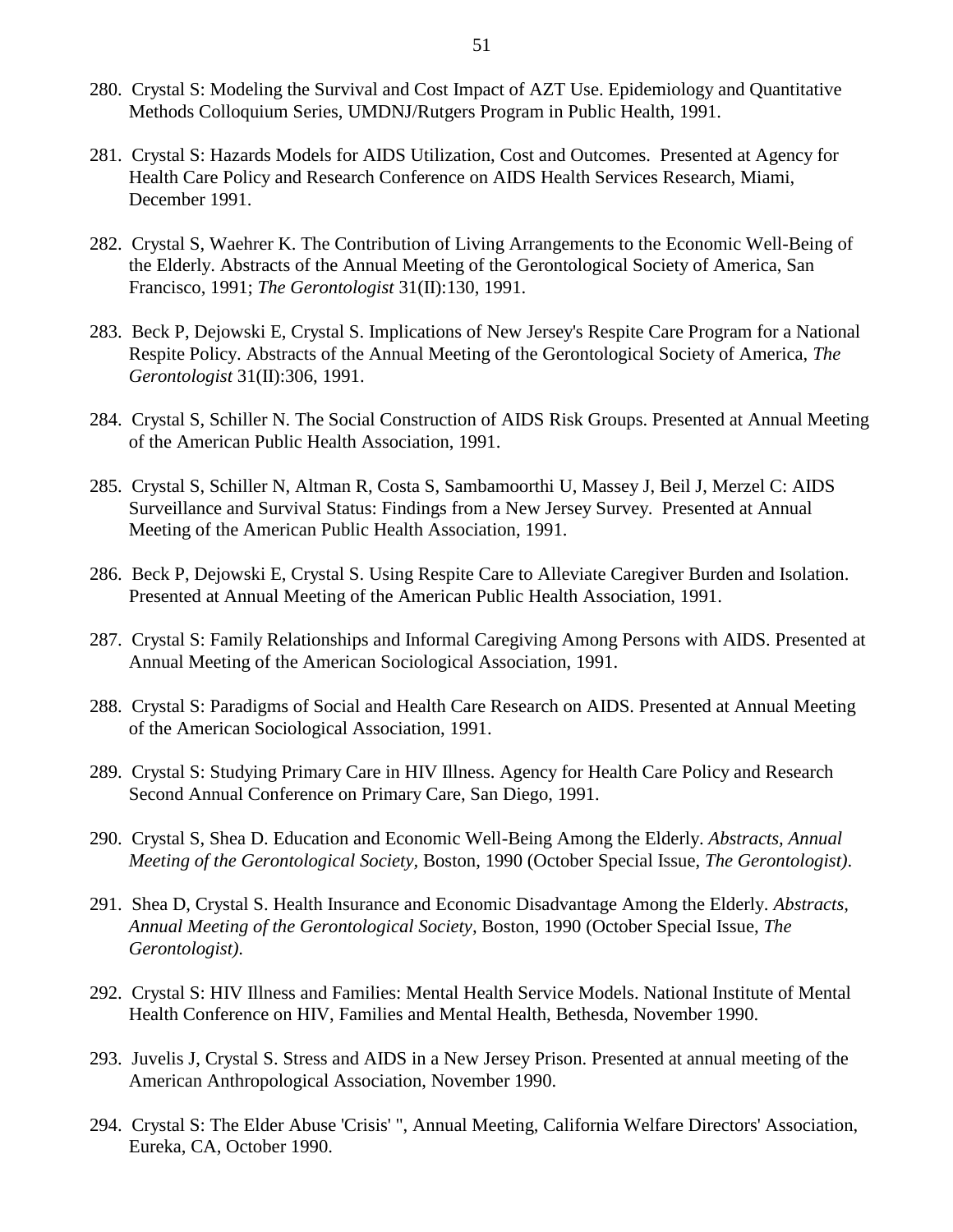280. Crystal S: Modeling the Survival and Cost Impact of AZT Use. Epidemiology and Quantitative Methods Colloquium Series, UMDNJ/Rutgers Program in Public Health, 1991.

281. Crystal S: Hazards Models for AIDS Utilization, Cost and Outcomes. Presented at Agency for Health Care Policy and Research Conference on AIDS Health Services Research, Miami, December 1991.

282. Crystal S, Waehrer K. The Contribution of Living Arrangements to the Economic Well-Being of the Elderly. Abstracts of the Annual Meeting of the Gerontological Society of America, San Francisco, 1991; *The Gerontologist* 31(II):130, 1991.

283. Beck P, Dejowski E, Crystal S. Implications of New Jersey's Respite Care Program for a National Respite Policy. Abstracts of the Annual Meeting of the Gerontological Society of America, *The Gerontologist* 31(II):306, 1991.

284. Crystal S, Schiller N. The Social Construction of AIDS Risk Groups. Presented at Annual Meeting of the American Public Health Association, 1991.

285. Crystal S, Schiller N, Altman R, Costa S, Sambamoorthi U, Massey J, Beil J, Merzel C: AIDS Surveillance and Survival Status: Findings from a New Jersey Survey. Presented at Annual Meeting of the American Public Health Association, 1991.

286. Beck P, Dejowski E, Crystal S. Using Respite Care to Alleviate Caregiver Burden and Isolation. Presented at Annual Meeting of the American Public Health Association, 1991.

287. Crystal S: Family Relationships and Informal Caregiving Among Persons with AIDS. Presented at Annual Meeting of the American Sociological Association, 1991.

288. Crystal S: Paradigms of Social and Health Care Research on AIDS. Presented at Annual Meeting of the American Sociological Association, 1991.

289. Crystal S: Studying Primary Care in HIV Illness. Agency for Health Care Policy and Research Second Annual Conference on Primary Care, San Diego, 1991.

290. Crystal S, Shea D. Education and Economic Well-Being Among the Elderly. *Abstracts, Annual Meeting of the Gerontological Society*, Boston, 1990 (October Special Issue, *The Gerontologist)*.

291. Shea D, Crystal S. Health Insurance and Economic Disadvantage Among the Elderly. *Abstracts, Annual Meeting of the Gerontological Society,* Boston, 1990 (October Special Issue, *The Gerontologist)*.

292. Crystal S: HIV Illness and Families: Mental Health Service Models. National Institute of Mental Health Conference on HIV, Families and Mental Health, Bethesda, November 1990.

293. Juvelis J, Crystal S. Stress and AIDS in a New Jersey Prison. Presented at annual meeting of the American Anthropological Association, November 1990.

294. Crystal S: The Elder Abuse 'Crisis' ", Annual Meeting, California Welfare Directors' Association, Eureka, CA, October 1990.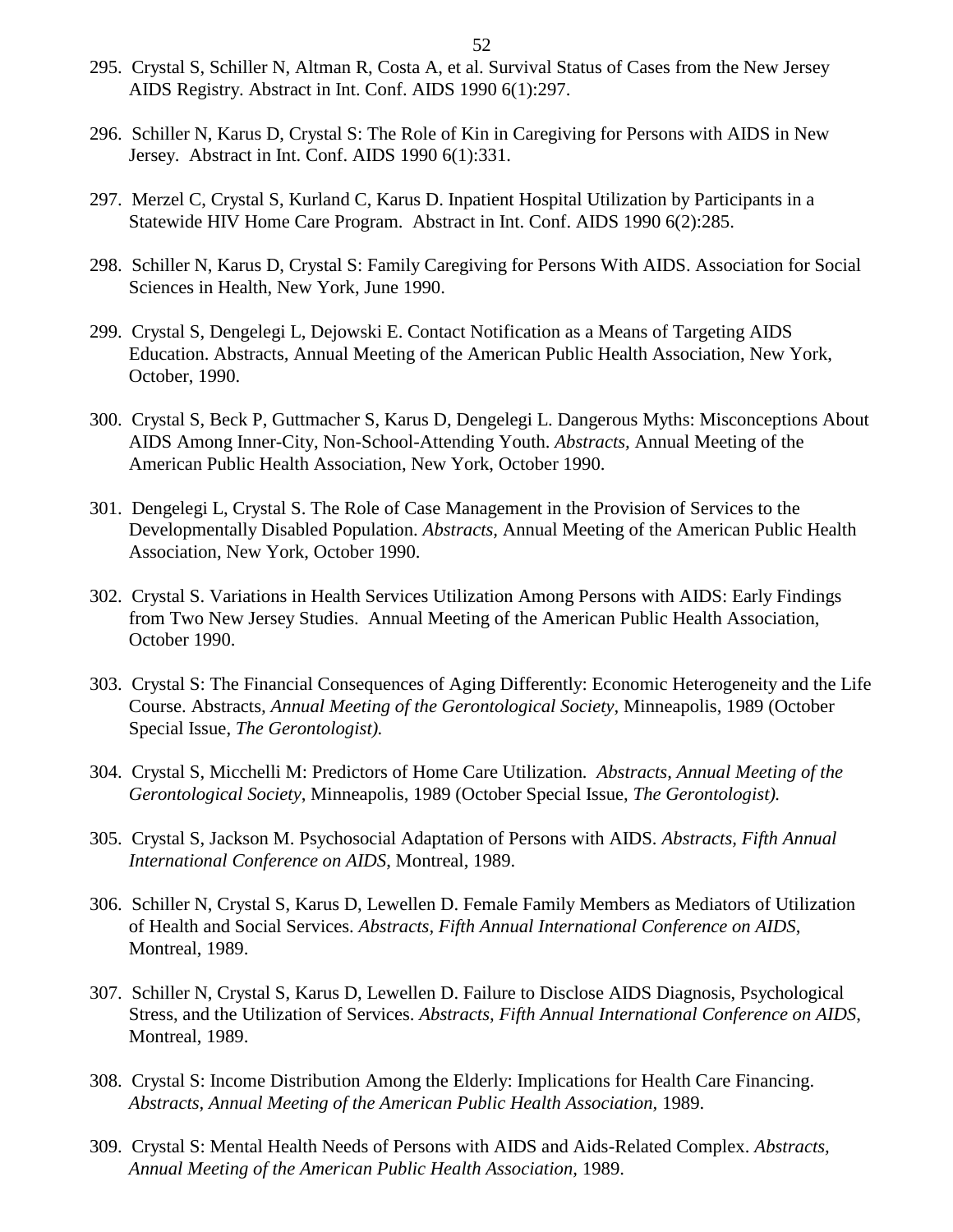295. Crystal S, Schiller N, Altman R, Costa A, et al. Survival Status of Cases from the New Jersey AIDS Registry. Abstract in Int. Conf. AIDS 1990 6(1):297.

296. Schiller N, Karus D, Crystal S: The Role of Kin in Caregiving for Persons with AIDS in New Jersey. Abstract in Int. Conf. AIDS 1990 6(1):331.

297. Merzel C, Crystal S, Kurland C, Karus D. Inpatient Hospital Utilization by Participants in a Statewide HIV Home Care Program. Abstract in Int. Conf. AIDS 1990 6(2):285.

298. Schiller N, Karus D, Crystal S: Family Caregiving for Persons With AIDS. Association for Social Sciences in Health, New York, June 1990.

299. Crystal S, Dengelegi L, Dejowski E. Contact Notification as a Means of Targeting AIDS Education. Abstracts, Annual Meeting of the American Public Health Association, New York, October, 1990.

300. Crystal S, Beck P, Guttmacher S, Karus D, Dengelegi L. Dangerous Myths: Misconceptions About AIDS Among Inner-City, Non-School-Attending Youth. *Abstracts,* Annual Meeting of the American Public Health Association, New York, October 1990.

301. Dengelegi L, Crystal S. The Role of Case Management in the Provision of Services to the Developmentally Disabled Population. *Abstracts,* Annual Meeting of the American Public Health Association, New York, October 1990.

302. Crystal S. Variations in Health Services Utilization Among Persons with AIDS: Early Findings from Two New Jersey Studies. Annual Meeting of the American Public Health Association, October 1990.

303. Crystal S: The Financial Consequences of Aging Differently: Economic Heterogeneity and the Life Course. Abstracts, *Annual Meeting of the Gerontological Society,* Minneapolis, 1989 (October Special Issue, *The Gerontologist).*

304. Crystal S, Micchelli M: Predictors of Home Care Utilization. *Abstracts, Annual Meeting of the Gerontological Society*, Minneapolis, 1989 (October Special Issue, *The Gerontologist).*

305. Crystal S, Jackson M. Psychosocial Adaptation of Persons with AIDS. *Abstracts, Fifth Annual International Conference on AIDS*, Montreal, 1989.

306. Schiller N, Crystal S, Karus D, Lewellen D. Female Family Members as Mediators of Utilization of Health and Social Services. *Abstracts, Fifth Annual International Conference on AIDS*, Montreal, 1989.

307. Schiller N, Crystal S, Karus D, Lewellen D. Failure to Disclose AIDS Diagnosis, Psychological Stress, and the Utilization of Services. *Abstracts, Fifth Annual International Conference on AIDS*, Montreal, 1989.

308. Crystal S: Income Distribution Among the Elderly: Implications for Health Care Financing. *Abstracts, Annual Meeting of the American Public Health Association,* 1989.

309. Crystal S: Mental Health Needs of Persons with AIDS and Aids-Related Complex. *Abstracts, Annual Meeting of the American Public Health Association,* 1989.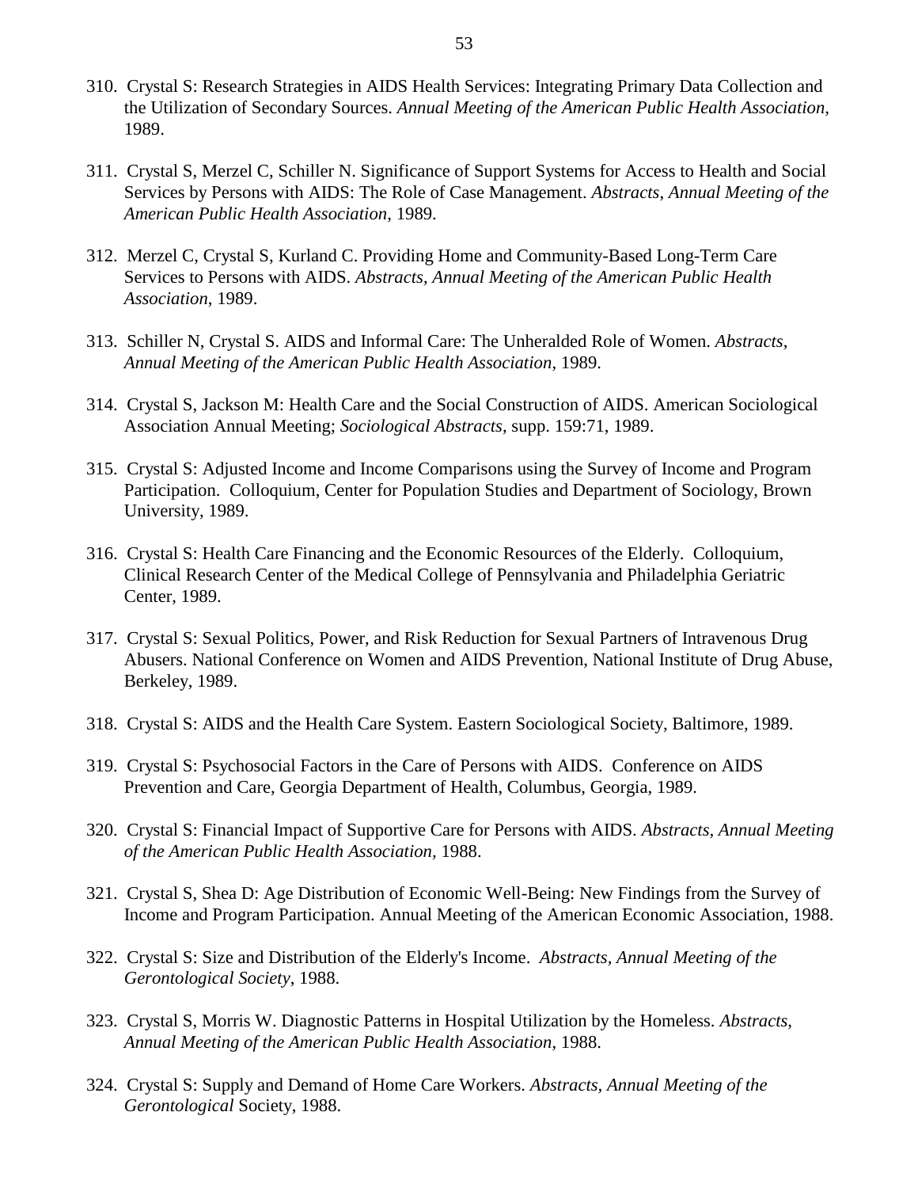310. Crystal S: Research Strategies in AIDS Health Services: Integrating Primary Data Collection and the Utilization of Secondary Sources. *Annual Meeting of the American Public Health Association,* 1989.

311. Crystal S, Merzel C, Schiller N. Significance of Support Systems for Access to Health and Social Services by Persons with AIDS: The Role of Case Management. *Abstracts*, *Annual Meeting of the American Public Health Association*, 1989.

312. Merzel C, Crystal S, Kurland C. Providing Home and Community-Based Long-Term Care Services to Persons with AIDS. *Abstracts*, *Annual Meeting of the American Public Health Association*, 1989.

313. Schiller N, Crystal S. AIDS and Informal Care: The Unheralded Role of Women. *Abstracts*, *Annual Meeting of the American Public Health Association*, 1989.

314. Crystal S, Jackson M: Health Care and the Social Construction of AIDS. American Sociological Association Annual Meeting; *Sociological Abstracts*, supp. 159:71, 1989.

315. Crystal S: Adjusted Income and Income Comparisons using the Survey of Income and Program Participation. Colloquium, Center for Population Studies and Department of Sociology, Brown University, 1989.

316. Crystal S: Health Care Financing and the Economic Resources of the Elderly. Colloquium, Clinical Research Center of the Medical College of Pennsylvania and Philadelphia Geriatric Center, 1989.

317. Crystal S: Sexual Politics, Power, and Risk Reduction for Sexual Partners of Intravenous Drug Abusers. National Conference on Women and AIDS Prevention, National Institute of Drug Abuse, Berkeley, 1989.

318. Crystal S: AIDS and the Health Care System. Eastern Sociological Society, Baltimore, 1989.

319. Crystal S: Psychosocial Factors in the Care of Persons with AIDS. Conference on AIDS Prevention and Care, Georgia Department of Health, Columbus, Georgia, 1989.

320. Crystal S: Financial Impact of Supportive Care for Persons with AIDS. *Abstracts, Annual Meeting of the American Public Health Association,* 1988.

321. Crystal S, Shea D: Age Distribution of Economic Well-Being: New Findings from the Survey of Income and Program Participation. Annual Meeting of the American Economic Association, 1988.

322. Crystal S: Size and Distribution of the Elderly's Income. *Abstracts, Annual Meeting of the Gerontological Society*, 1988.

323. Crystal S, Morris W. Diagnostic Patterns in Hospital Utilization by the Homeless. *Abstracts, Annual Meeting of the American Public Health Association*, 1988.

324. Crystal S: Supply and Demand of Home Care Workers. *Abstracts, Annual Meeting of the Gerontological* Society, 1988.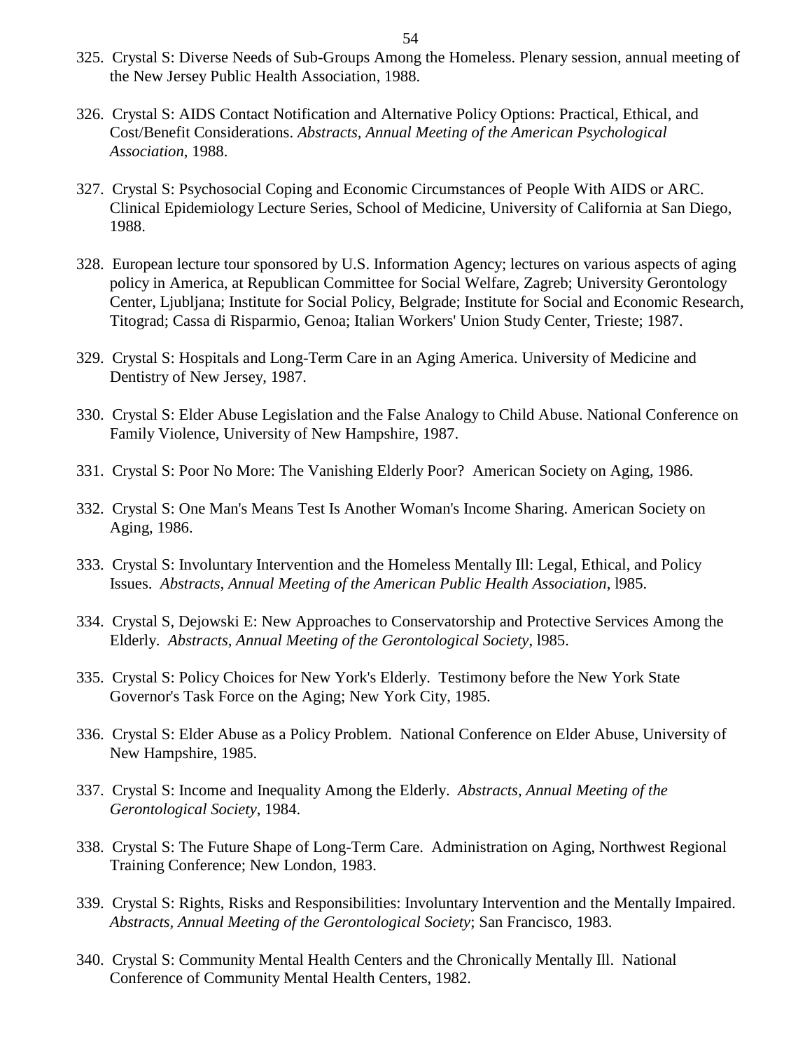325. Crystal S: Diverse Needs of Sub-Groups Among the Homeless. Plenary session, annual meeting of the New Jersey Public Health Association, 1988.

326. Crystal S: AIDS Contact Notification and Alternative Policy Options: Practical, Ethical, and Cost/Benefit Considerations. *Abstracts, Annual Meeting of the American Psychological Association*, 1988.

327. Crystal S: Psychosocial Coping and Economic Circumstances of People With AIDS or ARC. Clinical Epidemiology Lecture Series, School of Medicine, University of California at San Diego, 1988.

328. European lecture tour sponsored by U.S. Information Agency; lectures on various aspects of aging policy in America, at Republican Committee for Social Welfare, Zagreb; University Gerontology Center, Ljubljana; Institute for Social Policy, Belgrade; Institute for Social and Economic Research, Titograd; Cassa di Risparmio, Genoa; Italian Workers' Union Study Center, Trieste; 1987.

329. Crystal S: Hospitals and Long-Term Care in an Aging America. University of Medicine and Dentistry of New Jersey, 1987.

330. Crystal S: Elder Abuse Legislation and the False Analogy to Child Abuse. National Conference on Family Violence, University of New Hampshire, 1987.

331. Crystal S: Poor No More: The Vanishing Elderly Poor? American Society on Aging, 1986.

332. Crystal S: One Man's Means Test Is Another Woman's Income Sharing. American Society on Aging, 1986.

333. Crystal S: Involuntary Intervention and the Homeless Mentally Ill: Legal, Ethical, and Policy Issues. *Abstracts, Annual Meeting of the American Public Health Association*, l985.

334. Crystal S, Dejowski E: New Approaches to Conservatorship and Protective Services Among the Elderly. *Abstracts, Annual Meeting of the Gerontological Society*, l985.

335. Crystal S: Policy Choices for New York's Elderly. Testimony before the New York State Governor's Task Force on the Aging; New York City, 1985.

336. Crystal S: Elder Abuse as a Policy Problem. National Conference on Elder Abuse, University of New Hampshire, 1985.

337. Crystal S: Income and Inequality Among the Elderly. *Abstracts, Annual Meeting of the Gerontological Society*, 1984.

338. Crystal S: The Future Shape of Long-Term Care. Administration on Aging, Northwest Regional Training Conference; New London, 1983.

339. Crystal S: Rights, Risks and Responsibilities: Involuntary Intervention and the Mentally Impaired. *Abstracts, Annual Meeting of the Gerontological Society*; San Francisco, 1983.

340. Crystal S: Community Mental Health Centers and the Chronically Mentally Ill. National Conference of Community Mental Health Centers, 1982.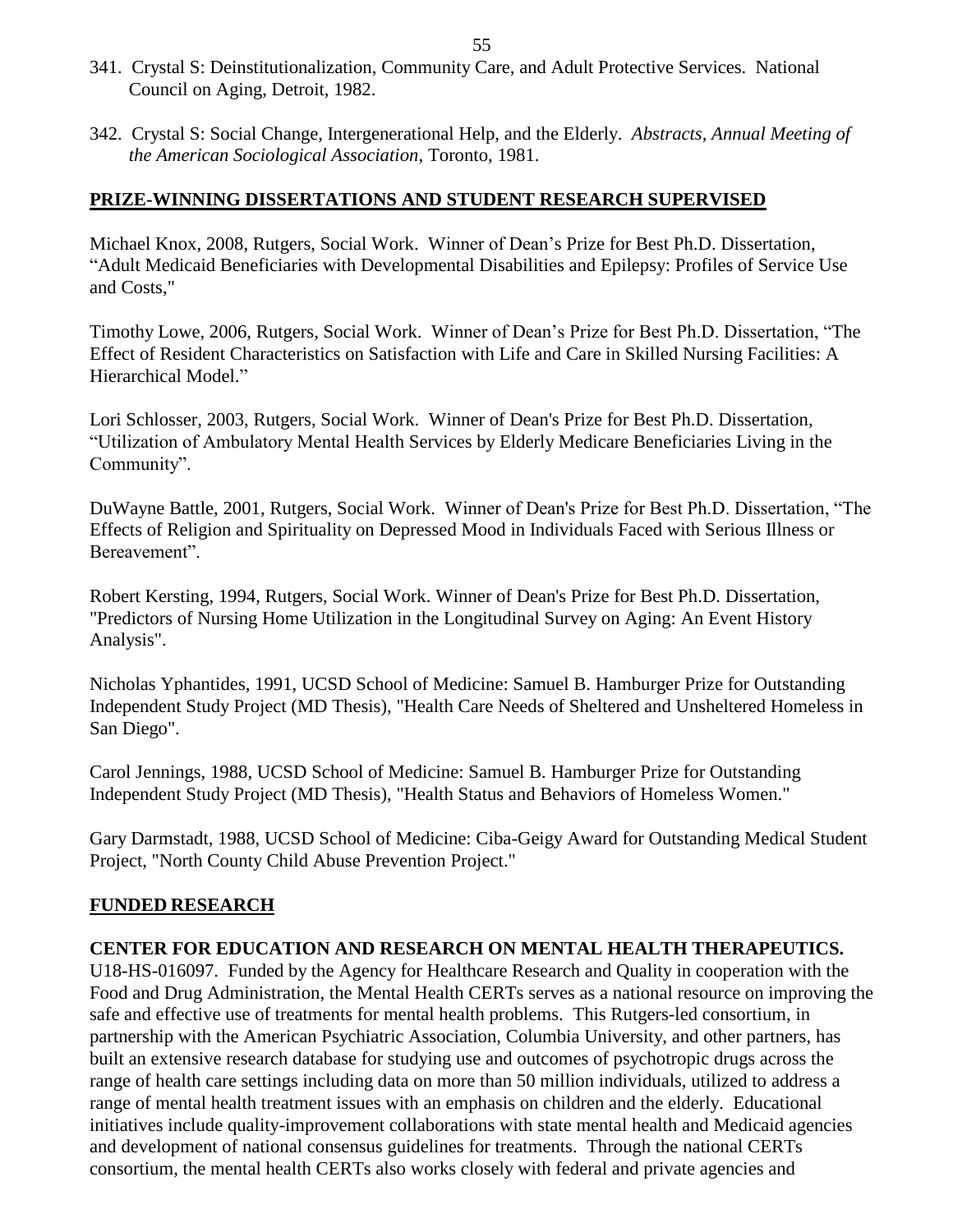341. Crystal S: Deinstitutionalization, Community Care, and Adult Protective Services. National Council on Aging, Detroit, 1982.

342. Crystal S: Social Change, Intergenerational Help, and the Elderly. *Abstracts, Annual Meeting of the American Sociological Association,* Toronto, 1981.

## PRIZE-WINNING DISSERTATIONS AND STUDENT RESEARCH SUPERVISED

Michael Knox, 2008, Rutgers, Social Work. Winner of Dean's Prize for Best Ph.D. Dissertation, "Adult Medicaid Beneficiaries with Developmental Disabilities and Epilepsy: Profiles of Service Use and Costs,"

Timothy Lowe, 2006, Rutgers, Social Work. Winner of Dean's Prize for Best Ph.D. Dissertation, "The Effect of Resident Characteristics on Satisfaction with Life and Care in Skilled Nursing Facilities: A Hierarchical Model."

Lori Schlosser, 2003, Rutgers, Social Work. Winner of Dean's Prize for Best Ph.D. Dissertation, "Utilization of Ambulatory Mental Health Services by Elderly Medicare Beneficiaries Living in the Community".

DuWayne Battle, 2001, Rutgers, Social Work. Winner of Dean's Prize for Best Ph.D. Dissertation, "The Effects of Religion and Spirituality on Depressed Mood in Individuals Faced with Serious Illness or Bereavement".

Robert Kersting, 1994, Rutgers, Social Work. Winner of Dean's Prize for Best Ph.D. Dissertation, "Predictors of Nursing Home Utilization in the Longitudinal Survey on Aging: An Event History Analysis".

Nicholas Yphantides, 1991, UCSD School of Medicine: Samuel B. Hamburger Prize for Outstanding Independent Study Project (MD Thesis), "Health Care Needs of Sheltered and Unsheltered Homeless in San Diego".

Carol Jennings, 1988, UCSD School of Medicine: Samuel B. Hamburger Prize for Outstanding Independent Study Project (MD Thesis), "Health Status and Behaviors of Homeless Women."

Gary Darmstadt, 1988, UCSD School of Medicine: Ciba-Geigy Award for Outstanding Medical Student Project, "North County Child Abuse Prevention Project."

## FUNDED RESEARCH

**CENTER FOR EDUCATION AND RESEARCH ON MENTAL HEALTH THERAPEUTICS.** U18-HS-016097. Funded by the Agency for Healthcare Research and Quality in cooperation with the Food and Drug Administration, the Mental Health CERTs serves as a national resource on improving the safe and effective use of treatments for mental health problems. This Rutgers-led consortium, in partnership with the American Psychiatric Association, Columbia University, and other partners, has built an extensive research database for studying use and outcomes of psychotropic drugs across the range of health care settings including data on more than 50 million individuals, utilized to address a range of mental health treatment issues with an emphasis on children and the elderly. Educational initiatives include quality-improvement collaborations with state mental health and Medicaid agencies and development of national consensus guidelines for treatments. Through the national CERTs consortium, the mental health CERTs also works closely with federal and private agencies and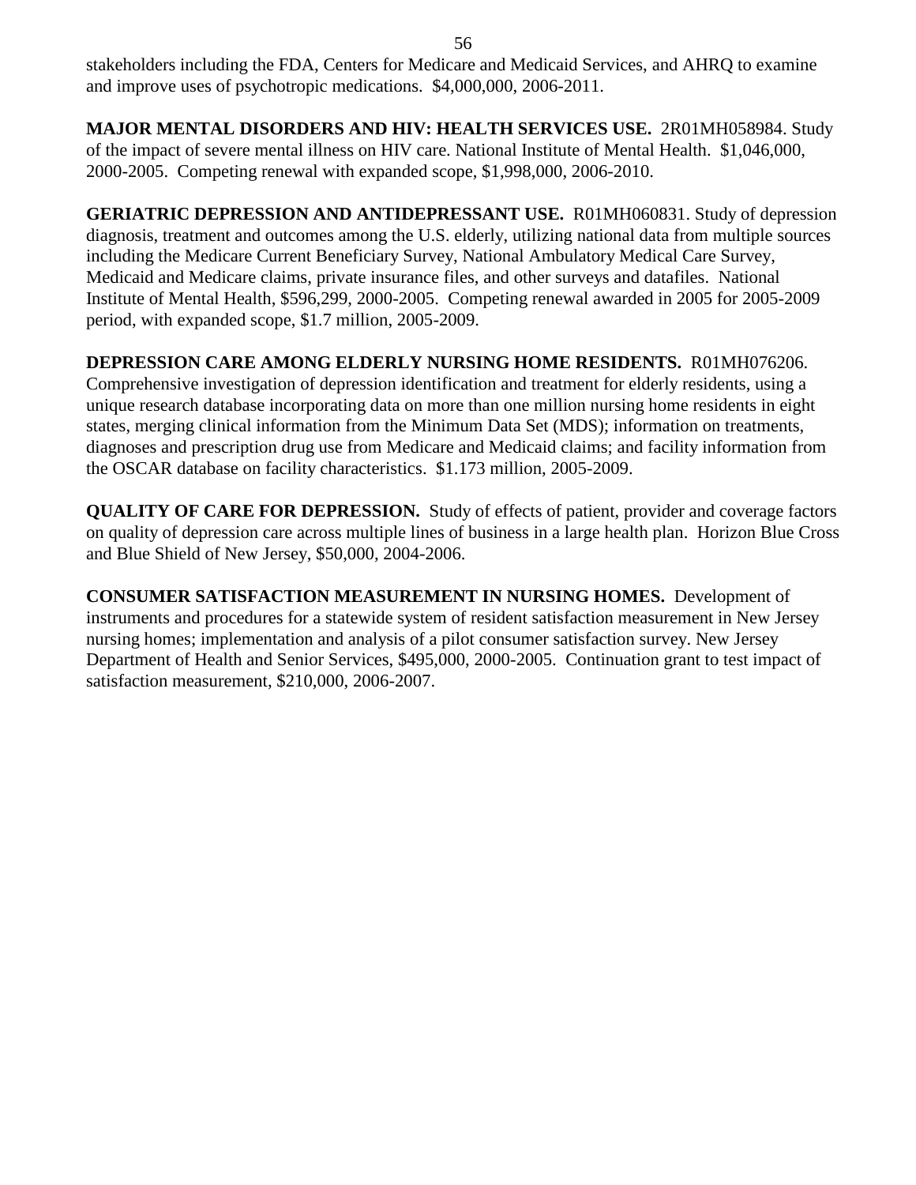stakeholders including the FDA, Centers for Medicare and Medicaid Services, and AHRQ to examine and improve uses of psychotropic medications.  $4,000,000, 2006-2011.

**MAJOR MENTAL DISORDERS AND HIV: HEALTH SERVICES USE.** 2R01MH058984. Study of the impact of severe mental illness on HIV care. National Institute of Mental Health.  $1,046,000, 2000-2005.  Competing renewal with expanded scope, $1,998,000, 2006-2010.

**GERIATRIC DEPRESSION AND ANTIDEPRESSANT USE.** R01MH060831. Study of depression diagnosis, treatment and outcomes among the U.S. elderly, utilizing national data from multiple sources including the Medicare Current Beneficiary Survey, National Ambulatory Medical Care Survey, Medicaid and Medicare claims, private insurance files, and other surveys and datafiles.  National Institute of Mental Health, $596,299, 2000-2005.  Competing renewal awarded in 2005 for 2005-2009 period, with expanded scope, $1.7 million, 2005-2009.

**DEPRESSION CARE AMONG ELDERLY NURSING HOME RESIDENTS.** R01MH076206. Comprehensive investigation of depression identification and treatment for elderly residents, using a unique research database incorporating data on more than one million nursing home residents in eight states, merging clinical information from the Minimum Data Set (MDS); information on treatments, diagnoses and prescription drug use from Medicare and Medicaid claims; and facility information from the OSCAR database on facility characteristics.  $1.173 million, 2005-2009.

**QUALITY OF CARE FOR DEPRESSION.** Study of effects of patient, provider and coverage factors on quality of depression care across multiple lines of business in a large health plan.  Horizon Blue Cross and Blue Shield of New Jersey, $50,000, 2004-2006.

**CONSUMER SATISFACTION MEASUREMENT IN NURSING HOMES.** Development of instruments and procedures for a statewide system of resident satisfaction measurement in New Jersey nursing homes; implementation and analysis of a pilot consumer satisfaction survey. New Jersey Department of Health and Senior Services, $495,000, 2000-2005.  Continuation grant to test impact of satisfaction measurement, $210,000, 2006-2007.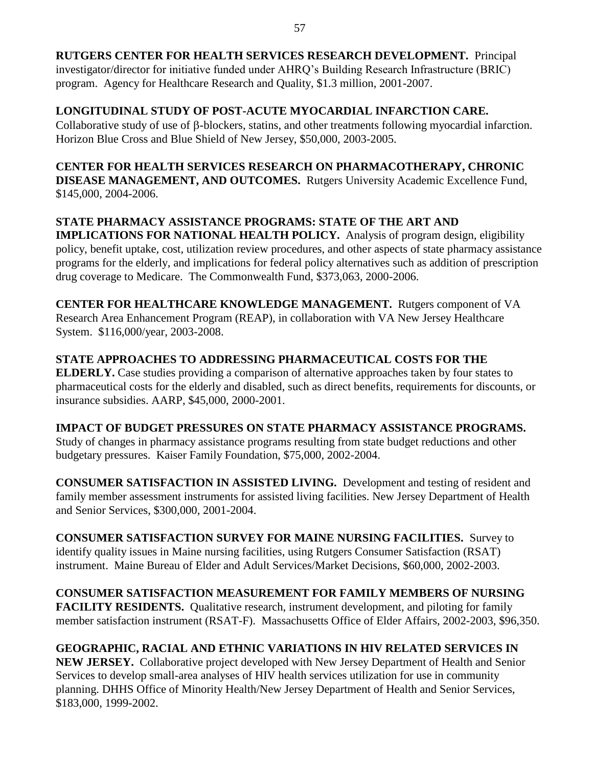**RUTGERS CENTER FOR HEALTH SERVICES RESEARCH DEVELOPMENT.** Principal investigator/director for initiative funded under AHRQ's Building Research Infrastructure (BRIC) program. Agency for Healthcare Research and Quality, $1.3 million, 2001-2007.

**LONGITUDINAL STUDY OF POST-ACUTE MYOCARDIAL INFARCTION CARE.** Collaborative study of use of β-blockers, statins, and other treatments following myocardial infarction. Horizon Blue Cross and Blue Shield of New Jersey, $50,000, 2003-2005.

**CENTER FOR HEALTH SERVICES RESEARCH ON PHARMACOTHERAPY, CHRONIC DISEASE MANAGEMENT, AND OUTCOMES.** Rutgers University Academic Excellence Fund, $145,000, 2004-2006.

**STATE PHARMACY ASSISTANCE PROGRAMS: STATE OF THE ART AND IMPLICATIONS FOR NATIONAL HEALTH POLICY.** Analysis of program design, eligibility policy, benefit uptake, cost, utilization review procedures, and other aspects of state pharmacy assistance programs for the elderly, and implications for federal policy alternatives such as addition of prescription drug coverage to Medicare. The Commonwealth Fund, $373,063, 2000-2006.

**CENTER FOR HEALTHCARE KNOWLEDGE MANAGEMENT.** Rutgers component of VA Research Area Enhancement Program (REAP), in collaboration with VA New Jersey Healthcare System. $116,000/year, 2003-2008.

**STATE APPROACHES TO ADDRESSING PHARMACEUTICAL COSTS FOR THE ELDERLY.** Case studies providing a comparison of alternative approaches taken by four states to pharmaceutical costs for the elderly and disabled, such as direct benefits, requirements for discounts, or insurance subsidies. AARP, $45,000, 2000-2001.

**IMPACT OF BUDGET PRESSURES ON STATE PHARMACY ASSISTANCE PROGRAMS.** Study of changes in pharmacy assistance programs resulting from state budget reductions and other budgetary pressures. Kaiser Family Foundation, $75,000, 2002-2004.

**CONSUMER SATISFACTION IN ASSISTED LIVING.** Development and testing of resident and family member assessment instruments for assisted living facilities. New Jersey Department of Health and Senior Services, $300,000, 2001-2004.

**CONSUMER SATISFACTION SURVEY FOR MAINE NURSING FACILITIES.** Survey to identify quality issues in Maine nursing facilities, using Rutgers Consumer Satisfaction (RSAT) instrument. Maine Bureau of Elder and Adult Services/Market Decisions, $60,000, 2002-2003.

**CONSUMER SATISFACTION MEASUREMENT FOR FAMILY MEMBERS OF NURSING FACILITY RESIDENTS.** Qualitative research, instrument development, and piloting for family member satisfaction instrument (RSAT-F). Massachusetts Office of Elder Affairs, 2002-2003, $96,350.

**GEOGRAPHIC, RACIAL AND ETHNIC VARIATIONS IN HIV RELATED SERVICES IN NEW JERSEY.** Collaborative project developed with New Jersey Department of Health and Senior Services to develop small-area analyses of HIV health services utilization for use in community planning. DHHS Office of Minority Health/New Jersey Department of Health and Senior Services, $183,000, 1999-2002.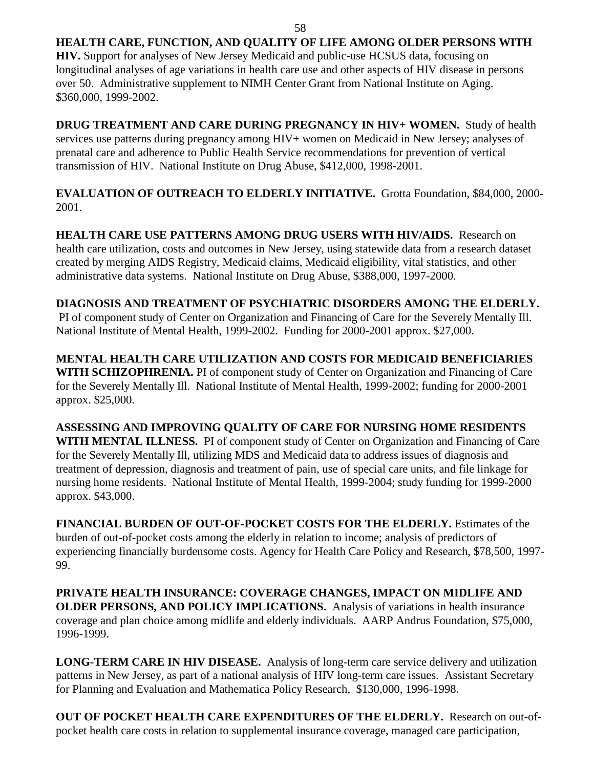**HEALTH CARE, FUNCTION, AND QUALITY OF LIFE AMONG OLDER PERSONS WITH HIV.** Support for analyses of New Jersey Medicaid and public-use HCSUS data, focusing on longitudinal analyses of age variations in health care use and other aspects of HIV disease in persons over 50. Administrative supplement to NIMH Center Grant from National Institute on Aging. $360,000, 1999-2002.

**DRUG TREATMENT AND CARE DURING PREGNANCY IN HIV+ WOMEN.** Study of health services use patterns during pregnancy among HIV+ women on Medicaid in New Jersey; analyses of prenatal care and adherence to Public Health Service recommendations for prevention of vertical transmission of HIV. National Institute on Drug Abuse, $412,000, 1998-2001.

**EVALUATION OF OUTREACH TO ELDERLY INITIATIVE.** Grotta Foundation, $84,000, 2000-2001.

**HEALTH CARE USE PATTERNS AMONG DRUG USERS WITH HIV/AIDS.** Research on health care utilization, costs and outcomes in New Jersey, using statewide data from a research dataset created by merging AIDS Registry, Medicaid claims, Medicaid eligibility, vital statistics, and other administrative data systems. National Institute on Drug Abuse, $388,000, 1997-2000.

**DIAGNOSIS AND TREATMENT OF PSYCHIATRIC DISORDERS AMONG THE ELDERLY.** PI of component study of Center on Organization and Financing of Care for the Severely Mentally Ill. National Institute of Mental Health, 1999-2002. Funding for 2000-2001 approx. $27,000.

**MENTAL HEALTH CARE UTILIZATION AND COSTS FOR MEDICAID BENEFICIARIES WITH SCHIZOPHRENIA.** PI of component study of Center on Organization and Financing of Care for the Severely Mentally Ill. National Institute of Mental Health, 1999-2002; funding for 2000-2001 approx. $25,000.

**ASSESSING AND IMPROVING QUALITY OF CARE FOR NURSING HOME RESIDENTS WITH MENTAL ILLNESS.** PI of component study of Center on Organization and Financing of Care for the Severely Mentally Ill, utilizing MDS and Medicaid data to address issues of diagnosis and treatment of depression, diagnosis and treatment of pain, use of special care units, and file linkage for nursing home residents. National Institute of Mental Health, 1999-2004; study funding for 1999-2000 approx. $43,000.

**FINANCIAL BURDEN OF OUT-OF-POCKET COSTS FOR THE ELDERLY.** Estimates of the burden of out-of-pocket costs among the elderly in relation to income; analysis of predictors of experiencing financially burdensome costs. Agency for Health Care Policy and Research, $78,500, 1997-99.

**PRIVATE HEALTH INSURANCE: COVERAGE CHANGES, IMPACT ON MIDLIFE AND OLDER PERSONS, AND POLICY IMPLICATIONS.** Analysis of variations in health insurance coverage and plan choice among midlife and elderly individuals. AARP Andrus Foundation, $75,000, 1996-1999.

**LONG-TERM CARE IN HIV DISEASE.** Analysis of long-term care service delivery and utilization patterns in New Jersey, as part of a national analysis of HIV long-term care issues. Assistant Secretary for Planning and Evaluation and Mathematica Policy Research, $130,000, 1996-1998.

**OUT OF POCKET HEALTH CARE EXPENDITURES OF THE ELDERLY.** Research on out-of-pocket health care costs in relation to supplemental insurance coverage, managed care participation,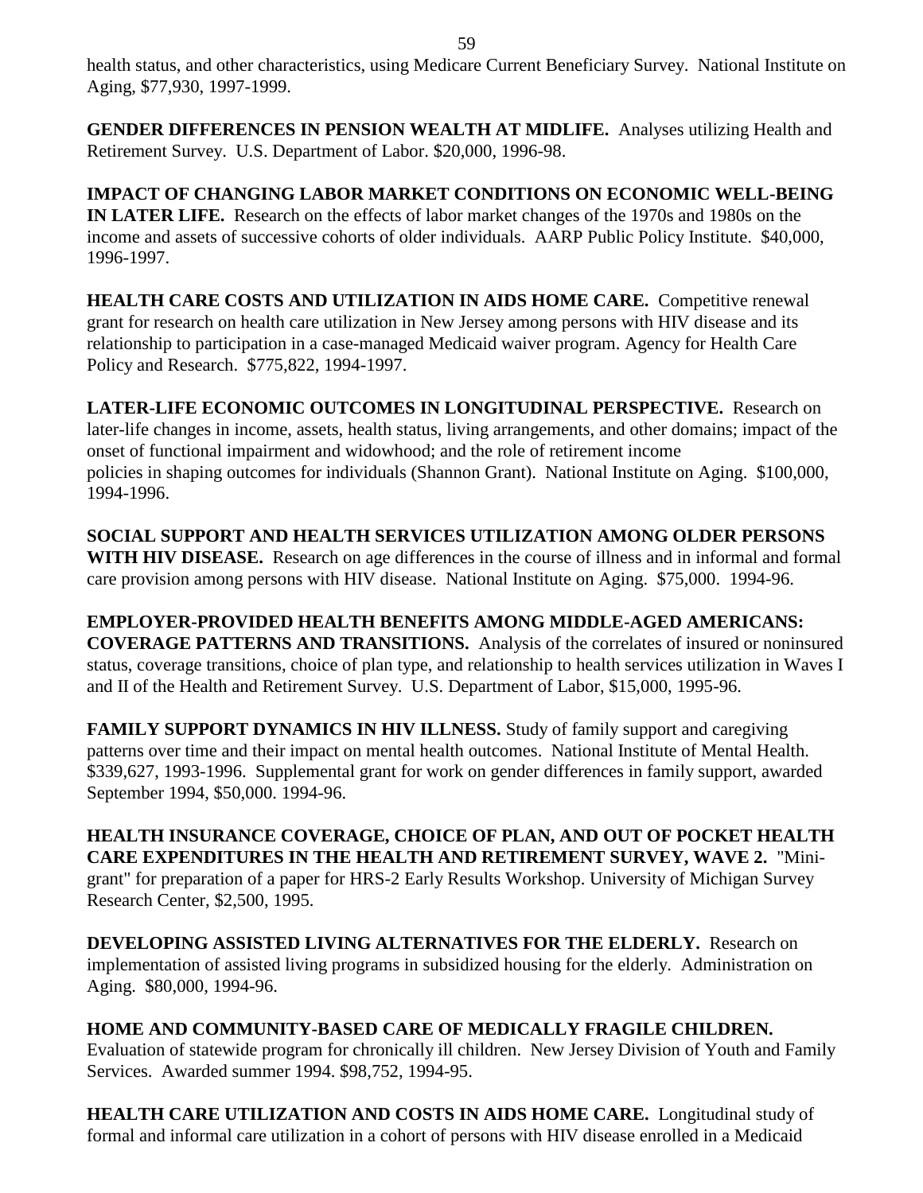health status, and other characteristics, using Medicare Current Beneficiary Survey. National Institute on Aging, $77,930, 1997-1999.

**GENDER DIFFERENCES IN PENSION WEALTH AT MIDLIFE.** Analyses utilizing Health and Retirement Survey. U.S. Department of Labor. $20,000, 1996-98.

**IMPACT OF CHANGING LABOR MARKET CONDITIONS ON ECONOMIC WELL-BEING IN LATER LIFE.** Research on the effects of labor market changes of the 1970s and 1980s on the income and assets of successive cohorts of older individuals. AARP Public Policy Institute. $40,000, 1996-1997.

**HEALTH CARE COSTS AND UTILIZATION IN AIDS HOME CARE.** Competitive renewal grant for research on health care utilization in New Jersey among persons with HIV disease and its relationship to participation in a case-managed Medicaid waiver program. Agency for Health Care Policy and Research. $775,822, 1994-1997.

**LATER-LIFE ECONOMIC OUTCOMES IN LONGITUDINAL PERSPECTIVE.** Research on later-life changes in income, assets, health status, living arrangements, and other domains; impact of the onset of functional impairment and widowhood; and the role of retirement income policies in shaping outcomes for individuals (Shannon Grant). National Institute on Aging. $100,000, 1994-1996.

**SOCIAL SUPPORT AND HEALTH SERVICES UTILIZATION AMONG OLDER PERSONS WITH HIV DISEASE.** Research on age differences in the course of illness and in informal and formal care provision among persons with HIV disease. National Institute on Aging. $75,000. 1994-96.

**EMPLOYER-PROVIDED HEALTH BENEFITS AMONG MIDDLE-AGED AMERICANS: COVERAGE PATTERNS AND TRANSITIONS.** Analysis of the correlates of insured or noninsured status, coverage transitions, choice of plan type, and relationship to health services utilization in Waves I and II of the Health and Retirement Survey. U.S. Department of Labor, $15,000, 1995-96.

**FAMILY SUPPORT DYNAMICS IN HIV ILLNESS.** Study of family support and caregiving patterns over time and their impact on mental health outcomes. National Institute of Mental Health. $339,627, 1993-1996. Supplemental grant for work on gender differences in family support, awarded September 1994, $50,000. 1994-96.

**HEALTH INSURANCE COVERAGE, CHOICE OF PLAN, AND OUT OF POCKET HEALTH CARE EXPENDITURES IN THE HEALTH AND RETIREMENT SURVEY, WAVE 2.** "Mini-grant" for preparation of a paper for HRS-2 Early Results Workshop. University of Michigan Survey Research Center, $2,500, 1995.

**DEVELOPING ASSISTED LIVING ALTERNATIVES FOR THE ELDERLY.** Research on implementation of assisted living programs in subsidized housing for the elderly. Administration on Aging. $80,000, 1994-96.

**HOME AND COMMUNITY-BASED CARE OF MEDICALLY FRAGILE CHILDREN.** Evaluation of statewide program for chronically ill children. New Jersey Division of Youth and Family Services. Awarded summer 1994. $98,752, 1994-95.

**HEALTH CARE UTILIZATION AND COSTS IN AIDS HOME CARE.** Longitudinal study of formal and informal care utilization in a cohort of persons with HIV disease enrolled in a Medicaid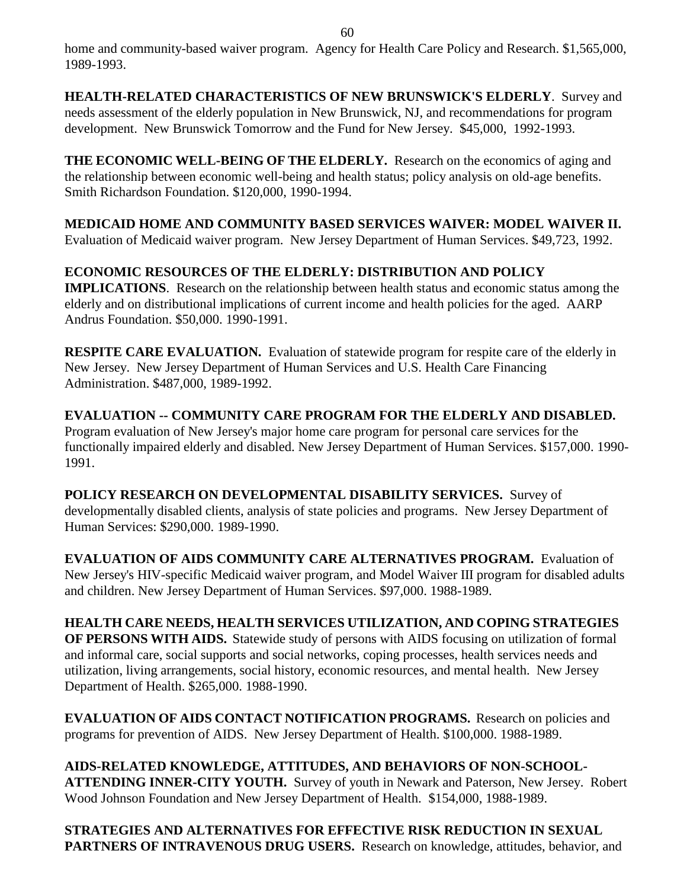home and community-based waiver program. Agency for Health Care Policy and Research. $1,565,000, 1989-1993.

**HEALTH-RELATED CHARACTERISTICS OF NEW BRUNSWICK'S ELDERLY**. Survey and needs assessment of the elderly population in New Brunswick, NJ, and recommendations for program development. New Brunswick Tomorrow and the Fund for New Jersey. $45,000, 1992-1993.

**THE ECONOMIC WELL-BEING OF THE ELDERLY.** Research on the economics of aging and the relationship between economic well-being and health status; policy analysis on old-age benefits. Smith Richardson Foundation. $120,000, 1990-1994.

**MEDICAID HOME AND COMMUNITY BASED SERVICES WAIVER: MODEL WAIVER II.** Evaluation of Medicaid waiver program. New Jersey Department of Human Services. $49,723, 1992.

**ECONOMIC RESOURCES OF THE ELDERLY: DISTRIBUTION AND POLICY IMPLICATIONS**. Research on the relationship between health status and economic status among the elderly and on distributional implications of current income and health policies for the aged. AARP Andrus Foundation. $50,000. 1990-1991.

**RESPITE CARE EVALUATION.** Evaluation of statewide program for respite care of the elderly in New Jersey. New Jersey Department of Human Services and U.S. Health Care Financing Administration. $487,000, 1989-1992.

**EVALUATION -- COMMUNITY CARE PROGRAM FOR THE ELDERLY AND DISABLED.** Program evaluation of New Jersey's major home care program for personal care services for the functionally impaired elderly and disabled. New Jersey Department of Human Services. $157,000. 1990-1991.

**POLICY RESEARCH ON DEVELOPMENTAL DISABILITY SERVICES.** Survey of developmentally disabled clients, analysis of state policies and programs. New Jersey Department of Human Services: $290,000. 1989-1990.

**EVALUATION OF AIDS COMMUNITY CARE ALTERNATIVES PROGRAM.** Evaluation of New Jersey's HIV-specific Medicaid waiver program, and Model Waiver III program for disabled adults and children. New Jersey Department of Human Services. $97,000. 1988-1989.

**HEALTH CARE NEEDS, HEALTH SERVICES UTILIZATION, AND COPING STRATEGIES OF PERSONS WITH AIDS.** Statewide study of persons with AIDS focusing on utilization of formal and informal care, social supports and social networks, coping processes, health services needs and utilization, living arrangements, social history, economic resources, and mental health. New Jersey Department of Health. $265,000. 1988-1990.

**EVALUATION OF AIDS CONTACT NOTIFICATION PROGRAMS.** Research on policies and programs for prevention of AIDS. New Jersey Department of Health. $100,000. 1988-1989.

**AIDS-RELATED KNOWLEDGE, ATTITUDES, AND BEHAVIORS OF NON-SCHOOL-ATTENDING INNER-CITY YOUTH.** Survey of youth in Newark and Paterson, New Jersey. Robert Wood Johnson Foundation and New Jersey Department of Health. $154,000, 1988-1989.

**STRATEGIES AND ALTERNATIVES FOR EFFECTIVE RISK REDUCTION IN SEXUAL PARTNERS OF INTRAVENOUS DRUG USERS.** Research on knowledge, attitudes, behavior, and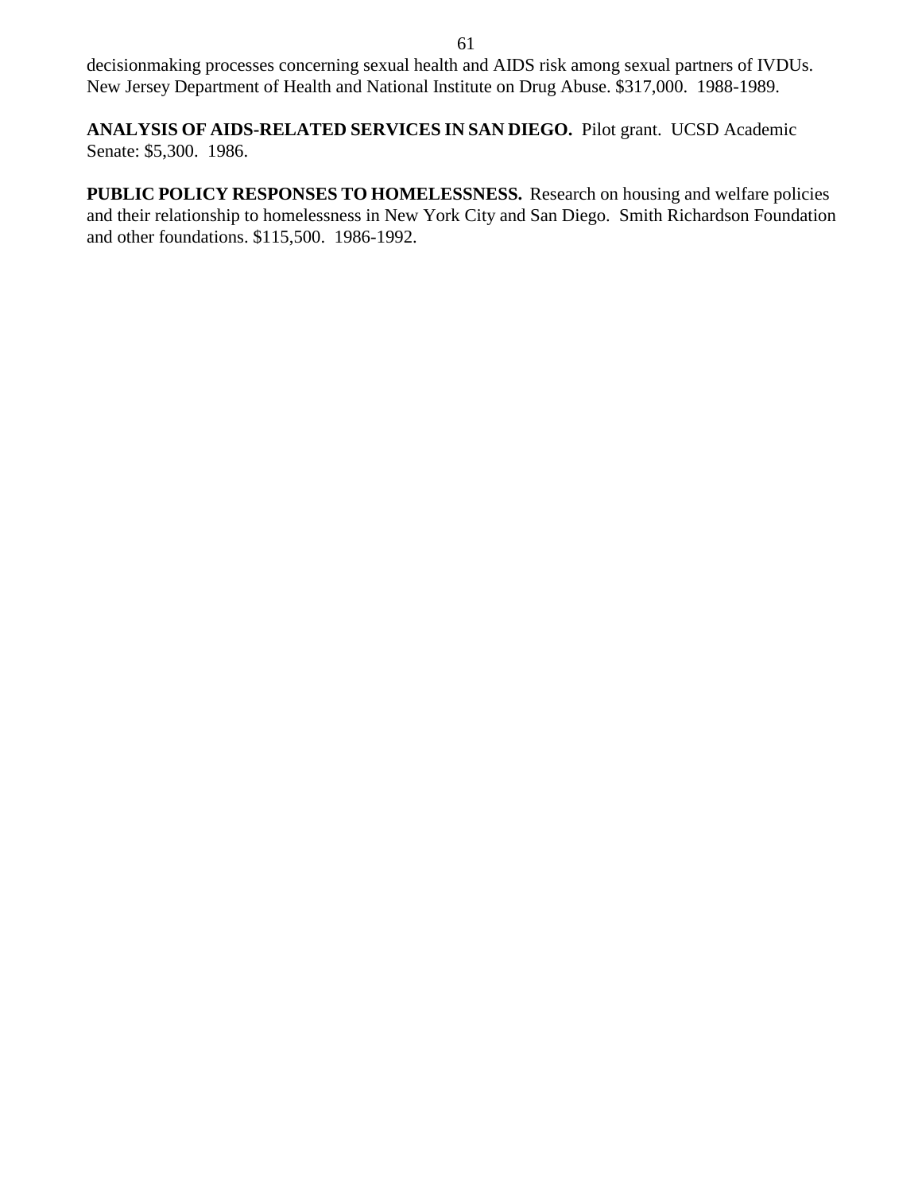decisionmaking processes concerning sexual health and AIDS risk among sexual partners of IVDUs. New Jersey Department of Health and National Institute on Drug Abuse. $317,000.  1988-1989.

**ANALYSIS OF AIDS-RELATED SERVICES IN SAN DIEGO.** Pilot grant.  UCSD Academic Senate: $5,300.  1986.

**PUBLIC POLICY RESPONSES TO HOMELESSNESS.** Research on housing and welfare policies and their relationship to homelessness in New York City and San Diego.  Smith Richardson Foundation and other foundations. $115,500.  1986-1992.